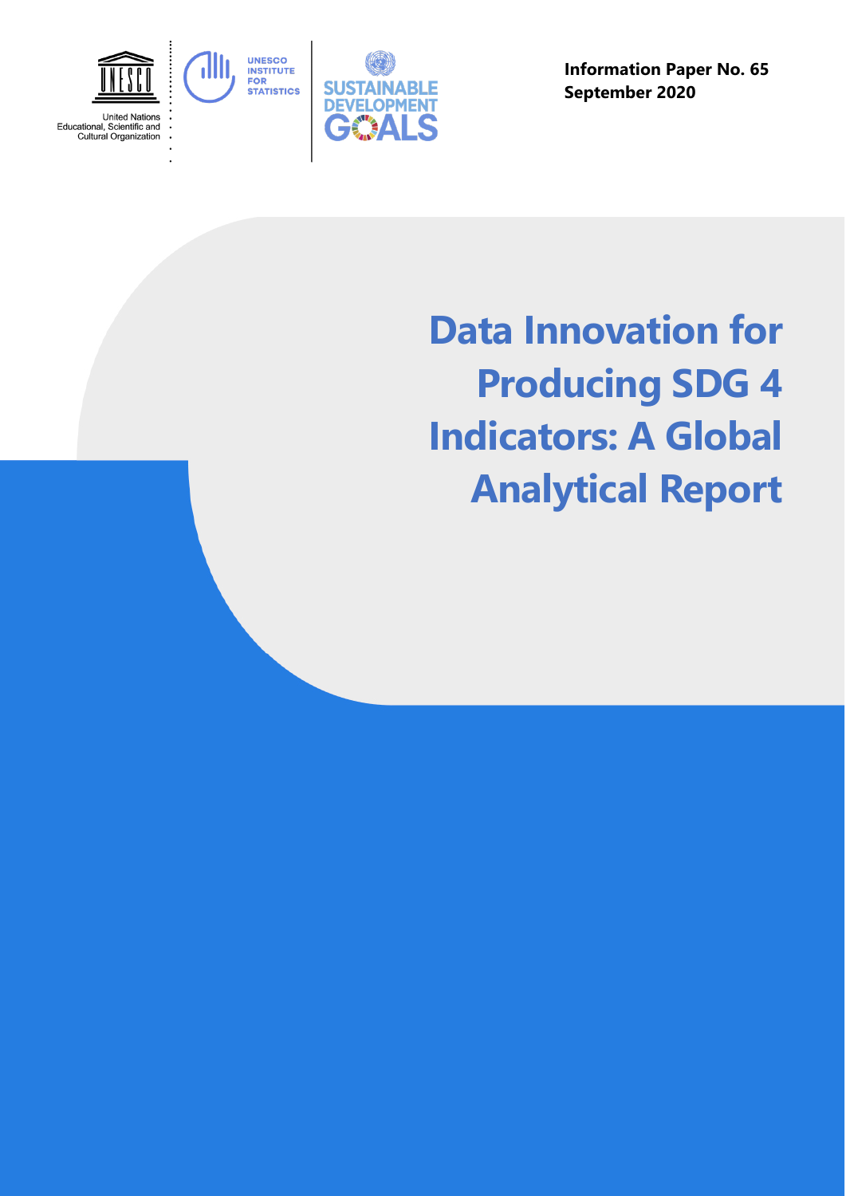United Nations
Educational, Scientific and
Cultural Organization

UNESCO INSTITUTE FOR STATISTICS

SUSTAINABLE DEVELOPMENT GOALS

**Information Paper No. 65**
**September 2020**

# Data Innovation for Producing SDG 4 Indicators: A Global Analytical Report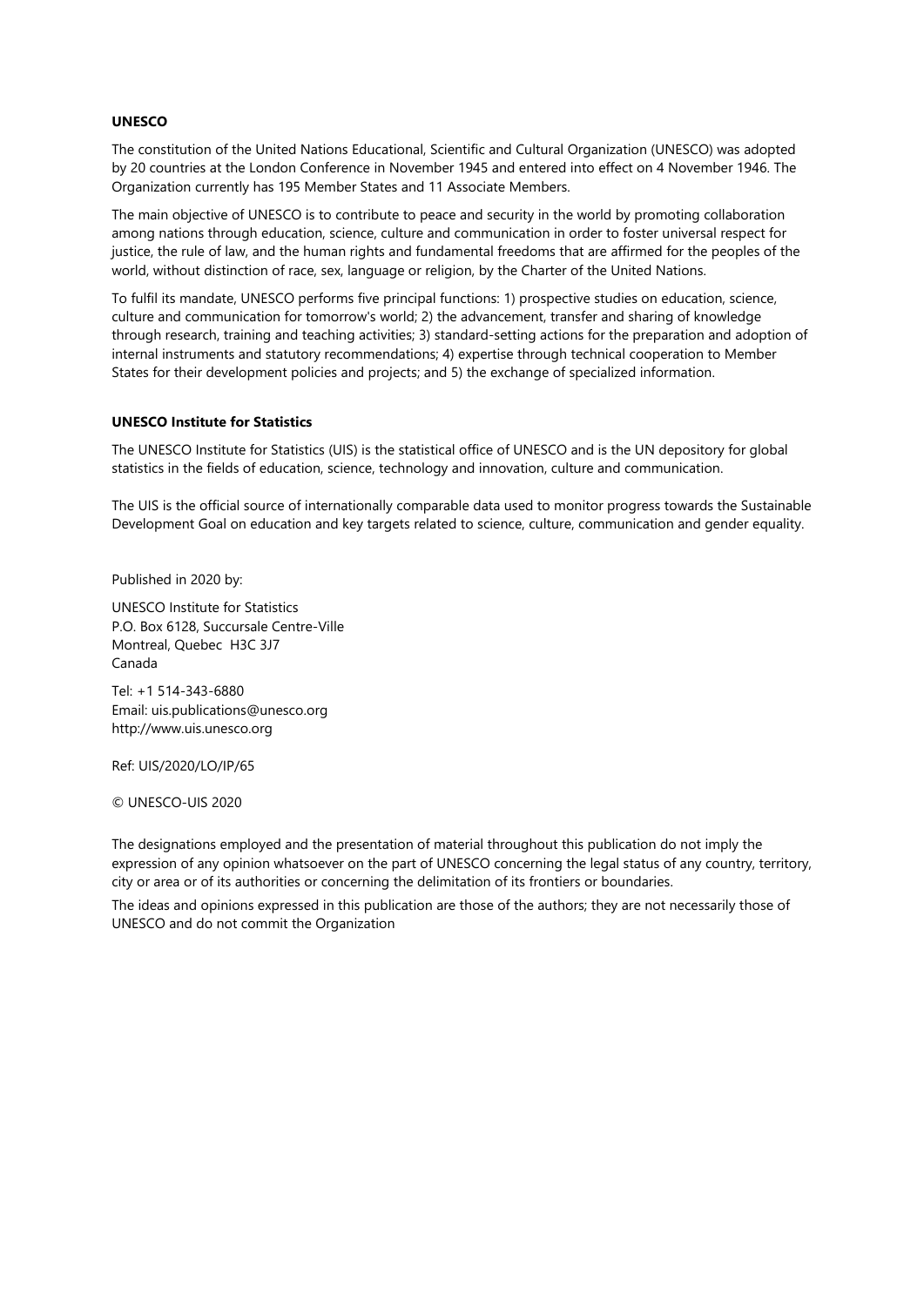**UNESCO**

The constitution of the United Nations Educational, Scientific and Cultural Organization (UNESCO) was adopted by 20 countries at the London Conference in November 1945 and entered into effect on 4 November 1946. The Organization currently has 195 Member States and 11 Associate Members.

The main objective of UNESCO is to contribute to peace and security in the world by promoting collaboration among nations through education, science, culture and communication in order to foster universal respect for justice, the rule of law, and the human rights and fundamental freedoms that are affirmed for the peoples of the world, without distinction of race, sex, language or religion, by the Charter of the United Nations.

To fulfil its mandate, UNESCO performs five principal functions: 1) prospective studies on education, science, culture and communication for tomorrow's world; 2) the advancement, transfer and sharing of knowledge through research, training and teaching activities; 3) standard-setting actions for the preparation and adoption of internal instruments and statutory recommendations; 4) expertise through technical cooperation to Member States for their development policies and projects; and 5) the exchange of specialized information.

**UNESCO Institute for Statistics**

The UNESCO Institute for Statistics (UIS) is the statistical office of UNESCO and is the UN depository for global statistics in the fields of education, science, technology and innovation, culture and communication.

The UIS is the official source of internationally comparable data used to monitor progress towards the Sustainable Development Goal on education and key targets related to science, culture, communication and gender equality.

Published in 2020 by:

UNESCO Institute for Statistics
P.O. Box 6128, Succursale Centre-Ville
Montreal, Quebec H3C 3J7
Canada

Tel: +1 514-343-6880
Email: uis.publications@unesco.org
http://www.uis.unesco.org

Ref: UIS/2020/LO/IP/65

© UNESCO-UIS 2020

The designations employed and the presentation of material throughout this publication do not imply the expression of any opinion whatsoever on the part of UNESCO concerning the legal status of any country, territory, city or area or of its authorities or concerning the delimitation of its frontiers or boundaries.

The ideas and opinions expressed in this publication are those of the authors; they are not necessarily those of UNESCO and do not commit the Organization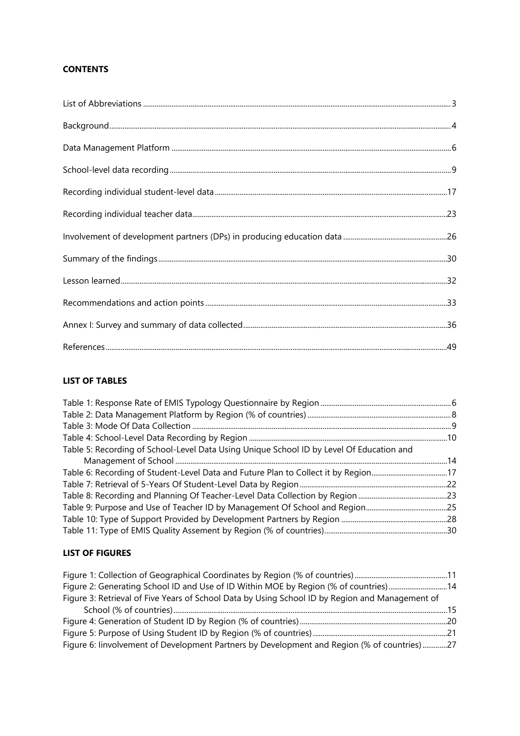**CONTENTS**

List of Abbreviations ... 3

Background ... 4

Data Management Platform ... 6

School-level data recording ... 9

Recording individual student-level data ... 17

Recording individual teacher data ... 23

Involvement of development partners (DPs) in producing education data ... 26

Summary of the findings ... 30

Lesson learned ... 32

Recommendations and action points ... 33

Annex I: Survey and summary of data collected ... 36

References ... 49

**LIST OF TABLES**

Table 1: Response Rate of EMIS Typology Questionnaire by Region ... 6
Table 2: Data Management Platform by Region (% of countries) ... 8
Table 3: Mode Of Data Collection ... 9
Table 4: School-Level Data Recording by Region ... 10
Table 5: Recording of School-Level Data Using Unique School ID by Level Of Education and Management of School ... 14
Table 6: Recording of Student-Level Data and Future Plan to Collect it by Region ... 17
Table 7: Retrieval of 5-Years Of Student-Level Data by Region ... 22
Table 8: Recording and Planning Of Teacher-Level Data Collection by Region ... 23
Table 9: Purpose and Use of Teacher ID by Management Of School and Region ... 25
Table 10: Type of Support Provided by Development Partners by Region ... 28
Table 11: Type of EMIS Quality Assement by Region (% of countries) ... 30

**LIST OF FIGURES**

Figure 1: Collection of Geographical Coordinates by Region (% of countries) ... 11
Figure 2: Generating School ID and Use of ID Within MOE by Region (% of countries) ... 14
Figure 3: Retrieval of Five Years of School Data by Using School ID by Region and Management of School (% of countries) ... 15
Figure 4: Generation of Student ID by Region (% of countries) ... 20
Figure 5: Purpose of Using Student ID by Region (% of countries) ... 21
Figure 6: Iinvolvement of Development Partners by Development and Region (% of countries) ... 27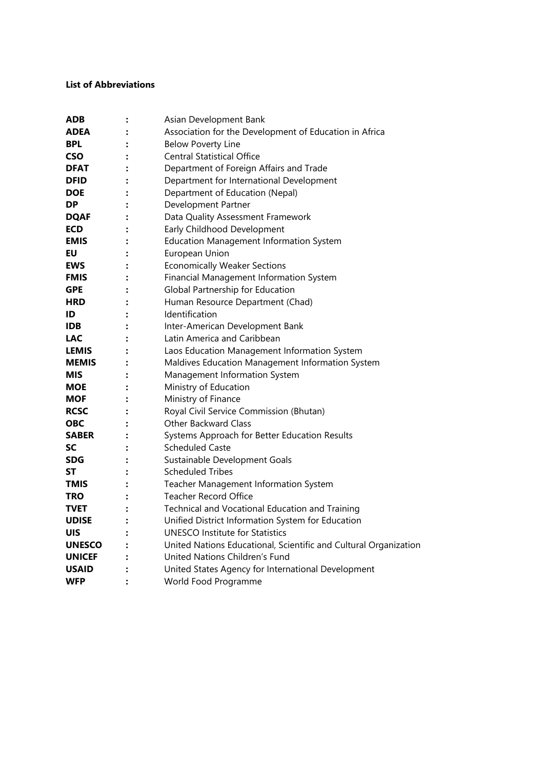**List of Abbreviations**

| | | |
|---|---|---|
| **ADB** | : | Asian Development Bank |
| **ADEA** | : | Association for the Development of Education in Africa |
| **BPL** | : | Below Poverty Line |
| **CSO** | : | Central Statistical Office |
| **DFAT** | : | Department of Foreign Affairs and Trade |
| **DFID** | : | Department for International Development |
| **DOE** | : | Department of Education (Nepal) |
| **DP** | : | Development Partner |
| **DQAF** | : | Data Quality Assessment Framework |
| **ECD** | : | Early Childhood Development |
| **EMIS** | : | Education Management Information System |
| **EU** | : | European Union |
| **EWS** | : | Economically Weaker Sections |
| **FMIS** | : | Financial Management Information System |
| **GPE** | : | Global Partnership for Education |
| **HRD** | : | Human Resource Department (Chad) |
| **ID** | : | Identification |
| **IDB** | : | Inter-American Development Bank |
| **LAC** | : | Latin America and Caribbean |
| **LEMIS** | : | Laos Education Management Information System |
| **MEMIS** | : | Maldives Education Management Information System |
| **MIS** | : | Management Information System |
| **MOE** | : | Ministry of Education |
| **MOF** | : | Ministry of Finance |
| **RCSC** | : | Royal Civil Service Commission (Bhutan) |
| **OBC** | : | Other Backward Class |
| **SABER** | : | Systems Approach for Better Education Results |
| **SC** | : | Scheduled Caste |
| **SDG** | : | Sustainable Development Goals |
| **ST** | : | Scheduled Tribes |
| **TMIS** | : | Teacher Management Information System |
| **TRO** | : | Teacher Record Office |
| **TVET** | : | Technical and Vocational Education and Training |
| **UDISE** | : | Unified District Information System for Education |
| **UIS** | : | UNESCO Institute for Statistics |
| **UNESCO** | : | United Nations Educational, Scientific and Cultural Organization |
| **UNICEF** | : | United Nations Children's Fund |
| **USAID** | : | United States Agency for International Development |
| **WFP** | : | World Food Programme |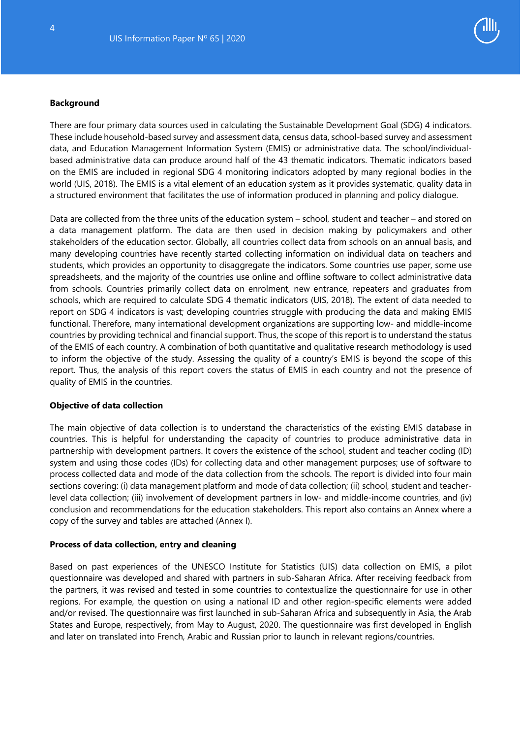**Background**

There are four primary data sources used in calculating the Sustainable Development Goal (SDG) 4 indicators. These include household-based survey and assessment data, census data, school-based survey and assessment data, and Education Management Information System (EMIS) or administrative data. The school/individual-based administrative data can produce around half of the 43 thematic indicators. Thematic indicators based on the EMIS are included in regional SDG 4 monitoring indicators adopted by many regional bodies in the world (UIS, 2018). The EMIS is a vital element of an education system as it provides systematic, quality data in a structured environment that facilitates the use of information produced in planning and policy dialogue.

Data are collected from the three units of the education system – school, student and teacher – and stored on a data management platform. The data are then used in decision making by policymakers and other stakeholders of the education sector. Globally, all countries collect data from schools on an annual basis, and many developing countries have recently started collecting information on individual data on teachers and students, which provides an opportunity to disaggregate the indicators. Some countries use paper, some use spreadsheets, and the majority of the countries use online and offline software to collect administrative data from schools. Countries primarily collect data on enrolment, new entrance, repeaters and graduates from schools, which are required to calculate SDG 4 thematic indicators (UIS, 2018). The extent of data needed to report on SDG 4 indicators is vast; developing countries struggle with producing the data and making EMIS functional. Therefore, many international development organizations are supporting low- and middle-income countries by providing technical and financial support. Thus, the scope of this report is to understand the status of the EMIS of each country. A combination of both quantitative and qualitative research methodology is used to inform the objective of the study. Assessing the quality of a country's EMIS is beyond the scope of this report. Thus, the analysis of this report covers the status of EMIS in each country and not the presence of quality of EMIS in the countries.

**Objective of data collection**

The main objective of data collection is to understand the characteristics of the existing EMIS database in countries. This is helpful for understanding the capacity of countries to produce administrative data in partnership with development partners. It covers the existence of the school, student and teacher coding (ID) system and using those codes (IDs) for collecting data and other management purposes; use of software to process collected data and mode of the data collection from the schools. The report is divided into four main sections covering: (i) data management platform and mode of data collection; (ii) school, student and teacher-level data collection; (iii) involvement of development partners in low- and middle-income countries, and (iv) conclusion and recommendations for the education stakeholders. This report also contains an Annex where a copy of the survey and tables are attached (Annex I).

**Process of data collection, entry and cleaning**

Based on past experiences of the UNESCO Institute for Statistics (UIS) data collection on EMIS, a pilot questionnaire was developed and shared with partners in sub-Saharan Africa. After receiving feedback from the partners, it was revised and tested in some countries to contextualize the questionnaire for use in other regions. For example, the question on using a national ID and other region-specific elements were added and/or revised. The questionnaire was first launched in sub-Saharan Africa and subsequently in Asia, the Arab States and Europe, respectively, from May to August, 2020. The questionnaire was first developed in English and later on translated into French, Arabic and Russian prior to launch in relevant regions/countries.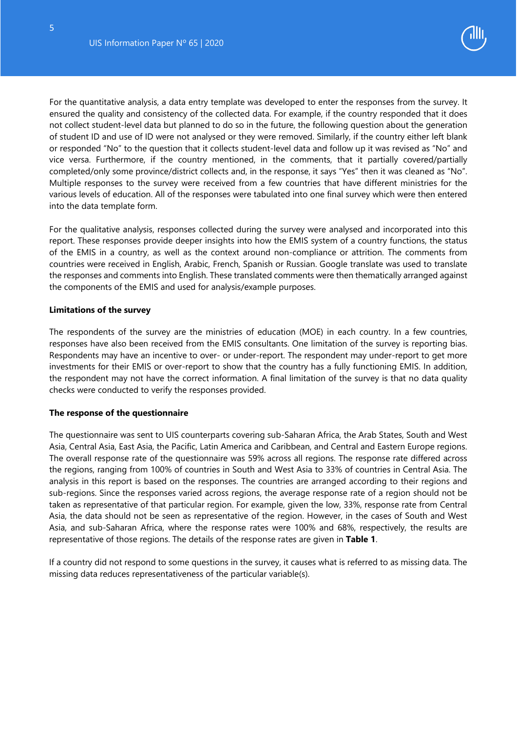For the quantitative analysis, a data entry template was developed to enter the responses from the survey. It ensured the quality and consistency of the collected data. For example, if the country responded that it does not collect student-level data but planned to do so in the future, the following question about the generation of student ID and use of ID were not analysed or they were removed. Similarly, if the country either left blank or responded "No" to the question that it collects student-level data and follow up it was revised as "No" and vice versa. Furthermore, if the country mentioned, in the comments, that it partially covered/partially completed/only some province/district collects and, in the response, it says "Yes" then it was cleaned as "No". Multiple responses to the survey were received from a few countries that have different ministries for the various levels of education. All of the responses were tabulated into one final survey which were then entered into the data template form.

For the qualitative analysis, responses collected during the survey were analysed and incorporated into this report. These responses provide deeper insights into how the EMIS system of a country functions, the status of the EMIS in a country, as well as the context around non-compliance or attrition. The comments from countries were received in English, Arabic, French, Spanish or Russian. Google translate was used to translate the responses and comments into English. These translated comments were then thematically arranged against the components of the EMIS and used for analysis/example purposes.

**Limitations of the survey**

The respondents of the survey are the ministries of education (MOE) in each country. In a few countries, responses have also been received from the EMIS consultants. One limitation of the survey is reporting bias. Respondents may have an incentive to over- or under-report. The respondent may under-report to get more investments for their EMIS or over-report to show that the country has a fully functioning EMIS. In addition, the respondent may not have the correct information. A final limitation of the survey is that no data quality checks were conducted to verify the responses provided.

**The response of the questionnaire**

The questionnaire was sent to UIS counterparts covering sub-Saharan Africa, the Arab States, South and West Asia, Central Asia, East Asia, the Pacific, Latin America and Caribbean, and Central and Eastern Europe regions. The overall response rate of the questionnaire was 59% across all regions. The response rate differed across the regions, ranging from 100% of countries in South and West Asia to 33% of countries in Central Asia. The analysis in this report is based on the responses. The countries are arranged according to their regions and sub-regions. Since the responses varied across regions, the average response rate of a region should not be taken as representative of that particular region. For example, given the low, 33%, response rate from Central Asia, the data should not be seen as representative of the region. However, in the cases of South and West Asia, and sub-Saharan Africa, where the response rates were 100% and 68%, respectively, the results are representative of those regions. The details of the response rates are given in **Table 1**.

If a country did not respond to some questions in the survey, it causes what is referred to as missing data. The missing data reduces representativeness of the particular variable(s).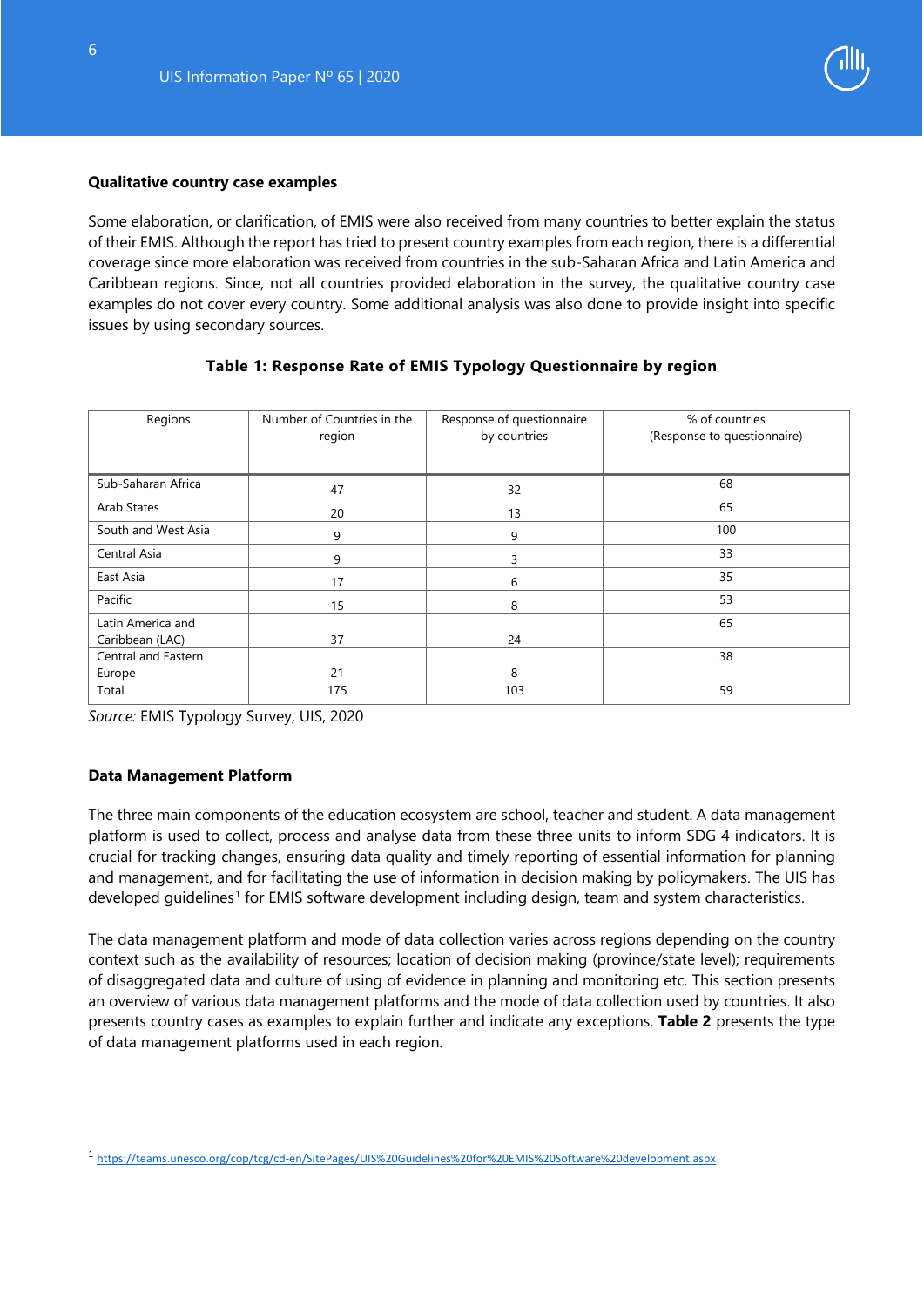**Qualitative country case examples**

Some elaboration, or clarification, of EMIS were also received from many countries to better explain the status of their EMIS. Although the report has tried to present country examples from each region, there is a differential coverage since more elaboration was received from countries in the sub-Saharan Africa and Latin America and Caribbean regions. Since, not all countries provided elaboration in the survey, the qualitative country case examples do not cover every country. Some additional analysis was also done to provide insight into specific issues by using secondary sources.

**Table 1: Response Rate of EMIS Typology Questionnaire by region**

| Regions | Number of Countries in the region | Response of questionnaire by countries | % of countries (Response to questionnaire) |
|---|---|---|---|
| Sub-Saharan Africa | 47 | 32 | 68 |
| Arab States | 20 | 13 | 65 |
| South and West Asia | 9 | 9 | 100 |
| Central Asia | 9 | 3 | 33 |
| East Asia | 17 | 6 | 35 |
| Pacific | 15 | 8 | 53 |
| Latin America and Caribbean (LAC) | 37 | 24 | 65 |
| Central and Eastern Europe | 21 | 8 | 38 |
| Total | 175 | 103 | 59 |

*Source:* EMIS Typology Survey, UIS, 2020

**Data Management Platform**

The three main components of the education ecosystem are school, teacher and student. A data management platform is used to collect, process and analyse data from these three units to inform SDG 4 indicators. It is crucial for tracking changes, ensuring data quality and timely reporting of essential information for planning and management, and for facilitating the use of information in decision making by policymakers. The UIS has developed guidelines[1] for EMIS software development including design, team and system characteristics.

The data management platform and mode of data collection varies across regions depending on the country context such as the availability of resources; location of decision making (province/state level); requirements of disaggregated data and culture of using of evidence in planning and monitoring etc. This section presents an overview of various data management platforms and the mode of data collection used by countries. It also presents country cases as examples to explain further and indicate any exceptions. **Table 2** presents the type of data management platforms used in each region.

[1] https://teams.unesco.org/cop/tcg/cd-en/SitePages/UIS%20Guidelines%20for%20EMIS%20Software%20development.aspx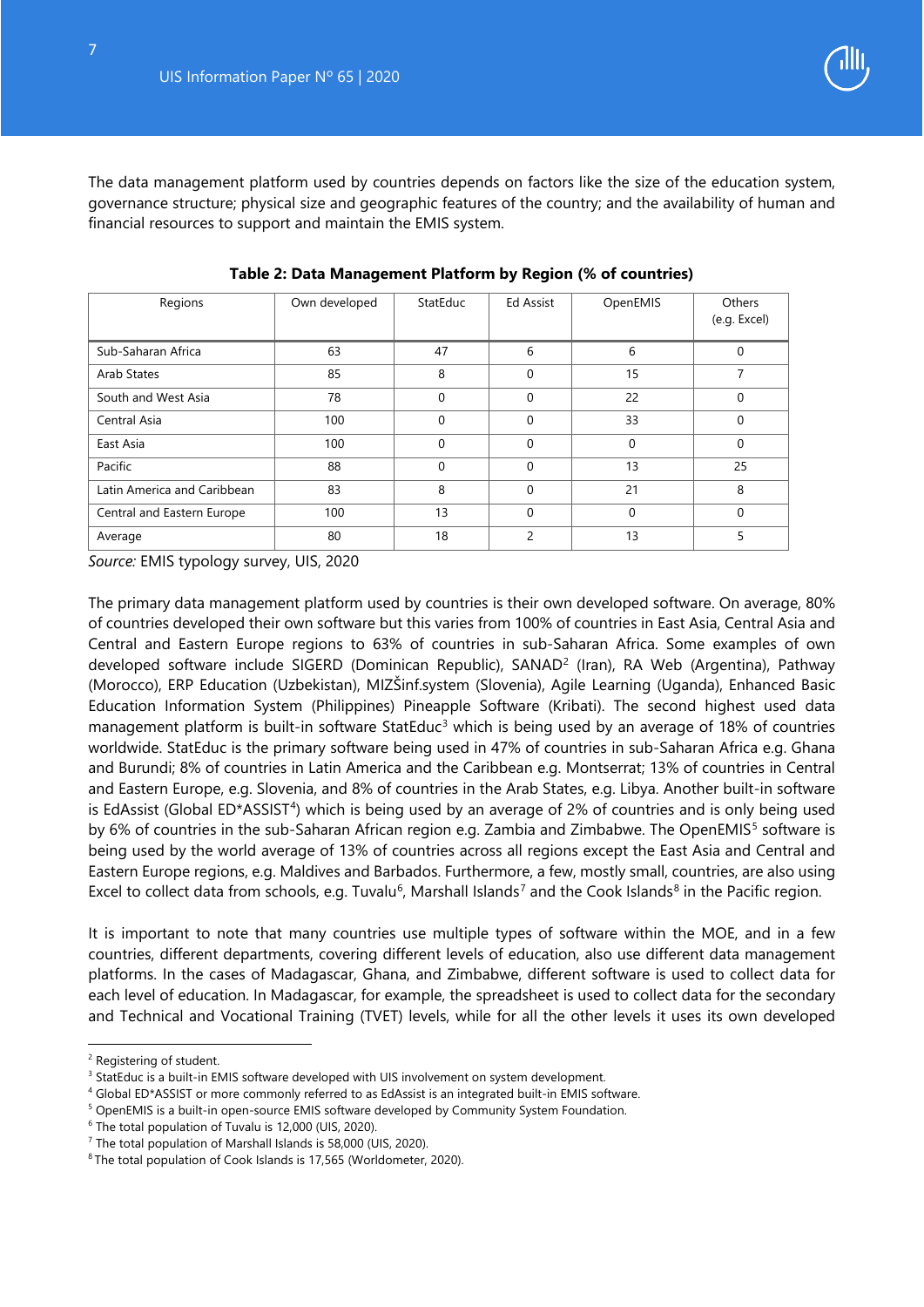The data management platform used by countries depends on factors like the size of the education system, governance structure; physical size and geographic features of the country; and the availability of human and financial resources to support and maintain the EMIS system.

**Table 2: Data Management Platform by Region (% of countries)**

| Regions | Own developed | StatEduc | Ed Assist | OpenEMIS | Others (e.g. Excel) |
|---|---|---|---|---|---|
| Sub-Saharan Africa | 63 | 47 | 6 | 6 | 0 |
| Arab States | 85 | 8 | 0 | 15 | 7 |
| South and West Asia | 78 | 0 | 0 | 22 | 0 |
| Central Asia | 100 | 0 | 0 | 33 | 0 |
| East Asia | 100 | 0 | 0 | 0 | 0 |
| Pacific | 88 | 0 | 0 | 13 | 25 |
| Latin America and Caribbean | 83 | 8 | 0 | 21 | 8 |
| Central and Eastern Europe | 100 | 13 | 0 | 0 | 0 |
| Average | 80 | 18 | 2 | 13 | 5 |

*Source:* EMIS typology survey, UIS, 2020

The primary data management platform used by countries is their own developed software. On average, 80% of countries developed their own software but this varies from 100% of countries in East Asia, Central Asia and Central and Eastern Europe regions to 63% of countries in sub-Saharan Africa. Some examples of own developed software include SIGERD (Dominican Republic), SANAD[2] (Iran), RA Web (Argentina), Pathway (Morocco), ERP Education (Uzbekistan), MIZŠinf.system (Slovenia), Agile Learning (Uganda), Enhanced Basic Education Information System (Philippines) Pineapple Software (Kiribati). The second highest used data management platform is built-in software StatEduc[3] which is being used by an average of 18% of countries worldwide. StatEduc is the primary software being used in 47% of countries in sub-Saharan Africa e.g. Ghana and Burundi; 8% of countries in Latin America and the Caribbean e.g. Montserrat; 13% of countries in Central and Eastern Europe, e.g. Slovenia, and 8% of countries in the Arab States, e.g. Libya. Another built-in software is EdAssist (Global ED*ASSIST[4]) which is being used by an average of 2% of countries and is only being used by 6% of countries in the sub-Saharan African region e.g. Zambia and Zimbabwe. The OpenEMIS[5] software is being used by the world average of 13% of countries across all regions except the East Asia and Central and Eastern Europe regions, e.g. Maldives and Barbados. Furthermore, a few, mostly small, countries, are also using Excel to collect data from schools, e.g. Tuvalu[6], Marshall Islands[7] and the Cook Islands[8] in the Pacific region.

It is important to note that many countries use multiple types of software within the MOE, and in a few countries, different departments, covering different levels of education, also use different data management platforms. In the cases of Madagascar, Ghana, and Zimbabwe, different software is used to collect data for each level of education. In Madagascar, for example, the spreadsheet is used to collect data for the secondary and Technical and Vocational Training (TVET) levels, while for all the other levels it uses its own developed

[2] Registering of student.

[3] StatEduc is a built-in EMIS software developed with UIS involvement on system development.

[4] Global ED*ASSIST or more commonly referred to as EdAssist is an integrated built-in EMIS software.

[5] OpenEMIS is a built-in open-source EMIS software developed by Community System Foundation.

[6] The total population of Tuvalu is 12,000 (UIS, 2020).

[7] The total population of Marshall Islands is 58,000 (UIS, 2020).

[8] The total population of Cook Islands is 17,565 (Worldometer, 2020).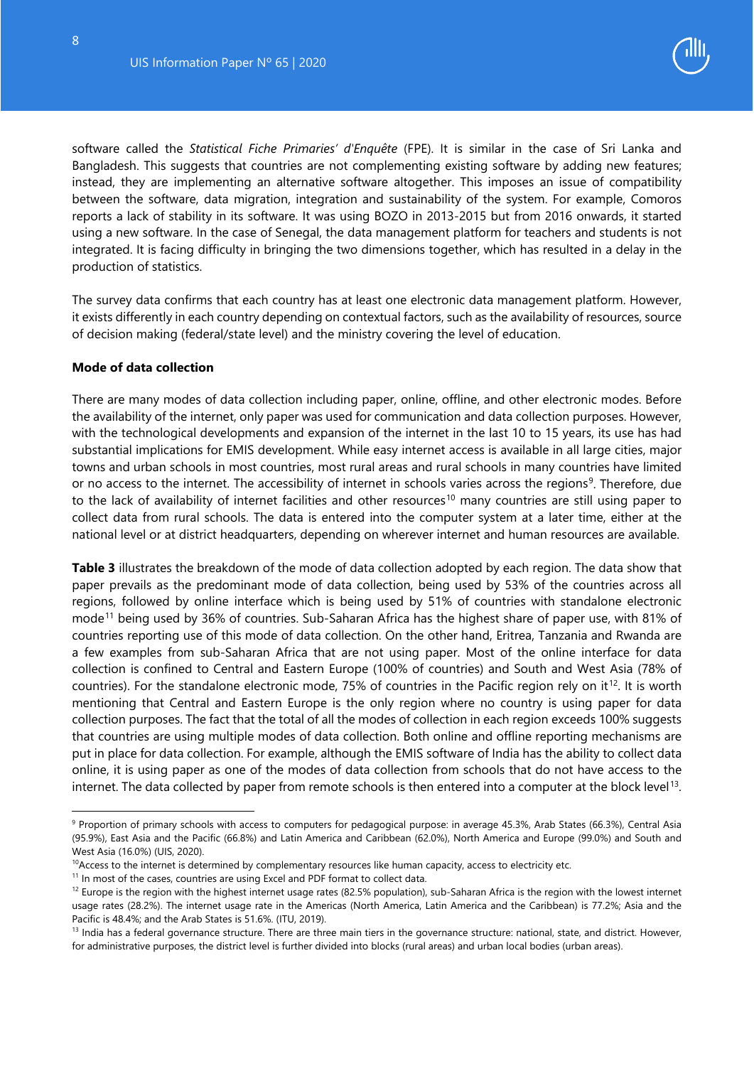software called the *Statistical Fiche Primaries' d'Enquête* (FPE). It is similar in the case of Sri Lanka and Bangladesh. This suggests that countries are not complementing existing software by adding new features; instead, they are implementing an alternative software altogether. This imposes an issue of compatibility between the software, data migration, integration and sustainability of the system. For example, Comoros reports a lack of stability in its software. It was using BOZO in 2013-2015 but from 2016 onwards, it started using a new software. In the case of Senegal, the data management platform for teachers and students is not integrated. It is facing difficulty in bringing the two dimensions together, which has resulted in a delay in the production of statistics.

The survey data confirms that each country has at least one electronic data management platform. However, it exists differently in each country depending on contextual factors, such as the availability of resources, source of decision making (federal/state level) and the ministry covering the level of education.

**Mode of data collection**

There are many modes of data collection including paper, online, offline, and other electronic modes. Before the availability of the internet, only paper was used for communication and data collection purposes. However, with the technological developments and expansion of the internet in the last 10 to 15 years, its use has had substantial implications for EMIS development. While easy internet access is available in all large cities, major towns and urban schools in most countries, most rural areas and rural schools in many countries have limited or no access to the internet. The accessibility of internet in schools varies across the regions[9]. Therefore, due to the lack of availability of internet facilities and other resources[10] many countries are still using paper to collect data from rural schools. The data is entered into the computer system at a later time, either at the national level or at district headquarters, depending on wherever internet and human resources are available.

**Table 3** illustrates the breakdown of the mode of data collection adopted by each region. The data show that paper prevails as the predominant mode of data collection, being used by 53% of the countries across all regions, followed by online interface which is being used by 51% of countries with standalone electronic mode[11] being used by 36% of countries. Sub-Saharan Africa has the highest share of paper use, with 81% of countries reporting use of this mode of data collection. On the other hand, Eritrea, Tanzania and Rwanda are a few examples from sub-Saharan Africa that are not using paper. Most of the online interface for data collection is confined to Central and Eastern Europe (100% of countries) and South and West Asia (78% of countries). For the standalone electronic mode, 75% of countries in the Pacific region rely on it[12]. It is worth mentioning that Central and Eastern Europe is the only region where no country is using paper for data collection purposes. The fact that the total of all the modes of collection in each region exceeds 100% suggests that countries are using multiple modes of data collection. Both online and offline reporting mechanisms are put in place for data collection. For example, although the EMIS software of India has the ability to collect data online, it is using paper as one of the modes of data collection from schools that do not have access to the internet. The data collected by paper from remote schools is then entered into a computer at the block level[13].

---

[9] Proportion of primary schools with access to computers for pedagogical purpose: in average 45.3%, Arab States (66.3%), Central Asia (95.9%), East Asia and the Pacific (66.8%) and Latin America and Caribbean (62.0%), North America and Europe (99.0%) and South and West Asia (16.0%) (UIS, 2020).

[10] Access to the internet is determined by complementary resources like human capacity, access to electricity etc.

[11] In most of the cases, countries are using Excel and PDF format to collect data.

[12] Europe is the region with the highest internet usage rates (82.5% population), sub-Saharan Africa is the region with the lowest internet usage rates (28.2%). The internet usage rate in the Americas (North America, Latin America and the Caribbean) is 77.2%; Asia and the Pacific is 48.4%; and the Arab States is 51.6%. (ITU, 2019).

[13] India has a federal governance structure. There are three main tiers in the governance structure: national, state, and district. However, for administrative purposes, the district level is further divided into blocks (rural areas) and urban local bodies (urban areas).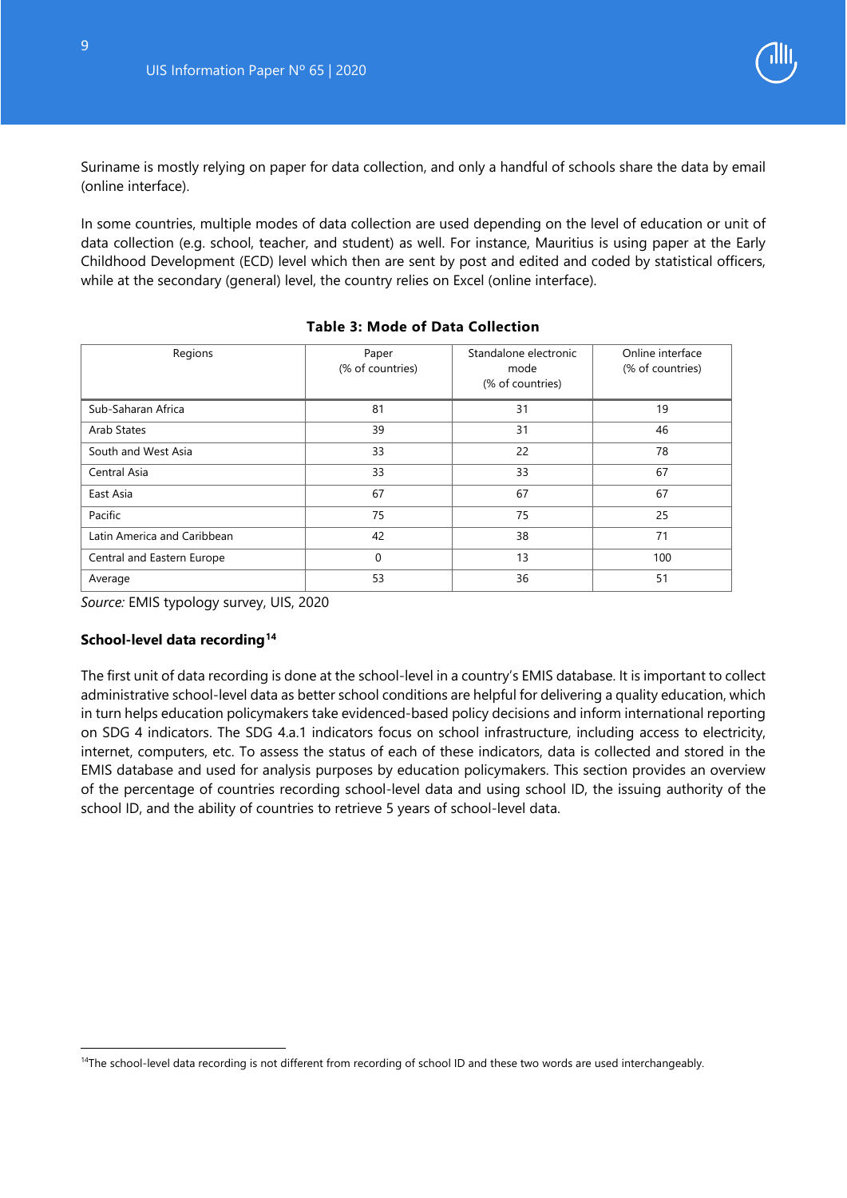Suriname is mostly relying on paper for data collection, and only a handful of schools share the data by email (online interface).

In some countries, multiple modes of data collection are used depending on the level of education or unit of data collection (e.g. school, teacher, and student) as well. For instance, Mauritius is using paper at the Early Childhood Development (ECD) level which then are sent by post and edited and coded by statistical officers, while at the secondary (general) level, the country relies on Excel (online interface).

**Table 3: Mode of Data Collection**

| Regions | Paper (% of countries) | Standalone electronic mode (% of countries) | Online interface (% of countries) |
|---|---|---|---|
| Sub-Saharan Africa | 81 | 31 | 19 |
| Arab States | 39 | 31 | 46 |
| South and West Asia | 33 | 22 | 78 |
| Central Asia | 33 | 33 | 67 |
| East Asia | 67 | 67 | 67 |
| Pacific | 75 | 75 | 25 |
| Latin America and Caribbean | 42 | 38 | 71 |
| Central and Eastern Europe | 0 | 13 | 100 |
| Average | 53 | 36 | 51 |

*Source:* EMIS typology survey, UIS, 2020

**School-level data recording**[14]

The first unit of data recording is done at the school-level in a country's EMIS database. It is important to collect administrative school-level data as better school conditions are helpful for delivering a quality education, which in turn helps education policymakers take evidenced-based policy decisions and inform international reporting on SDG 4 indicators. The SDG 4.a.1 indicators focus on school infrastructure, including access to electricity, internet, computers, etc. To assess the status of each of these indicators, data is collected and stored in the EMIS database and used for analysis purposes by education policymakers. This section provides an overview of the percentage of countries recording school-level data and using school ID, the issuing authority of the school ID, and the ability of countries to retrieve 5 years of school-level data.

[14]The school-level data recording is not different from recording of school ID and these two words are used interchangeably.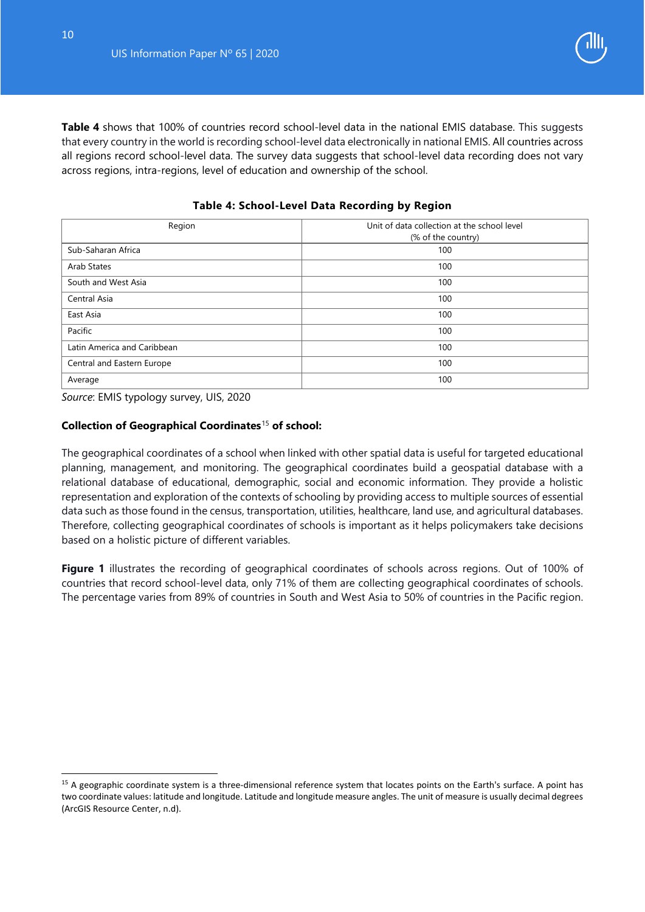**Table 4** shows that 100% of countries record school-level data in the national EMIS database. This suggests that every country in the world is recording school-level data electronically in national EMIS. All countries across all regions record school-level data. The survey data suggests that school-level data recording does not vary across regions, intra-regions, level of education and ownership of the school.

**Table 4: School-Level Data Recording by Region**

| Region | Unit of data collection at the school level (% of the country) |
|---|---|
| Sub-Saharan Africa | 100 |
| Arab States | 100 |
| South and West Asia | 100 |
| Central Asia | 100 |
| East Asia | 100 |
| Pacific | 100 |
| Latin America and Caribbean | 100 |
| Central and Eastern Europe | 100 |
| Average | 100 |

*Source*: EMIS typology survey, UIS, 2020

**Collection of Geographical Coordinates[15] of school:**

The geographical coordinates of a school when linked with other spatial data is useful for targeted educational planning, management, and monitoring. The geographical coordinates build a geospatial database with a relational database of educational, demographic, social and economic information. They provide a holistic representation and exploration of the contexts of schooling by providing access to multiple sources of essential data such as those found in the census, transportation, utilities, healthcare, land use, and agricultural databases. Therefore, collecting geographical coordinates of schools is important as it helps policymakers take decisions based on a holistic picture of different variables.

**Figure 1** illustrates the recording of geographical coordinates of schools across regions. Out of 100% of countries that record school-level data, only 71% of them are collecting geographical coordinates of schools. The percentage varies from 89% of countries in South and West Asia to 50% of countries in the Pacific region.

[15] A geographic coordinate system is a three-dimensional reference system that locates points on the Earth's surface. A point has two coordinate values: latitude and longitude. Latitude and longitude measure angles. The unit of measure is usually decimal degrees (ArcGIS Resource Center, n.d).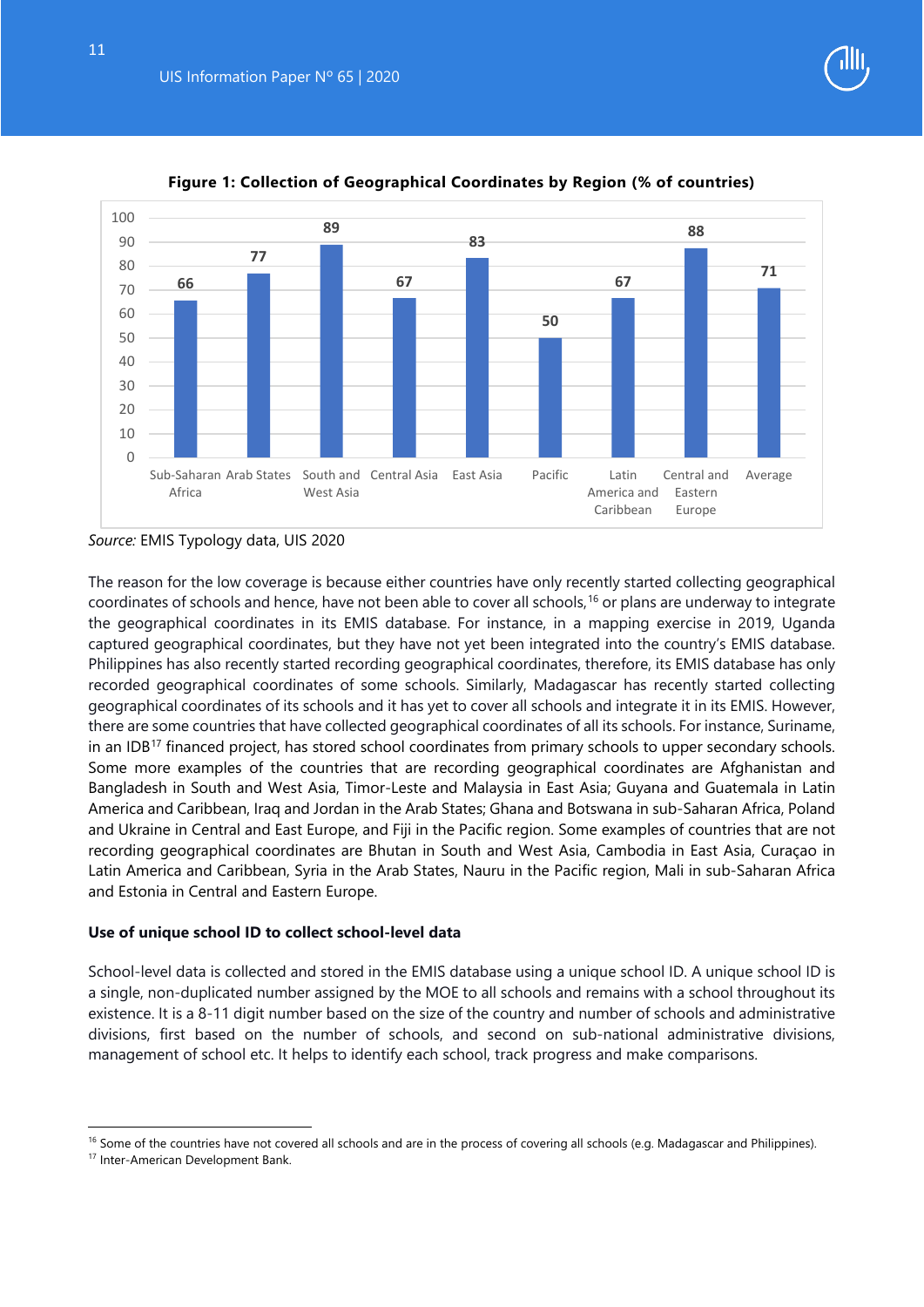**Figure 1: Collection of Geographical Coordinates by Region (% of countries)**

| Region | % of countries |
|---|---|
| Sub-Saharan Africa | 66 |
| Arab States | 77 |
| South and West Asia | 89 |
| Central Asia | 67 |
| East Asia | 83 |
| Pacific | 50 |
| Latin America and Caribbean | 67 |
| Central and Eastern Europe | 88 |
| Average | 71 |

*Source:* EMIS Typology data, UIS 2020

The reason for the low coverage is because either countries have only recently started collecting geographical coordinates of schools and hence, have not been able to cover all schools,[16] or plans are underway to integrate the geographical coordinates in its EMIS database. For instance, in a mapping exercise in 2019, Uganda captured geographical coordinates, but they have not yet been integrated into the country's EMIS database. Philippines has also recently started recording geographical coordinates, therefore, its EMIS database has only recorded geographical coordinates of some schools. Similarly, Madagascar has recently started collecting geographical coordinates of its schools and it has yet to cover all schools and integrate it in its EMIS. However, there are some countries that have collected geographical coordinates of all its schools. For instance, Suriname, in an IDB[17] financed project, has stored school coordinates from primary schools to upper secondary schools. Some more examples of the countries that are recording geographical coordinates are Afghanistan and Bangladesh in South and West Asia, Timor-Leste and Malaysia in East Asia; Guyana and Guatemala in Latin America and Caribbean, Iraq and Jordan in the Arab States; Ghana and Botswana in sub-Saharan Africa, Poland and Ukraine in Central and East Europe, and Fiji in the Pacific region. Some examples of countries that are not recording geographical coordinates are Bhutan in South and West Asia, Cambodia in East Asia, Curaçao in Latin America and Caribbean, Syria in the Arab States, Nauru in the Pacific region, Mali in sub-Saharan Africa and Estonia in Central and Eastern Europe.

**Use of unique school ID to collect school-level data**

School-level data is collected and stored in the EMIS database using a unique school ID. A unique school ID is a single, non-duplicated number assigned by the MOE to all schools and remains with a school throughout its existence. It is a 8-11 digit number based on the size of the country and number of schools and administrative divisions, first based on the number of schools, and second on sub-national administrative divisions, management of school etc. It helps to identify each school, track progress and make comparisons.

---

[16] Some of the countries have not covered all schools and are in the process of covering all schools (e.g. Madagascar and Philippines).

[17] Inter-American Development Bank.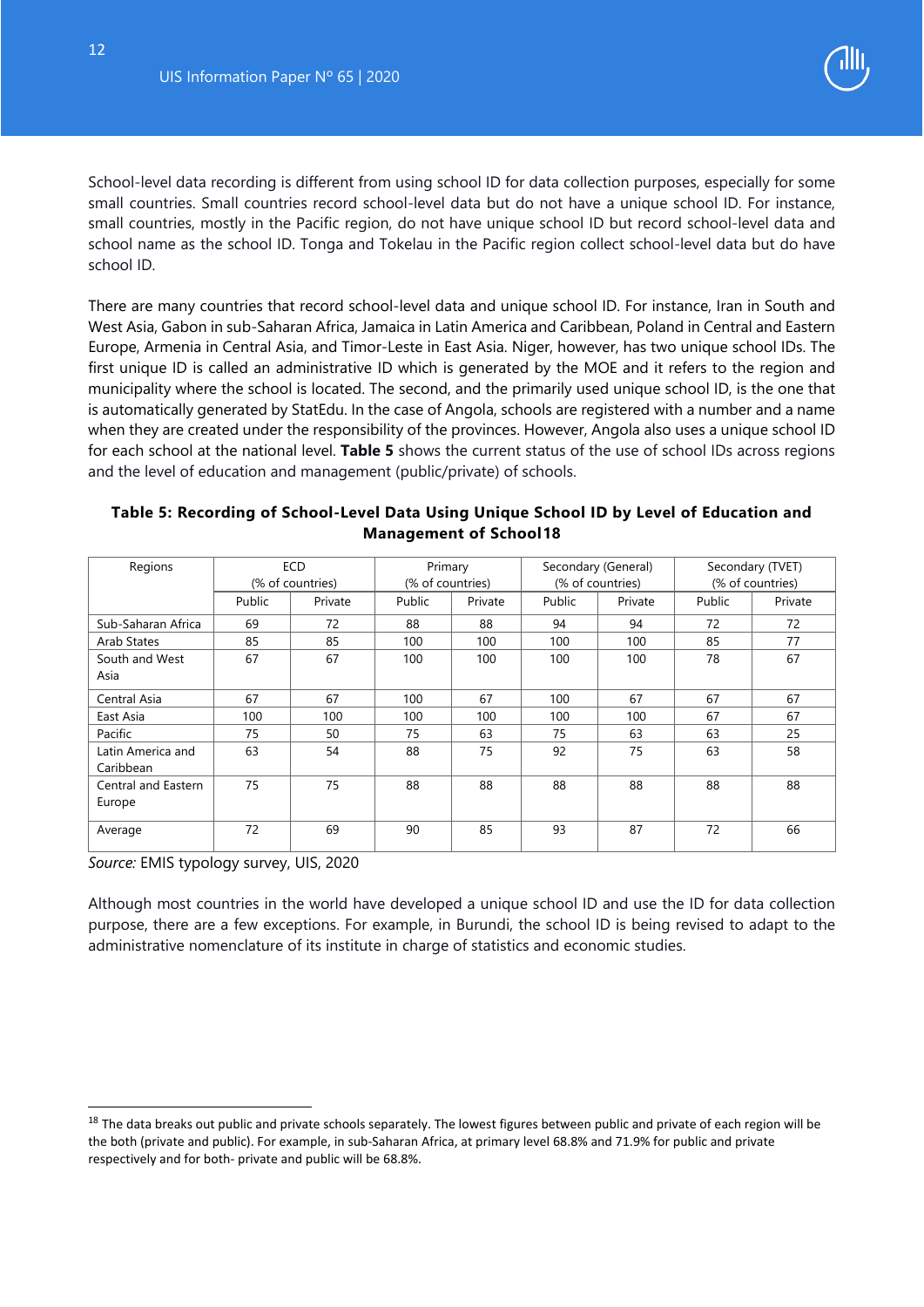School-level data recording is different from using school ID for data collection purposes, especially for some small countries. Small countries record school-level data but do not have a unique school ID. For instance, small countries, mostly in the Pacific region, do not have unique school ID but record school-level data and school name as the school ID. Tonga and Tokelau in the Pacific region collect school-level data but do have school ID.

There are many countries that record school-level data and unique school ID. For instance, Iran in South and West Asia, Gabon in sub-Saharan Africa, Jamaica in Latin America and Caribbean, Poland in Central and Eastern Europe, Armenia in Central Asia, and Timor-Leste in East Asia. Niger, however, has two unique school IDs. The first unique ID is called an administrative ID which is generated by the MOE and it refers to the region and municipality where the school is located. The second, and the primarily used unique school ID, is the one that is automatically generated by StatEdu. In the case of Angola, schools are registered with a number and a name when they are created under the responsibility of the provinces. However, Angola also uses a unique school ID for each school at the national level. **Table 5** shows the current status of the use of school IDs across regions and the level of education and management (public/private) of schools.

**Table 5: Recording of School-Level Data Using Unique School ID by Level of Education and Management of School[18]**

| Regions | ECD (% of countries) | | Primary (% of countries) | | Secondary (General) (% of countries) | | Secondary (TVET) (% of countries) | |
|---|---|---|---|---|---|---|---|---|
| | Public | Private | Public | Private | Public | Private | Public | Private |
| Sub-Saharan Africa | 69 | 72 | 88 | 88 | 94 | 94 | 72 | 72 |
| Arab States | 85 | 85 | 100 | 100 | 100 | 100 | 85 | 77 |
| South and West Asia | 67 | 67 | 100 | 100 | 100 | 100 | 78 | 67 |
| Central Asia | 67 | 67 | 100 | 67 | 100 | 67 | 67 | 67 |
| East Asia | 100 | 100 | 100 | 100 | 100 | 100 | 67 | 67 |
| Pacific | 75 | 50 | 75 | 63 | 75 | 63 | 63 | 25 |
| Latin America and Caribbean | 63 | 54 | 88 | 75 | 92 | 75 | 63 | 58 |
| Central and Eastern Europe | 75 | 75 | 88 | 88 | 88 | 88 | 88 | 88 |
| Average | 72 | 69 | 90 | 85 | 93 | 87 | 72 | 66 |

*Source:* EMIS typology survey, UIS, 2020

Although most countries in the world have developed a unique school ID and use the ID for data collection purpose, there are a few exceptions. For example, in Burundi, the school ID is being revised to adapt to the administrative nomenclature of its institute in charge of statistics and economic studies.

[18] The data breaks out public and private schools separately. The lowest figures between public and private of each region will be the both (private and public). For example, in sub-Saharan Africa, at primary level 68.8% and 71.9% for public and private respectively and for both- private and public will be 68.8%.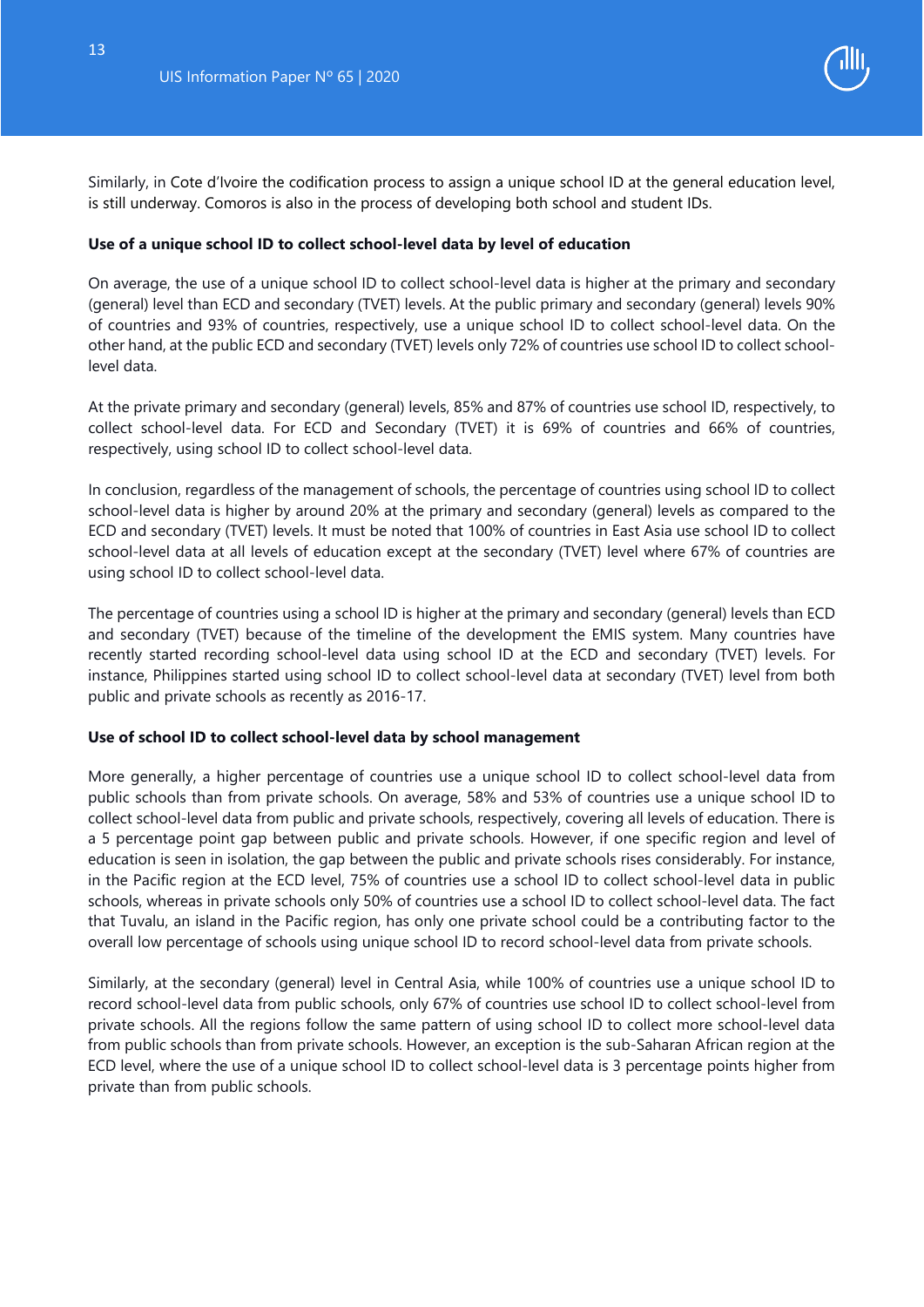Similarly, in Cote d'Ivoire the codification process to assign a unique school ID at the general education level, is still underway. Comoros is also in the process of developing both school and student IDs.

**Use of a unique school ID to collect school-level data by level of education**

On average, the use of a unique school ID to collect school-level data is higher at the primary and secondary (general) level than ECD and secondary (TVET) levels. At the public primary and secondary (general) levels 90% of countries and 93% of countries, respectively, use a unique school ID to collect school-level data. On the other hand, at the public ECD and secondary (TVET) levels only 72% of countries use school ID to collect school-level data.

At the private primary and secondary (general) levels, 85% and 87% of countries use school ID, respectively, to collect school-level data. For ECD and Secondary (TVET) it is 69% of countries and 66% of countries, respectively, using school ID to collect school-level data.

In conclusion, regardless of the management of schools, the percentage of countries using school ID to collect school-level data is higher by around 20% at the primary and secondary (general) levels as compared to the ECD and secondary (TVET) levels. It must be noted that 100% of countries in East Asia use school ID to collect school-level data at all levels of education except at the secondary (TVET) level where 67% of countries are using school ID to collect school-level data.

The percentage of countries using a school ID is higher at the primary and secondary (general) levels than ECD and secondary (TVET) because of the timeline of the development the EMIS system. Many countries have recently started recording school-level data using school ID at the ECD and secondary (TVET) levels. For instance, Philippines started using school ID to collect school-level data at secondary (TVET) level from both public and private schools as recently as 2016-17.

**Use of school ID to collect school-level data by school management**

More generally, a higher percentage of countries use a unique school ID to collect school-level data from public schools than from private schools. On average, 58% and 53% of countries use a unique school ID to collect school-level data from public and private schools, respectively, covering all levels of education. There is a 5 percentage point gap between public and private schools. However, if one specific region and level of education is seen in isolation, the gap between the public and private schools rises considerably. For instance, in the Pacific region at the ECD level, 75% of countries use a school ID to collect school-level data in public schools, whereas in private schools only 50% of countries use a school ID to collect school-level data. The fact that Tuvalu, an island in the Pacific region, has only one private school could be a contributing factor to the overall low percentage of schools using unique school ID to record school-level data from private schools.

Similarly, at the secondary (general) level in Central Asia, while 100% of countries use a unique school ID to record school-level data from public schools, only 67% of countries use school ID to collect school-level from private schools. All the regions follow the same pattern of using school ID to collect more school-level data from public schools than from private schools. However, an exception is the sub-Saharan African region at the ECD level, where the use of a unique school ID to collect school-level data is 3 percentage points higher from private than from public schools.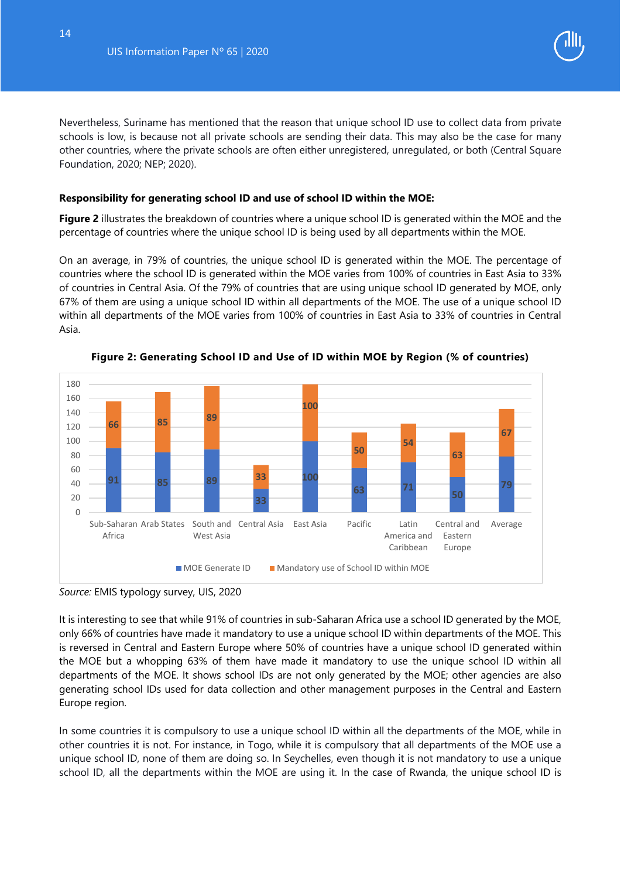Nevertheless, Suriname has mentioned that the reason that unique school ID use to collect data from private schools is low, is because not all private schools are sending their data. This may also be the case for many other countries, where the private schools are often either unregistered, unregulated, or both (Central Square Foundation, 2020; NEP; 2020).

**Responsibility for generating school ID and use of school ID within the MOE:**

**Figure 2** illustrates the breakdown of countries where a unique school ID is generated within the MOE and the percentage of countries where the unique school ID is being used by all departments within the MOE.

On an average, in 79% of countries, the unique school ID is generated within the MOE. The percentage of countries where the school ID is generated within the MOE varies from 100% of countries in East Asia to 33% of countries in Central Asia. Of the 79% of countries that are using unique school ID generated by MOE, only 67% of them are using a unique school ID within all departments of the MOE. The use of a unique school ID within all departments of the MOE varies from 100% of countries in East Asia to 33% of countries in Central Asia.

**Figure 2: Generating School ID and Use of ID within MOE by Region (% of countries)**

| Region | MOE Generate ID | Mandatory use of School ID within MOE |
|---|---|---|
| Sub-Saharan Africa | 91 | 66 |
| Arab States | 85 | 85 |
| South and West Asia | 89 | 89 |
| Central Asia | 33 | 33 |
| East Asia | 100 | 100 |
| Pacific | 63 | 50 |
| Latin America and Caribbean | 71 | 54 |
| Central and Eastern Europe | 50 | 63 |
| Average | 79 | 67 |

*Source:* EMIS typology survey, UIS, 2020

It is interesting to see that while 91% of countries in sub-Saharan Africa use a school ID generated by the MOE, only 66% of countries have made it mandatory to use a unique school ID within departments of the MOE. This is reversed in Central and Eastern Europe where 50% of countries have a unique school ID generated within the MOE but a whopping 63% of them have made it mandatory to use the unique school ID within all departments of the MOE. It shows school IDs are not only generated by the MOE; other agencies are also generating school IDs used for data collection and other management purposes in the Central and Eastern Europe region.

In some countries it is compulsory to use a unique school ID within all the departments of the MOE, while in other countries it is not. For instance, in Togo, while it is compulsory that all departments of the MOE use a unique school ID, none of them are doing so. In Seychelles, even though it is not mandatory to use a unique school ID, all the departments within the MOE are using it. In the case of Rwanda, the unique school ID is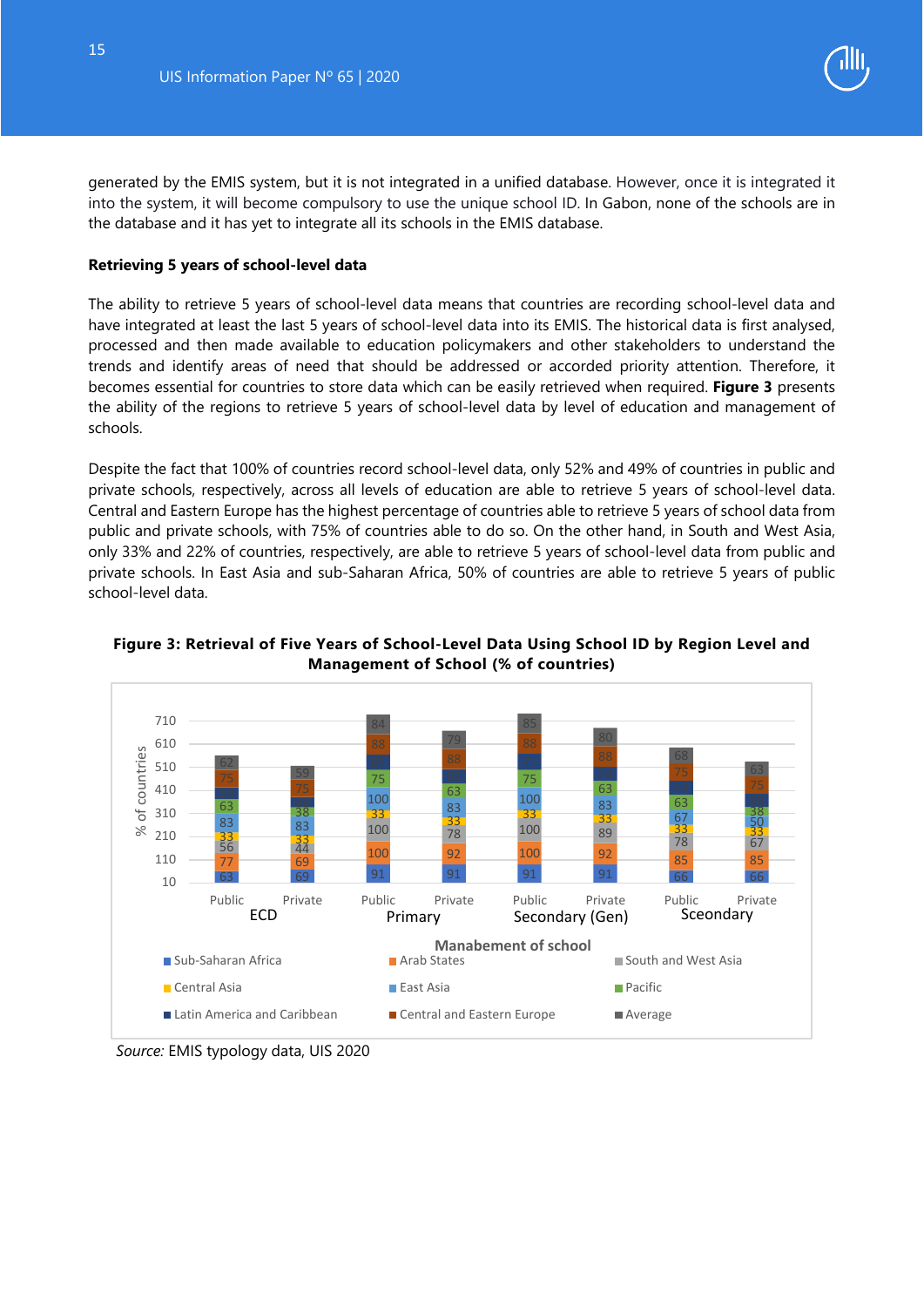generated by the EMIS system, but it is not integrated in a unified database. However, once it is integrated it into the system, it will become compulsory to use the unique school ID. In Gabon, none of the schools are in the database and it has yet to integrate all its schools in the EMIS database.

**Retrieving 5 years of school-level data**

The ability to retrieve 5 years of school-level data means that countries are recording school-level data and have integrated at least the last 5 years of school-level data into its EMIS. The historical data is first analysed, processed and then made available to education policymakers and other stakeholders to understand the trends and identify areas of need that should be addressed or accorded priority attention. Therefore, it becomes essential for countries to store data which can be easily retrieved when required. **Figure 3** presents the ability of the regions to retrieve 5 years of school-level data by level of education and management of schools.

Despite the fact that 100% of countries record school-level data, only 52% and 49% of countries in public and private schools, respectively, across all levels of education are able to retrieve 5 years of school-level data. Central and Eastern Europe has the highest percentage of countries able to retrieve 5 years of school data from public and private schools, with 75% of countries able to do so. On the other hand, in South and West Asia, only 33% and 22% of countries, respectively, are able to retrieve 5 years of school-level data from public and private schools. In East Asia and sub-Saharan Africa, 50% of countries are able to retrieve 5 years of public school-level data.

**Figure 3: Retrieval of Five Years of School-Level Data Using School ID by Region Level and Management of School (% of countries)**

*Source:* EMIS typology data, UIS 2020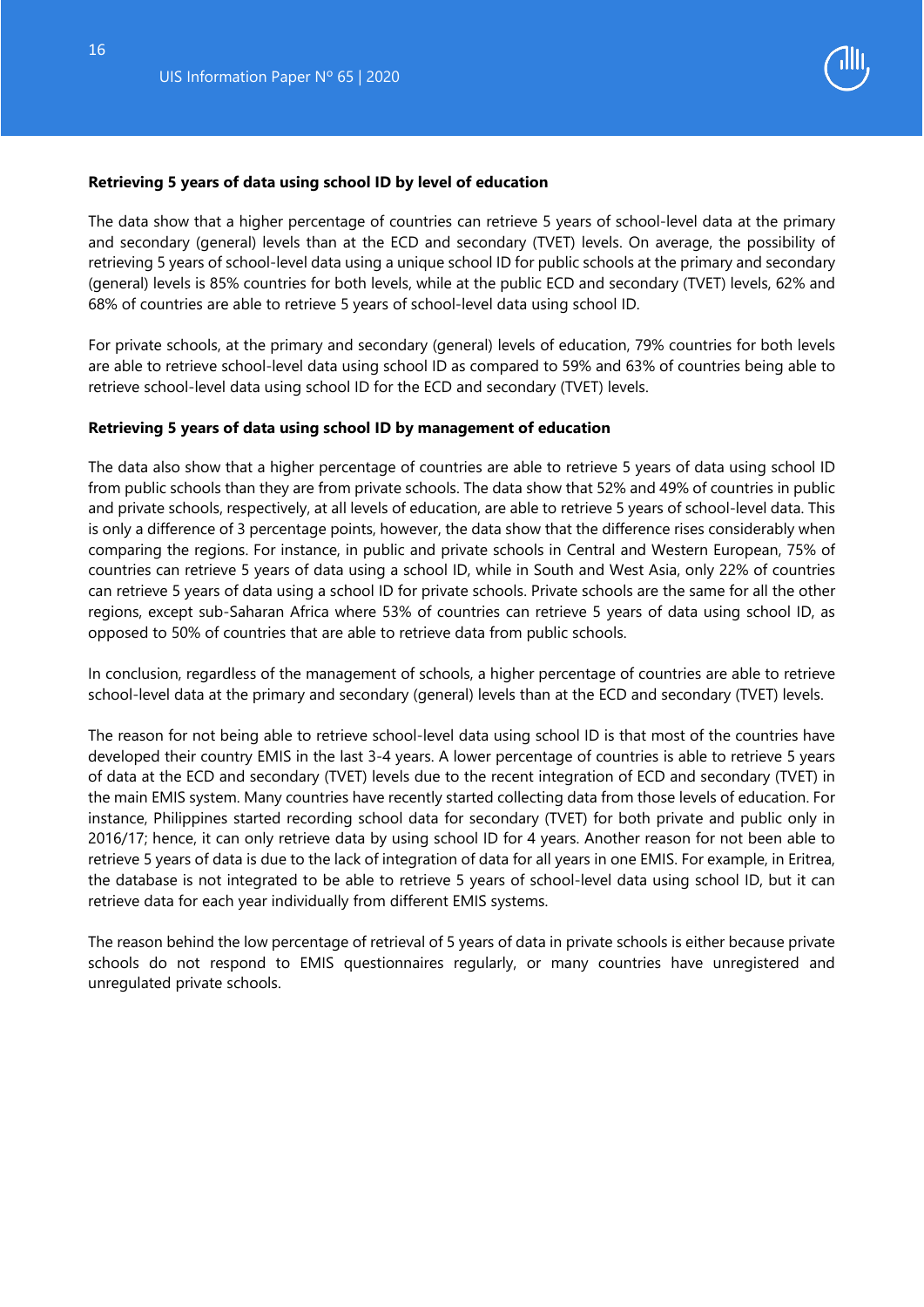**Retrieving 5 years of data using school ID by level of education**

The data show that a higher percentage of countries can retrieve 5 years of school-level data at the primary and secondary (general) levels than at the ECD and secondary (TVET) levels. On average, the possibility of retrieving 5 years of school-level data using a unique school ID for public schools at the primary and secondary (general) levels is 85% countries for both levels, while at the public ECD and secondary (TVET) levels, 62% and 68% of countries are able to retrieve 5 years of school-level data using school ID.

For private schools, at the primary and secondary (general) levels of education, 79% countries for both levels are able to retrieve school-level data using school ID as compared to 59% and 63% of countries being able to retrieve school-level data using school ID for the ECD and secondary (TVET) levels.

**Retrieving 5 years of data using school ID by management of education**

The data also show that a higher percentage of countries are able to retrieve 5 years of data using school ID from public schools than they are from private schools. The data show that 52% and 49% of countries in public and private schools, respectively, at all levels of education, are able to retrieve 5 years of school-level data. This is only a difference of 3 percentage points, however, the data show that the difference rises considerably when comparing the regions. For instance, in public and private schools in Central and Western European, 75% of countries can retrieve 5 years of data using a school ID, while in South and West Asia, only 22% of countries can retrieve 5 years of data using a school ID for private schools. Private schools are the same for all the other regions, except sub-Saharan Africa where 53% of countries can retrieve 5 years of data using school ID, as opposed to 50% of countries that are able to retrieve data from public schools.

In conclusion, regardless of the management of schools, a higher percentage of countries are able to retrieve school-level data at the primary and secondary (general) levels than at the ECD and secondary (TVET) levels.

The reason for not being able to retrieve school-level data using school ID is that most of the countries have developed their country EMIS in the last 3-4 years. A lower percentage of countries is able to retrieve 5 years of data at the ECD and secondary (TVET) levels due to the recent integration of ECD and secondary (TVET) in the main EMIS system. Many countries have recently started collecting data from those levels of education. For instance, Philippines started recording school data for secondary (TVET) for both private and public only in 2016/17; hence, it can only retrieve data by using school ID for 4 years. Another reason for not been able to retrieve 5 years of data is due to the lack of integration of data for all years in one EMIS. For example, in Eritrea, the database is not integrated to be able to retrieve 5 years of school-level data using school ID, but it can retrieve data for each year individually from different EMIS systems.

The reason behind the low percentage of retrieval of 5 years of data in private schools is either because private schools do not respond to EMIS questionnaires regularly, or many countries have unregistered and unregulated private schools.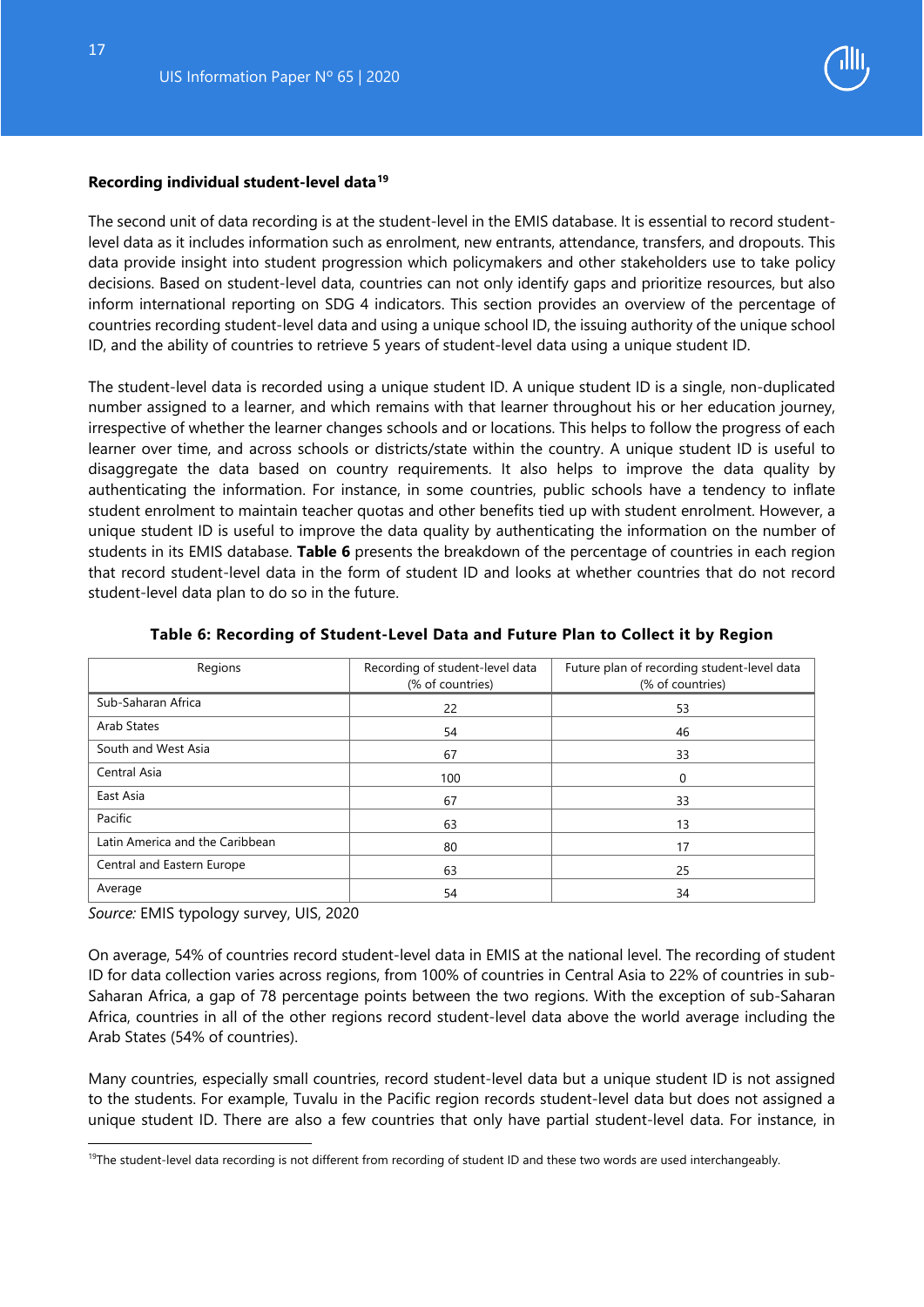### Recording individual student-level data[19]

The second unit of data recording is at the student-level in the EMIS database. It is essential to record student-level data as it includes information such as enrolment, new entrants, attendance, transfers, and dropouts. This data provide insight into student progression which policymakers and other stakeholders use to take policy decisions. Based on student-level data, countries can not only identify gaps and prioritize resources, but also inform international reporting on SDG 4 indicators. This section provides an overview of the percentage of countries recording student-level data and using a unique school ID, the issuing authority of the unique school ID, and the ability of countries to retrieve 5 years of student-level data using a unique student ID.

The student-level data is recorded using a unique student ID. A unique student ID is a single, non-duplicated number assigned to a learner, and which remains with that learner throughout his or her education journey, irrespective of whether the learner changes schools and or locations. This helps to follow the progress of each learner over time, and across schools or districts/state within the country. A unique student ID is useful to disaggregate the data based on country requirements. It also helps to improve the data quality by authenticating the information. For instance, in some countries, public schools have a tendency to inflate student enrolment to maintain teacher quotas and other benefits tied up with student enrolment. However, a unique student ID is useful to improve the data quality by authenticating the information on the number of students in its EMIS database. **Table 6** presents the breakdown of the percentage of countries in each region that record student-level data in the form of student ID and looks at whether countries that do not record student-level data plan to do so in the future.

**Table 6: Recording of Student-Level Data and Future Plan to Collect it by Region**

| Regions | Recording of student-level data (% of countries) | Future plan of recording student-level data (% of countries) |
|---|---|---|
| Sub-Saharan Africa | 22 | 53 |
| Arab States | 54 | 46 |
| South and West Asia | 67 | 33 |
| Central Asia | 100 | 0 |
| East Asia | 67 | 33 |
| Pacific | 63 | 13 |
| Latin America and the Caribbean | 80 | 17 |
| Central and Eastern Europe | 63 | 25 |
| Average | 54 | 34 |

*Source:* EMIS typology survey, UIS, 2020

On average, 54% of countries record student-level data in EMIS at the national level. The recording of student ID for data collection varies across regions, from 100% of countries in Central Asia to 22% of countries in sub-Saharan Africa, a gap of 78 percentage points between the two regions. With the exception of sub-Saharan Africa, countries in all of the other regions record student-level data above the world average including the Arab States (54% of countries).

Many countries, especially small countries, record student-level data but a unique student ID is not assigned to the students. For example, Tuvalu in the Pacific region records student-level data but does not assigned a unique student ID. There are also a few countries that only have partial student-level data. For instance, in

---

[19] The student-level data recording is not different from recording of student ID and these two words are used interchangeably.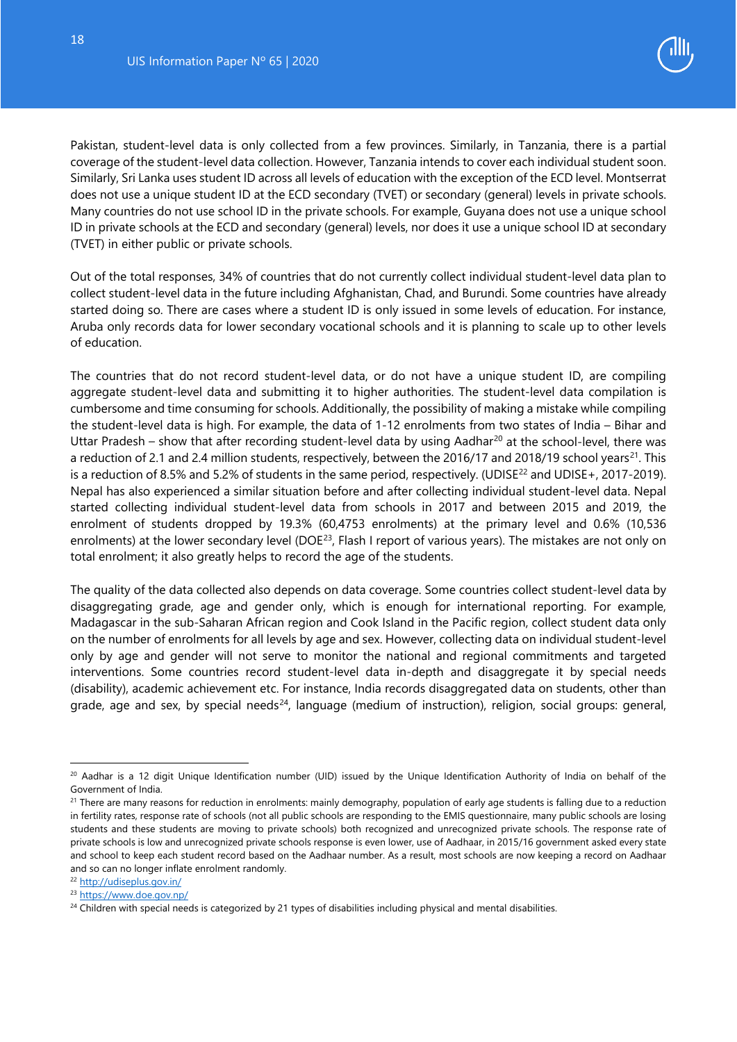Pakistan, student-level data is only collected from a few provinces. Similarly, in Tanzania, there is a partial coverage of the student-level data collection. However, Tanzania intends to cover each individual student soon. Similarly, Sri Lanka uses student ID across all levels of education with the exception of the ECD level. Montserrat does not use a unique student ID at the ECD secondary (TVET) or secondary (general) levels in private schools. Many countries do not use school ID in the private schools. For example, Guyana does not use a unique school ID in private schools at the ECD and secondary (general) levels, nor does it use a unique school ID at secondary (TVET) in either public or private schools.

Out of the total responses, 34% of countries that do not currently collect individual student-level data plan to collect student-level data in the future including Afghanistan, Chad, and Burundi. Some countries have already started doing so. There are cases where a student ID is only issued in some levels of education. For instance, Aruba only records data for lower secondary vocational schools and it is planning to scale up to other levels of education.

The countries that do not record student-level data, or do not have a unique student ID, are compiling aggregate student-level data and submitting it to higher authorities. The student-level data compilation is cumbersome and time consuming for schools. Additionally, the possibility of making a mistake while compiling the student-level data is high. For example, the data of 1-12 enrolments from two states of India – Bihar and Uttar Pradesh – show that after recording student-level data by using Aadhar[20] at the school-level, there was a reduction of 2.1 and 2.4 million students, respectively, between the 2016/17 and 2018/19 school years[21]. This is a reduction of 8.5% and 5.2% of students in the same period, respectively. (UDISE[22] and UDISE+, 2017-2019). Nepal has also experienced a similar situation before and after collecting individual student-level data. Nepal started collecting individual student-level data from schools in 2017 and between 2015 and 2019, the enrolment of students dropped by 19.3% (60,4753 enrolments) at the primary level and 0.6% (10,536 enrolments) at the lower secondary level (DOE[23], Flash I report of various years). The mistakes are not only on total enrolment; it also greatly helps to record the age of the students.

The quality of the data collected also depends on data coverage. Some countries collect student-level data by disaggregating grade, age and gender only, which is enough for international reporting. For example, Madagascar in the sub-Saharan African region and Cook Island in the Pacific region, collect student data only on the number of enrolments for all levels by age and sex. However, collecting data on individual student-level only by age and gender will not serve to monitor the national and regional commitments and targeted interventions. Some countries record student-level data in-depth and disaggregate it by special needs (disability), academic achievement etc. For instance, India records disaggregated data on students, other than grade, age and sex, by special needs[24], language (medium of instruction), religion, social groups: general,

---

[20] Aadhar is a 12 digit Unique Identification number (UID) issued by the Unique Identification Authority of India on behalf of the Government of India.

[21] There are many reasons for reduction in enrolments: mainly demography, population of early age students is falling due to a reduction in fertility rates, response rate of schools (not all public schools are responding to the EMIS questionnaire, many public schools are losing students and these students are moving to private schools) both recognized and unrecognized private schools. The response rate of private schools is low and unrecognized private schools response is even lower, use of Aadhaar, in 2015/16 government asked every state and school to keep each student record based on the Aadhaar number. As a result, most schools are now keeping a record on Aadhaar and so can no longer inflate enrolment randomly.

[22] http://udiseplus.gov.in/

[23] https://www.doe.gov.np/

[24] Children with special needs is categorized by 21 types of disabilities including physical and mental disabilities.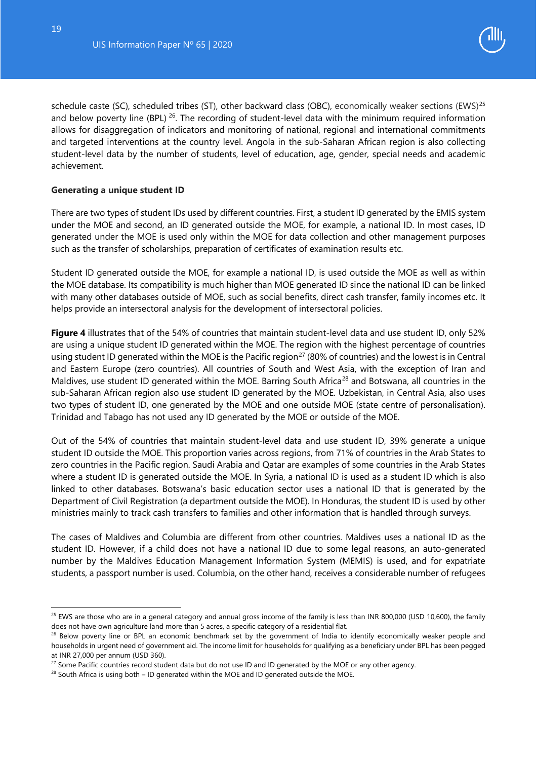schedule caste (SC), scheduled tribes (ST), other backward class (OBC), economically weaker sections (EWS)[25] and below poverty line (BPL) [26]. The recording of student-level data with the minimum required information allows for disaggregation of indicators and monitoring of national, regional and international commitments and targeted interventions at the country level. Angola in the sub-Saharan African region is also collecting student-level data by the number of students, level of education, age, gender, special needs and academic achievement.

**Generating a unique student ID**

There are two types of student IDs used by different countries. First, a student ID generated by the EMIS system under the MOE and second, an ID generated outside the MOE, for example, a national ID. In most cases, ID generated under the MOE is used only within the MOE for data collection and other management purposes such as the transfer of scholarships, preparation of certificates of examination results etc.

Student ID generated outside the MOE, for example a national ID, is used outside the MOE as well as within the MOE database. Its compatibility is much higher than MOE generated ID since the national ID can be linked with many other databases outside of MOE, such as social benefits, direct cash transfer, family incomes etc. It helps provide an intersectoral analysis for the development of intersectoral policies.

**Figure 4** illustrates that of the 54% of countries that maintain student-level data and use student ID, only 52% are using a unique student ID generated within the MOE. The region with the highest percentage of countries using student ID generated within the MOE is the Pacific region[27] (80% of countries) and the lowest is in Central and Eastern Europe (zero countries). All countries of South and West Asia, with the exception of Iran and Maldives, use student ID generated within the MOE. Barring South Africa[28] and Botswana, all countries in the sub-Saharan African region also use student ID generated by the MOE. Uzbekistan, in Central Asia, also uses two types of student ID, one generated by the MOE and one outside MOE (state centre of personalisation). Trinidad and Tobago has not used any ID generated by the MOE or outside of the MOE.

Out of the 54% of countries that maintain student-level data and use student ID, 39% generate a unique student ID outside the MOE. This proportion varies across regions, from 71% of countries in the Arab States to zero countries in the Pacific region. Saudi Arabia and Qatar are examples of some countries in the Arab States where a student ID is generated outside the MOE. In Syria, a national ID is used as a student ID which is also linked to other databases. Botswana's basic education sector uses a national ID that is generated by the Department of Civil Registration (a department outside the MOE). In Honduras, the student ID is used by other ministries mainly to track cash transfers to families and other information that is handled through surveys.

The cases of Maldives and Columbia are different from other countries. Maldives uses a national ID as the student ID. However, if a child does not have a national ID due to some legal reasons, an auto-generated number by the Maldives Education Management Information System (MEMIS) is used, and for expatriate students, a passport number is used. Columbia, on the other hand, receives a considerable number of refugees

---

[25] EWS are those who are in a general category and annual gross income of the family is less than INR 800,000 (USD 10,600), the family does not have own agriculture land more than 5 acres, a specific category of a residential flat.

[26] Below poverty line or BPL an economic benchmark set by the government of India to identify economically weaker people and households in urgent need of government aid. The income limit for households for qualifying as a beneficiary under BPL has been pegged at INR 27,000 per annum (USD 360).

[27] Some Pacific countries record student data but do not use ID and ID generated by the MOE or any other agency.

[28] South Africa is using both – ID generated within the MOE and ID generated outside the MOE.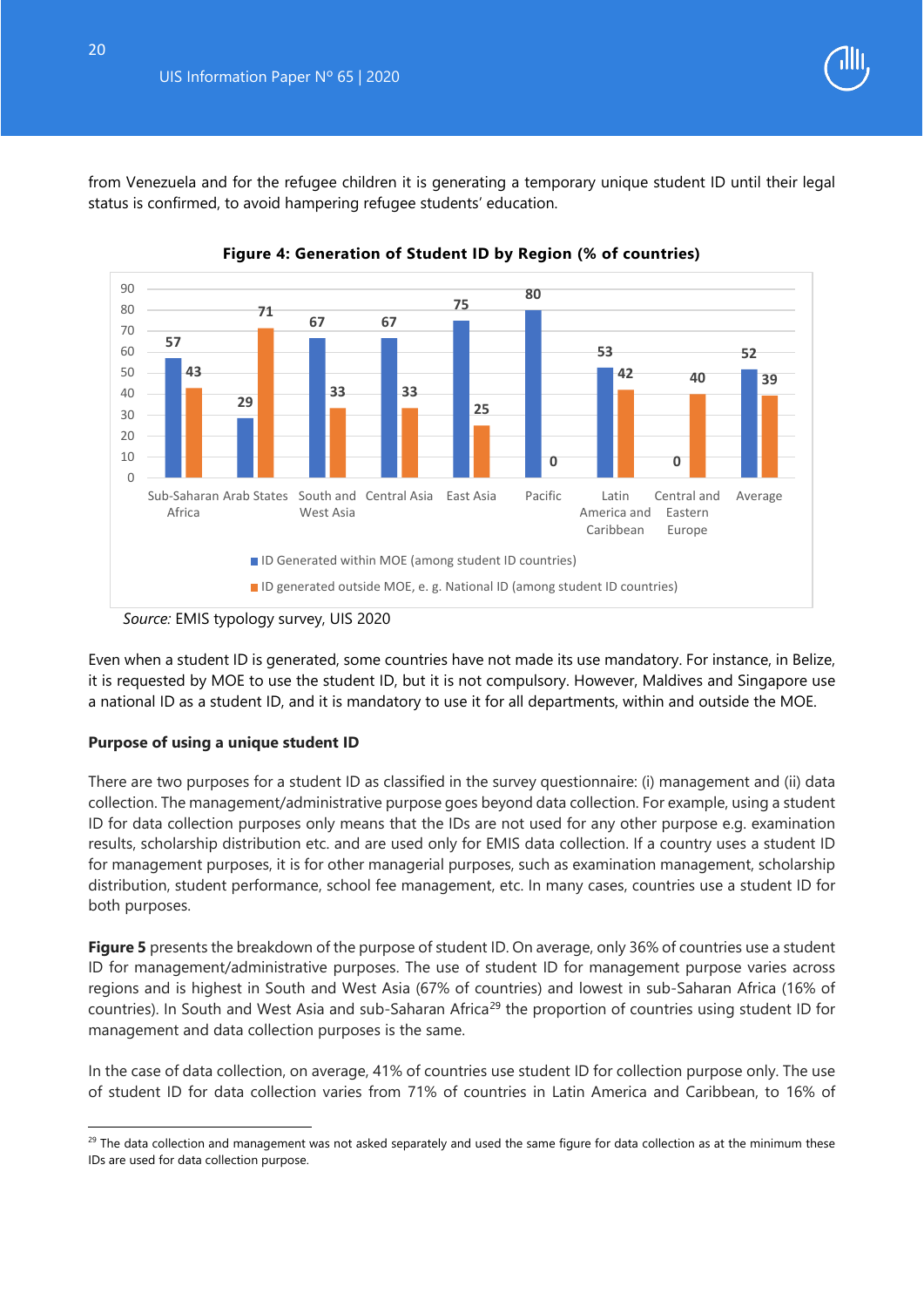from Venezuela and for the refugee children it is generating a temporary unique student ID until their legal status is confirmed, to avoid hampering refugee students' education.

**Figure 4: Generation of Student ID by Region (% of countries)**

| Region | ID Generated within MOE (among student ID countries) | ID generated outside MOE, e. g. National ID (among student ID countries) |
|---|---|---|
| Sub-Saharan Africa | 57 | 43 |
| Arab States | 29 | 71 |
| South and West Asia | 67 | 33 |
| Central Asia | 67 | 33 |
| East Asia | 75 | 25 |
| Pacific | 80 | 0 |
| Latin America and Caribbean | 53 | 42 |
| Central and Eastern Europe | 0 | 40 |
| Average | 52 | 39 |

*Source:* EMIS typology survey, UIS 2020

Even when a student ID is generated, some countries have not made its use mandatory. For instance, in Belize, it is requested by MOE to use the student ID, but it is not compulsory. However, Maldives and Singapore use a national ID as a student ID, and it is mandatory to use it for all departments, within and outside the MOE.

**Purpose of using a unique student ID**

There are two purposes for a student ID as classified in the survey questionnaire: (i) management and (ii) data collection. The management/administrative purpose goes beyond data collection. For example, using a student ID for data collection purposes only means that the IDs are not used for any other purpose e.g. examination results, scholarship distribution etc. and are used only for EMIS data collection. If a country uses a student ID for management purposes, it is for other managerial purposes, such as examination management, scholarship distribution, student performance, school fee management, etc. In many cases, countries use a student ID for both purposes.

**Figure 5** presents the breakdown of the purpose of student ID. On average, only 36% of countries use a student ID for management/administrative purposes. The use of student ID for management purpose varies across regions and is highest in South and West Asia (67% of countries) and lowest in sub-Saharan Africa (16% of countries). In South and West Asia and sub-Saharan Africa[29] the proportion of countries using student ID for management and data collection purposes is the same.

In the case of data collection, on average, 41% of countries use student ID for collection purpose only. The use of student ID for data collection varies from 71% of countries in Latin America and Caribbean, to 16% of

[29] The data collection and management was not asked separately and used the same figure for data collection as at the minimum these IDs are used for data collection purpose.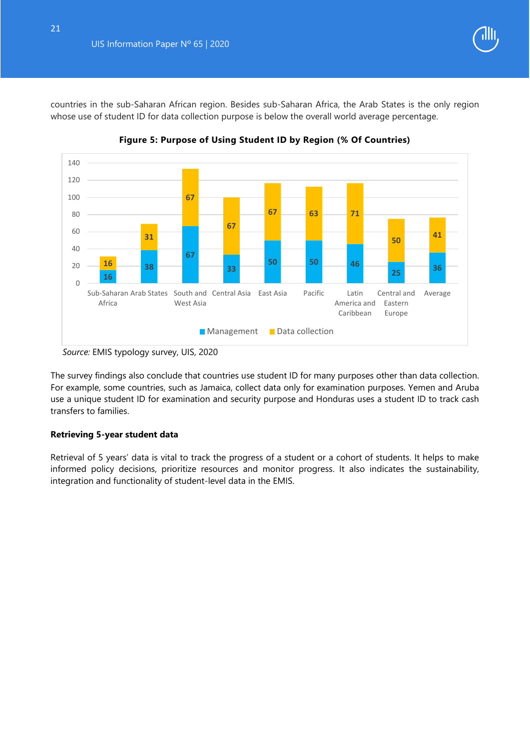countries in the sub-Saharan African region. Besides sub-Saharan Africa, the Arab States is the only region whose use of student ID for data collection purpose is below the overall world average percentage.

**Figure 5: Purpose of Using Student ID by Region (% Of Countries)**

| Region | Management | Data collection |
|---|---|---|
| Sub-Saharan Africa | 16 | 16 |
| Arab States | 38 | 31 |
| South and West Asia | 67 | 67 |
| Central Asia | 33 | 67 |
| East Asia | 50 | 67 |
| Pacific | 50 | 63 |
| Latin America and Caribbean | 46 | 71 |
| Central and Eastern Europe | 25 | 50 |
| Average | 36 | 41 |

*Source:* EMIS typology survey, UIS, 2020

The survey findings also conclude that countries use student ID for many purposes other than data collection. For example, some countries, such as Jamaica, collect data only for examination purposes. Yemen and Aruba use a unique student ID for examination and security purpose and Honduras uses a student ID to track cash transfers to families.

**Retrieving 5-year student data**

Retrieval of 5 years' data is vital to track the progress of a student or a cohort of students. It helps to make informed policy decisions, prioritize resources and monitor progress. It also indicates the sustainability, integration and functionality of student-level data in the EMIS.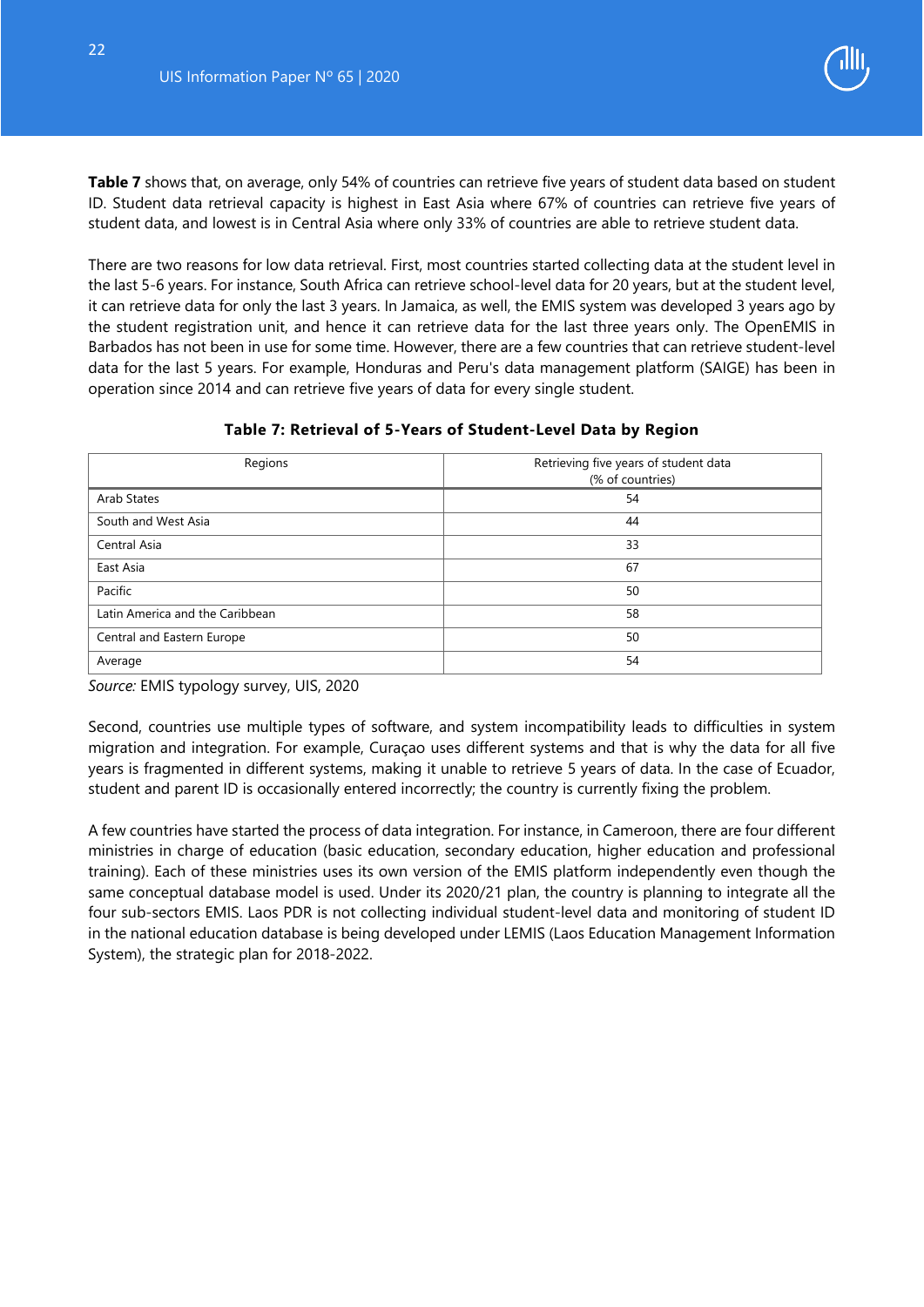**Table 7** shows that, on average, only 54% of countries can retrieve five years of student data based on student ID. Student data retrieval capacity is highest in East Asia where 67% of countries can retrieve five years of student data, and lowest is in Central Asia where only 33% of countries are able to retrieve student data.

There are two reasons for low data retrieval. First, most countries started collecting data at the student level in the last 5-6 years. For instance, South Africa can retrieve school-level data for 20 years, but at the student level, it can retrieve data for only the last 3 years. In Jamaica, as well, the EMIS system was developed 3 years ago by the student registration unit, and hence it can retrieve data for the last three years only. The OpenEMIS in Barbados has not been in use for some time. However, there are a few countries that can retrieve student-level data for the last 5 years. For example, Honduras and Peru's data management platform (SAIGE) has been in operation since 2014 and can retrieve five years of data for every single student.

**Table 7: Retrieval of 5-Years of Student-Level Data by Region**

| Regions | Retrieving five years of student data (% of countries) |
|---|---|
| Arab States | 54 |
| South and West Asia | 44 |
| Central Asia | 33 |
| East Asia | 67 |
| Pacific | 50 |
| Latin America and the Caribbean | 58 |
| Central and Eastern Europe | 50 |
| Average | 54 |

*Source:* EMIS typology survey, UIS, 2020

Second, countries use multiple types of software, and system incompatibility leads to difficulties in system migration and integration. For example, Curaçao uses different systems and that is why the data for all five years is fragmented in different systems, making it unable to retrieve 5 years of data. In the case of Ecuador, student and parent ID is occasionally entered incorrectly; the country is currently fixing the problem.

A few countries have started the process of data integration. For instance, in Cameroon, there are four different ministries in charge of education (basic education, secondary education, higher education and professional training). Each of these ministries uses its own version of the EMIS platform independently even though the same conceptual database model is used. Under its 2020/21 plan, the country is planning to integrate all the four sub-sectors EMIS. Laos PDR is not collecting individual student-level data and monitoring of student ID in the national education database is being developed under LEMIS (Laos Education Management Information System), the strategic plan for 2018-2022.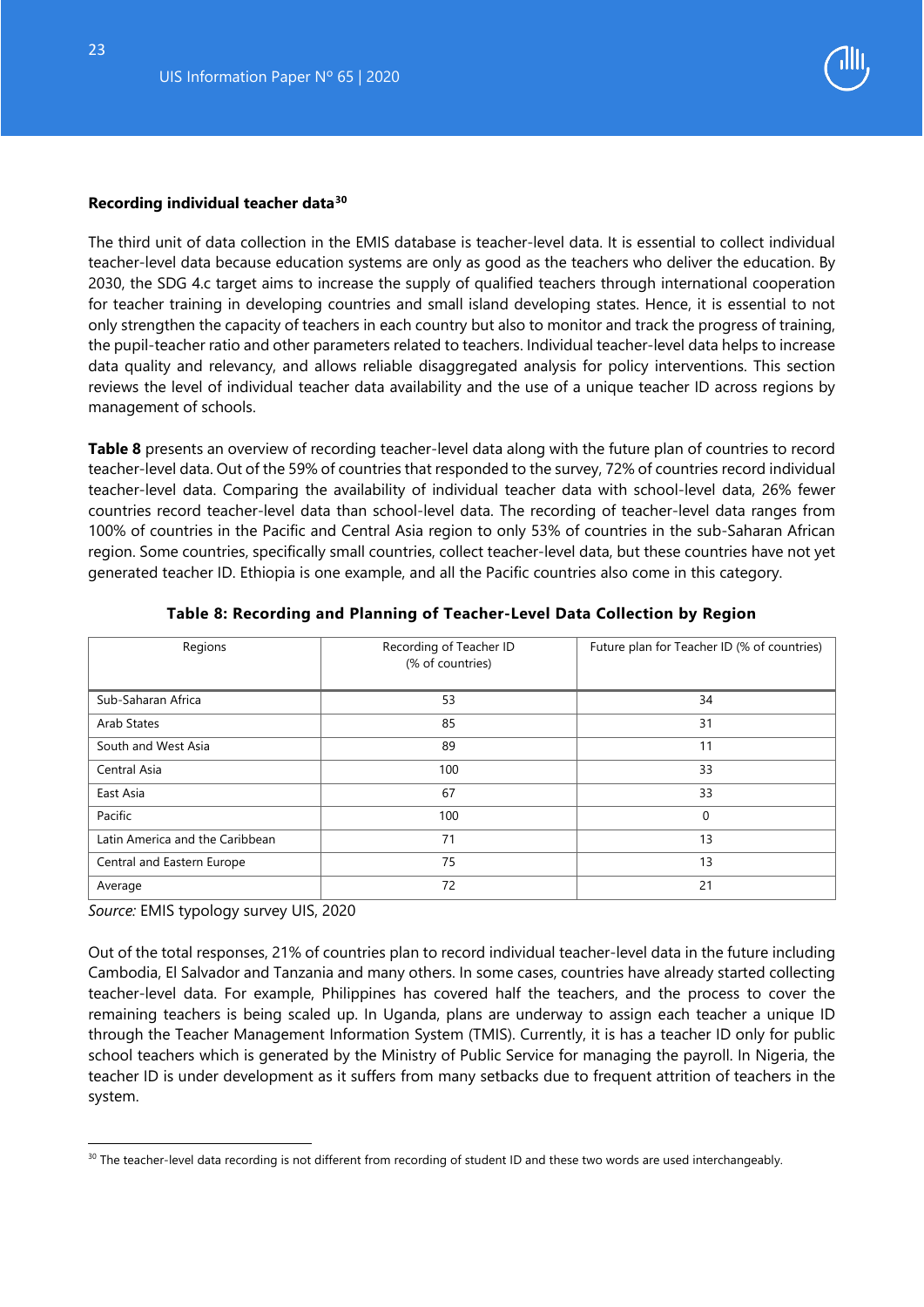**Recording individual teacher data**[30]

The third unit of data collection in the EMIS database is teacher-level data. It is essential to collect individual teacher-level data because education systems are only as good as the teachers who deliver the education. By 2030, the SDG 4.c target aims to increase the supply of qualified teachers through international cooperation for teacher training in developing countries and small island developing states. Hence, it is essential to not only strengthen the capacity of teachers in each country but also to monitor and track the progress of training, the pupil-teacher ratio and other parameters related to teachers. Individual teacher-level data helps to increase data quality and relevancy, and allows reliable disaggregated analysis for policy interventions. This section reviews the level of individual teacher data availability and the use of a unique teacher ID across regions by management of schools.

**Table 8** presents an overview of recording teacher-level data along with the future plan of countries to record teacher-level data. Out of the 59% of countries that responded to the survey, 72% of countries record individual teacher-level data. Comparing the availability of individual teacher data with school-level data, 26% fewer countries record teacher-level data than school-level data. The recording of teacher-level data ranges from 100% of countries in the Pacific and Central Asia region to only 53% of countries in the sub-Saharan African region. Some countries, specifically small countries, collect teacher-level data, but these countries have not yet generated teacher ID. Ethiopia is one example, and all the Pacific countries also come in this category.

**Table 8: Recording and Planning of Teacher-Level Data Collection by Region**

| Regions | Recording of Teacher ID (% of countries) | Future plan for Teacher ID (% of countries) |
|---|---|---|
| Sub-Saharan Africa | 53 | 34 |
| Arab States | 85 | 31 |
| South and West Asia | 89 | 11 |
| Central Asia | 100 | 33 |
| East Asia | 67 | 33 |
| Pacific | 100 | 0 |
| Latin America and the Caribbean | 71 | 13 |
| Central and Eastern Europe | 75 | 13 |
| Average | 72 | 21 |

*Source:* EMIS typology survey UIS, 2020

Out of the total responses, 21% of countries plan to record individual teacher-level data in the future including Cambodia, El Salvador and Tanzania and many others. In some cases, countries have already started collecting teacher-level data. For example, Philippines has covered half the teachers, and the process to cover the remaining teachers is being scaled up. In Uganda, plans are underway to assign each teacher a unique ID through the Teacher Management Information System (TMIS). Currently, it is has a teacher ID only for public school teachers which is generated by the Ministry of Public Service for managing the payroll. In Nigeria, the teacher ID is under development as it suffers from many setbacks due to frequent attrition of teachers in the system.

[30] The teacher-level data recording is not different from recording of student ID and these two words are used interchangeably.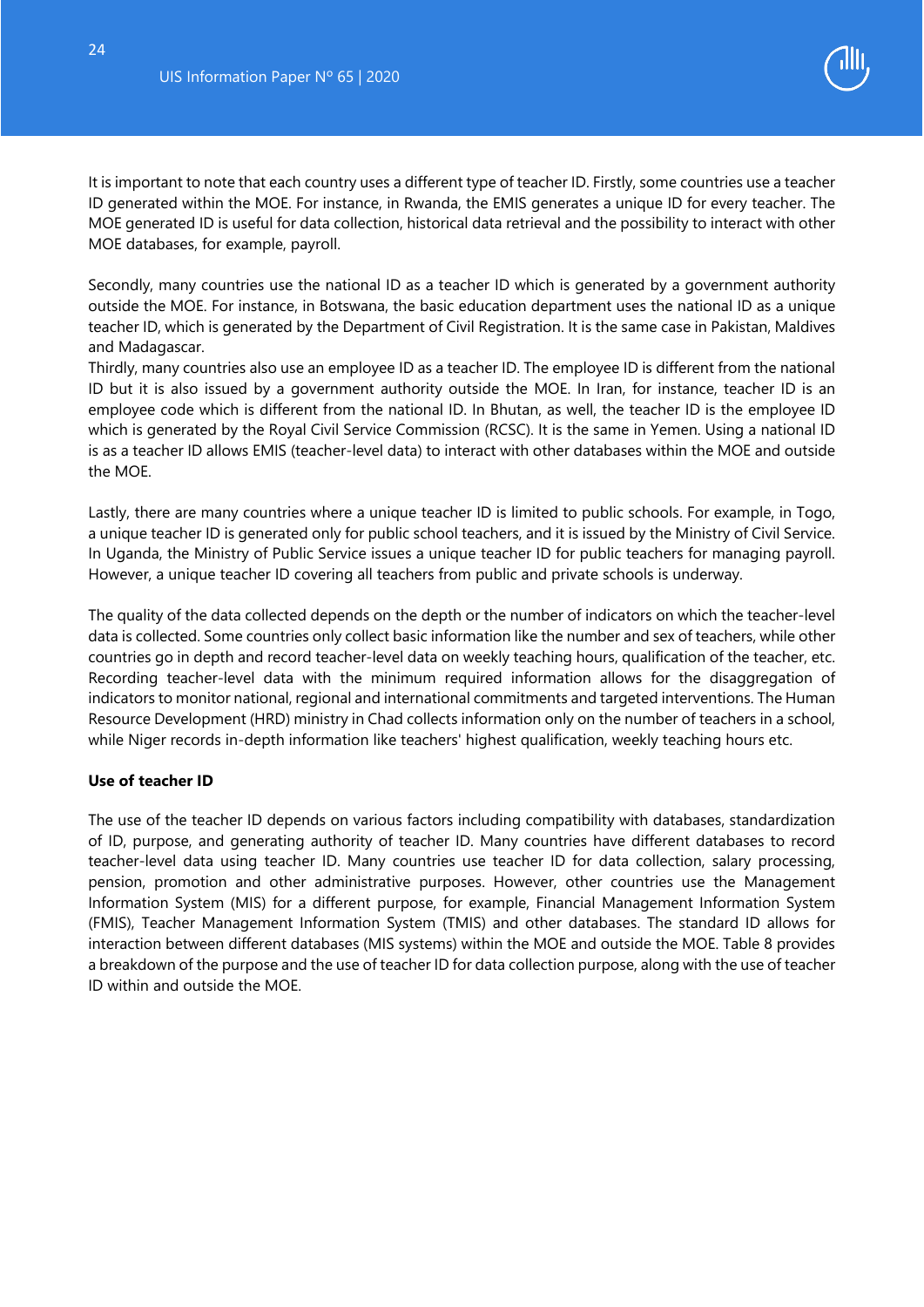It is important to note that each country uses a different type of teacher ID. Firstly, some countries use a teacher ID generated within the MOE. For instance, in Rwanda, the EMIS generates a unique ID for every teacher. The MOE generated ID is useful for data collection, historical data retrieval and the possibility to interact with other MOE databases, for example, payroll.

Secondly, many countries use the national ID as a teacher ID which is generated by a government authority outside the MOE. For instance, in Botswana, the basic education department uses the national ID as a unique teacher ID, which is generated by the Department of Civil Registration. It is the same case in Pakistan, Maldives and Madagascar.

Thirdly, many countries also use an employee ID as a teacher ID. The employee ID is different from the national ID but it is also issued by a government authority outside the MOE. In Iran, for instance, teacher ID is an employee code which is different from the national ID. In Bhutan, as well, the teacher ID is the employee ID which is generated by the Royal Civil Service Commission (RCSC). It is the same in Yemen. Using a national ID is as a teacher ID allows EMIS (teacher-level data) to interact with other databases within the MOE and outside the MOE.

Lastly, there are many countries where a unique teacher ID is limited to public schools. For example, in Togo, a unique teacher ID is generated only for public school teachers, and it is issued by the Ministry of Civil Service. In Uganda, the Ministry of Public Service issues a unique teacher ID for public teachers for managing payroll. However, a unique teacher ID covering all teachers from public and private schools is underway.

The quality of the data collected depends on the depth or the number of indicators on which the teacher-level data is collected. Some countries only collect basic information like the number and sex of teachers, while other countries go in depth and record teacher-level data on weekly teaching hours, qualification of the teacher, etc. Recording teacher-level data with the minimum required information allows for the disaggregation of indicators to monitor national, regional and international commitments and targeted interventions. The Human Resource Development (HRD) ministry in Chad collects information only on the number of teachers in a school, while Niger records in-depth information like teachers' highest qualification, weekly teaching hours etc.

**Use of teacher ID**

The use of the teacher ID depends on various factors including compatibility with databases, standardization of ID, purpose, and generating authority of teacher ID. Many countries have different databases to record teacher-level data using teacher ID. Many countries use teacher ID for data collection, salary processing, pension, promotion and other administrative purposes. However, other countries use the Management Information System (MIS) for a different purpose, for example, Financial Management Information System (FMIS), Teacher Management Information System (TMIS) and other databases. The standard ID allows for interaction between different databases (MIS systems) within the MOE and outside the MOE. Table 8 provides a breakdown of the purpose and the use of teacher ID for data collection purpose, along with the use of teacher ID within and outside the MOE.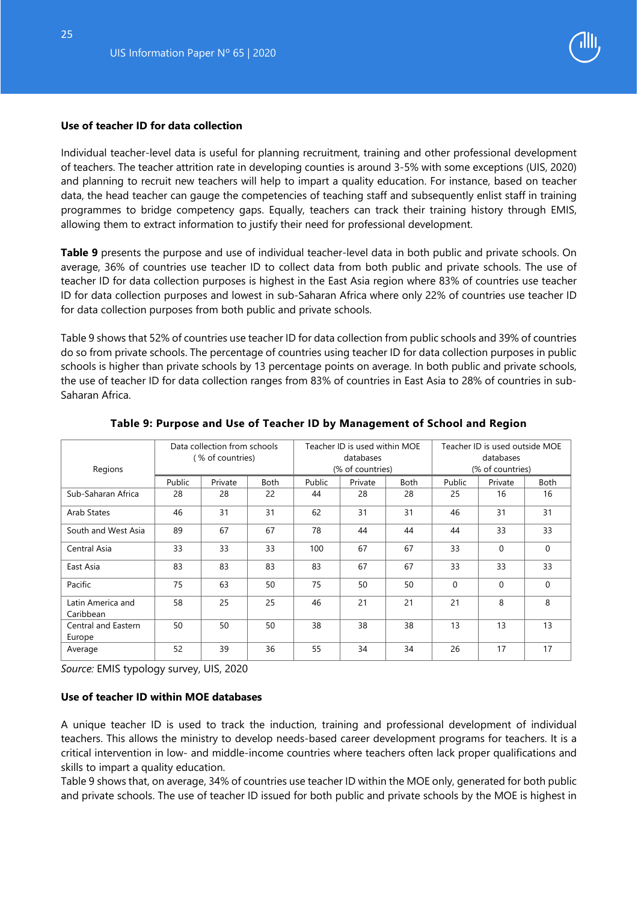**Use of teacher ID for data collection**

Individual teacher-level data is useful for planning recruitment, training and other professional development of teachers. The teacher attrition rate in developing counties is around 3-5% with some exceptions (UIS, 2020) and planning to recruit new teachers will help to impart a quality education. For instance, based on teacher data, the head teacher can gauge the competencies of teaching staff and subsequently enlist staff in training programmes to bridge competency gaps. Equally, teachers can track their training history through EMIS, allowing them to extract information to justify their need for professional development.

**Table 9** presents the purpose and use of individual teacher-level data in both public and private schools. On average, 36% of countries use teacher ID to collect data from both public and private schools. The use of teacher ID for data collection purposes is highest in the East Asia region where 83% of countries use teacher ID for data collection purposes and lowest in sub-Saharan Africa where only 22% of countries use teacher ID for data collection purposes from both public and private schools.

Table 9 shows that 52% of countries use teacher ID for data collection from public schools and 39% of countries do so from private schools. The percentage of countries using teacher ID for data collection purposes in public schools is higher than private schools by 13 percentage points on average. In both public and private schools, the use of teacher ID for data collection ranges from 83% of countries in East Asia to 28% of countries in sub-Saharan Africa.

**Table 9: Purpose and Use of Teacher ID by Management of School and Region**

| Regions | Data collection from schools ( % of countries) | | | Teacher ID is used within MOE databases (% of countries) | | | Teacher ID is used outside MOE databases (% of countries) | | |
|---|---|---|---|---|---|---|---|---|---|
| | Public | Private | Both | Public | Private | Both | Public | Private | Both |
| Sub-Saharan Africa | 28 | 28 | 22 | 44 | 28 | 28 | 25 | 16 | 16 |
| Arab States | 46 | 31 | 31 | 62 | 31 | 31 | 46 | 31 | 31 |
| South and West Asia | 89 | 67 | 67 | 78 | 44 | 44 | 44 | 33 | 33 |
| Central Asia | 33 | 33 | 33 | 100 | 67 | 67 | 33 | 0 | 0 |
| East Asia | 83 | 83 | 83 | 83 | 67 | 67 | 33 | 33 | 33 |
| Pacific | 75 | 63 | 50 | 75 | 50 | 50 | 0 | 0 | 0 |
| Latin America and Caribbean | 58 | 25 | 25 | 46 | 21 | 21 | 21 | 8 | 8 |
| Central and Eastern Europe | 50 | 50 | 50 | 38 | 38 | 38 | 13 | 13 | 13 |
| Average | 52 | 39 | 36 | 55 | 34 | 34 | 26 | 17 | 17 |

*Source:* EMIS typology survey, UIS, 2020

**Use of teacher ID within MOE databases**

A unique teacher ID is used to track the induction, training and professional development of individual teachers. This allows the ministry to develop needs-based career development programs for teachers. It is a critical intervention in low- and middle-income countries where teachers often lack proper qualifications and skills to impart a quality education.

Table 9 shows that, on average, 34% of countries use teacher ID within the MOE only, generated for both public and private schools. The use of teacher ID issued for both public and private schools by the MOE is highest in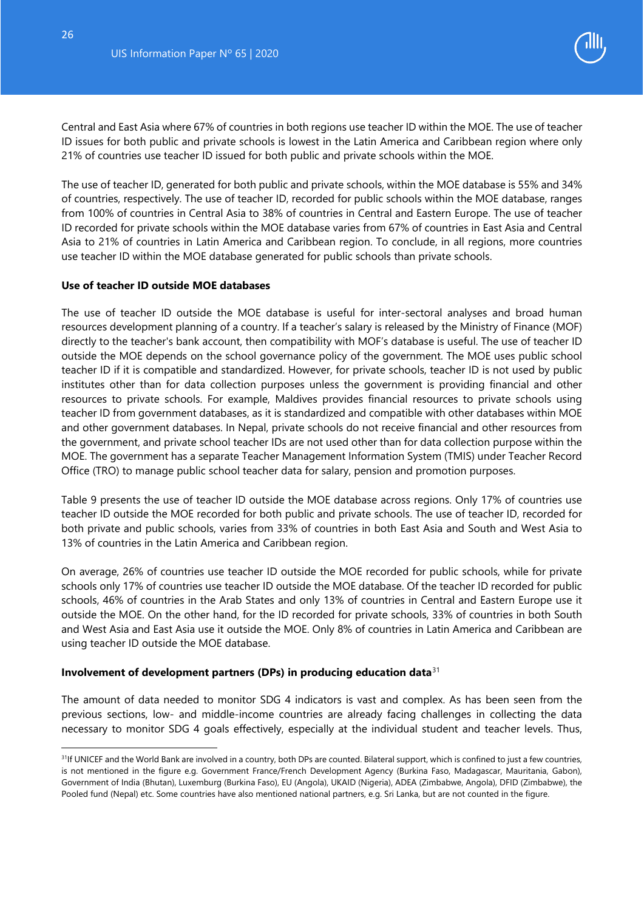Central and East Asia where 67% of countries in both regions use teacher ID within the MOE. The use of teacher ID issues for both public and private schools is lowest in the Latin America and Caribbean region where only 21% of countries use teacher ID issued for both public and private schools within the MOE.

The use of teacher ID, generated for both public and private schools, within the MOE database is 55% and 34% of countries, respectively. The use of teacher ID, recorded for public schools within the MOE database, ranges from 100% of countries in Central Asia to 38% of countries in Central and Eastern Europe. The use of teacher ID recorded for private schools within the MOE database varies from 67% of countries in East Asia and Central Asia to 21% of countries in Latin America and Caribbean region. To conclude, in all regions, more countries use teacher ID within the MOE database generated for public schools than private schools.

**Use of teacher ID outside MOE databases**

The use of teacher ID outside the MOE database is useful for inter-sectoral analyses and broad human resources development planning of a country. If a teacher's salary is released by the Ministry of Finance (MOF) directly to the teacher's bank account, then compatibility with MOF's database is useful. The use of teacher ID outside the MOE depends on the school governance policy of the government. The MOE uses public school teacher ID if it is compatible and standardized. However, for private schools, teacher ID is not used by public institutes other than for data collection purposes unless the government is providing financial and other resources to private schools. For example, Maldives provides financial resources to private schools using teacher ID from government databases, as it is standardized and compatible with other databases within MOE and other government databases. In Nepal, private schools do not receive financial and other resources from the government, and private school teacher IDs are not used other than for data collection purpose within the MOE. The government has a separate Teacher Management Information System (TMIS) under Teacher Record Office (TRO) to manage public school teacher data for salary, pension and promotion purposes.

Table 9 presents the use of teacher ID outside the MOE database across regions. Only 17% of countries use teacher ID outside the MOE recorded for both public and private schools. The use of teacher ID, recorded for both private and public schools, varies from 33% of countries in both East Asia and South and West Asia to 13% of countries in the Latin America and Caribbean region.

On average, 26% of countries use teacher ID outside the MOE recorded for public schools, while for private schools only 17% of countries use teacher ID outside the MOE database. Of the teacher ID recorded for public schools, 46% of countries in the Arab States and only 13% of countries in Central and Eastern Europe use it outside the MOE. On the other hand, for the ID recorded for private schools, 33% of countries in both South and West Asia and East Asia use it outside the MOE. Only 8% of countries in Latin America and Caribbean are using teacher ID outside the MOE database.

**Involvement of development partners (DPs) in producing education data**[31]

The amount of data needed to monitor SDG 4 indicators is vast and complex. As has been seen from the previous sections, low- and middle-income countries are already facing challenges in collecting the data necessary to monitor SDG 4 goals effectively, especially at the individual student and teacher levels. Thus,

[31] If UNICEF and the World Bank are involved in a country, both DPs are counted. Bilateral support, which is confined to just a few countries, is not mentioned in the figure e.g. Government France/French Development Agency (Burkina Faso, Madagascar, Mauritania, Gabon), Government of India (Bhutan), Luxemburg (Burkina Faso), EU (Angola), UKAID (Nigeria), ADEA (Zimbabwe, Angola), DFID (Zimbabwe), the Pooled fund (Nepal) etc. Some countries have also mentioned national partners, e.g. Sri Lanka, but are not counted in the figure.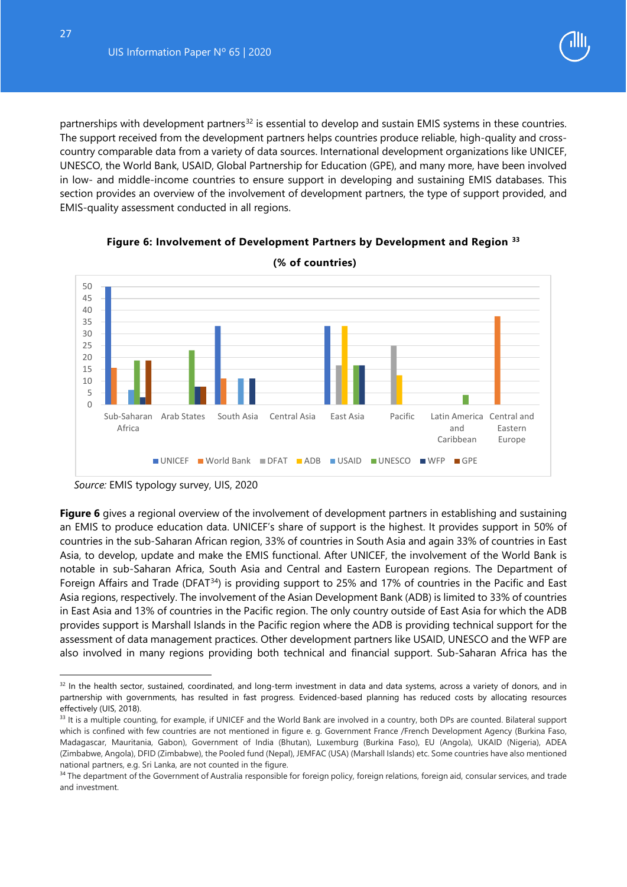partnerships with development partners[32] is essential to develop and sustain EMIS systems in these countries. The support received from the development partners helps countries produce reliable, high-quality and cross-country comparable data from a variety of data sources. International development organizations like UNICEF, UNESCO, the World Bank, USAID, Global Partnership for Education (GPE), and many more, have been involved in low- and middle-income countries to ensure support in developing and sustaining EMIS databases. This section provides an overview of the involvement of development partners, the type of support provided, and EMIS-quality assessment conducted in all regions.

**Figure 6: Involvement of Development Partners by Development and Region [33]**

**(% of countries)**

*Source:* EMIS typology survey, UIS, 2020

**Figure 6** gives a regional overview of the involvement of development partners in establishing and sustaining an EMIS to produce education data. UNICEF's share of support is the highest. It provides support in 50% of countries in the sub-Saharan African region, 33% of countries in South Asia and again 33% of countries in East Asia, to develop, update and make the EMIS functional. After UNICEF, the involvement of the World Bank is notable in sub-Saharan Africa, South Asia and Central and Eastern European regions. The Department of Foreign Affairs and Trade (DFAT[34]) is providing support to 25% and 17% of countries in the Pacific and East Asia regions, respectively. The involvement of the Asian Development Bank (ADB) is limited to 33% of countries in East Asia and 13% of countries in the Pacific region. The only country outside of East Asia for which the ADB provides support is Marshall Islands in the Pacific region where the ADB is providing technical support for the assessment of data management practices. Other development partners like USAID, UNESCO and the WFP are also involved in many regions providing both technical and financial support. Sub-Saharan Africa has the

---

[32] In the health sector, sustained, coordinated, and long-term investment in data and data systems, across a variety of donors, and in partnership with governments, has resulted in fast progress. Evidenced-based planning has reduced costs by allocating resources effectively (UIS, 2018).

[33] It is a multiple counting, for example, if UNICEF and the World Bank are involved in a country, both DPs are counted. Bilateral support which is confined with few countries are not mentioned in figure e. g. Government France /French Development Agency (Burkina Faso, Madagascar, Mauritania, Gabon), Government of India (Bhutan), Luxemburg (Burkina Faso), EU (Angola), UKAID (Nigeria), ADEA (Zimbabwe, Angola), DFID (Zimbabwe), the Pooled fund (Nepal), JEMFAC (USA) (Marshall Islands) etc. Some countries have also mentioned national partners, e.g. Sri Lanka, are not counted in the figure.

[34] The department of the Government of Australia responsible for foreign policy, foreign relations, foreign aid, consular services, and trade and investment.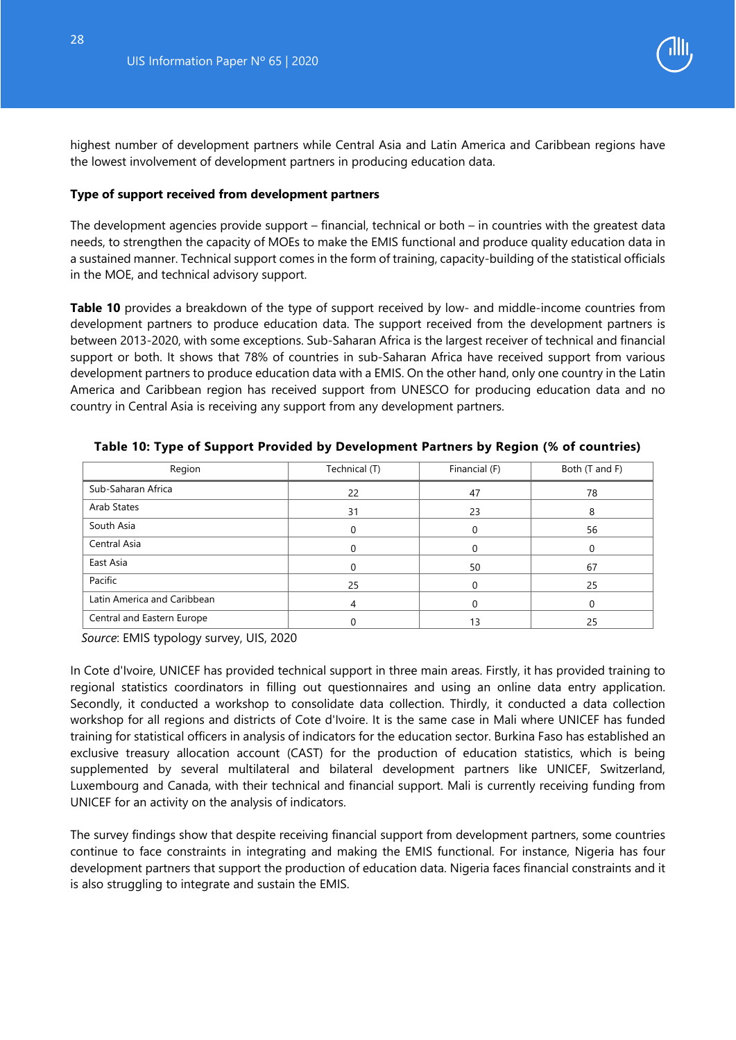highest number of development partners while Central Asia and Latin America and Caribbean regions have the lowest involvement of development partners in producing education data.

**Type of support received from development partners**

The development agencies provide support – financial, technical or both – in countries with the greatest data needs, to strengthen the capacity of MOEs to make the EMIS functional and produce quality education data in a sustained manner. Technical support comes in the form of training, capacity-building of the statistical officials in the MOE, and technical advisory support.

**Table 10** provides a breakdown of the type of support received by low- and middle-income countries from development partners to produce education data. The support received from the development partners is between 2013-2020, with some exceptions. Sub-Saharan Africa is the largest receiver of technical and financial support or both. It shows that 78% of countries in sub-Saharan Africa have received support from various development partners to produce education data with a EMIS. On the other hand, only one country in the Latin America and Caribbean region has received support from UNESCO for producing education data and no country in Central Asia is receiving any support from any development partners.

**Table 10: Type of Support Provided by Development Partners by Region (% of countries)**

| Region | Technical (T) | Financial (F) | Both (T and F) |
|---|---|---|---|
| Sub-Saharan Africa | 22 | 47 | 78 |
| Arab States | 31 | 23 | 8 |
| South Asia | 0 | 0 | 56 |
| Central Asia | 0 | 0 | 0 |
| East Asia | 0 | 50 | 67 |
| Pacific | 25 | 0 | 25 |
| Latin America and Caribbean | 4 | 0 | 0 |
| Central and Eastern Europe | 0 | 13 | 25 |

*Source*: EMIS typology survey, UIS, 2020

In Cote d'Ivoire, UNICEF has provided technical support in three main areas. Firstly, it has provided training to regional statistics coordinators in filling out questionnaires and using an online data entry application. Secondly, it conducted a workshop to consolidate data collection. Thirdly, it conducted a data collection workshop for all regions and districts of Cote d'Ivoire. It is the same case in Mali where UNICEF has funded training for statistical officers in analysis of indicators for the education sector. Burkina Faso has established an exclusive treasury allocation account (CAST) for the production of education statistics, which is being supplemented by several multilateral and bilateral development partners like UNICEF, Switzerland, Luxembourg and Canada, with their technical and financial support. Mali is currently receiving funding from UNICEF for an activity on the analysis of indicators.

The survey findings show that despite receiving financial support from development partners, some countries continue to face constraints in integrating and making the EMIS functional. For instance, Nigeria has four development partners that support the production of education data. Nigeria faces financial constraints and it is also struggling to integrate and sustain the EMIS.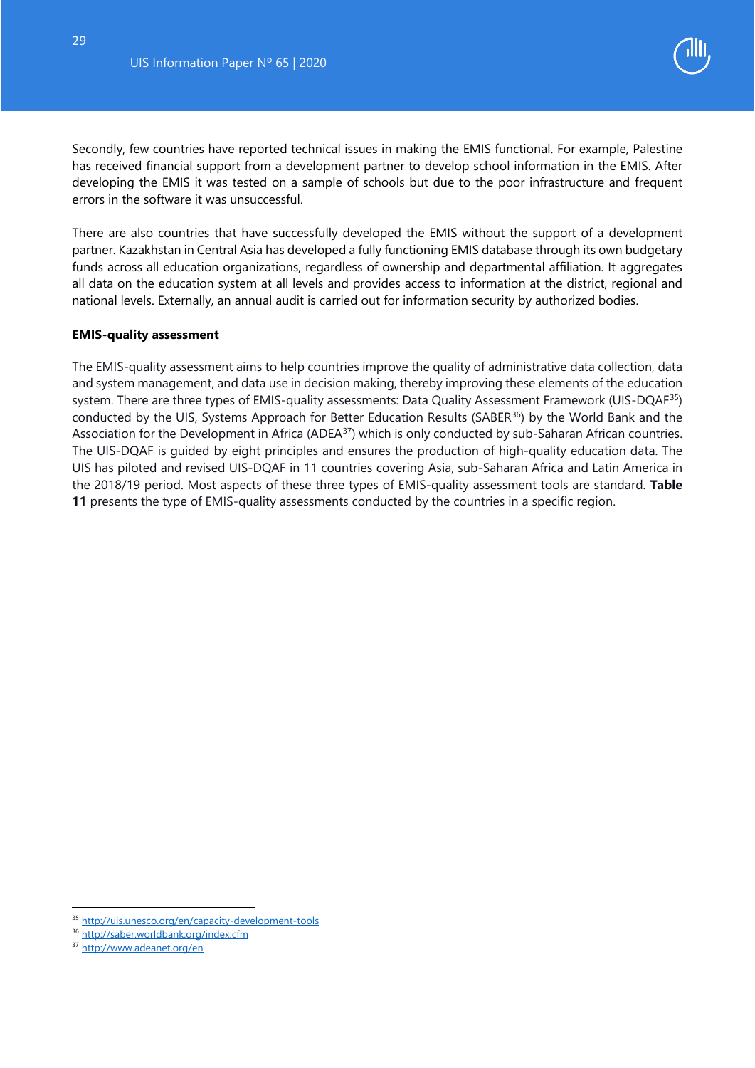Secondly, few countries have reported technical issues in making the EMIS functional. For example, Palestine has received financial support from a development partner to develop school information in the EMIS. After developing the EMIS it was tested on a sample of schools but due to the poor infrastructure and frequent errors in the software it was unsuccessful.

There are also countries that have successfully developed the EMIS without the support of a development partner. Kazakhstan in Central Asia has developed a fully functioning EMIS database through its own budgetary funds across all education organizations, regardless of ownership and departmental affiliation. It aggregates all data on the education system at all levels and provides access to information at the district, regional and national levels. Externally, an annual audit is carried out for information security by authorized bodies.

**EMIS-quality assessment**

The EMIS-quality assessment aims to help countries improve the quality of administrative data collection, data and system management, and data use in decision making, thereby improving these elements of the education system. There are three types of EMIS-quality assessments: Data Quality Assessment Framework (UIS-DQAF[35]) conducted by the UIS, Systems Approach for Better Education Results (SABER[36]) by the World Bank and the Association for the Development in Africa (ADEA[37]) which is only conducted by sub-Saharan African countries. The UIS-DQAF is guided by eight principles and ensures the production of high-quality education data. The UIS has piloted and revised UIS-DQAF in 11 countries covering Asia, sub-Saharan Africa and Latin America in the 2018/19 period. Most aspects of these three types of EMIS-quality assessment tools are standard. **Table 11** presents the type of EMIS-quality assessments conducted by the countries in a specific region.

[35] http://uis.unesco.org/en/capacity-development-tools

[36] http://saber.worldbank.org/index.cfm

[37] http://www.adeanet.org/en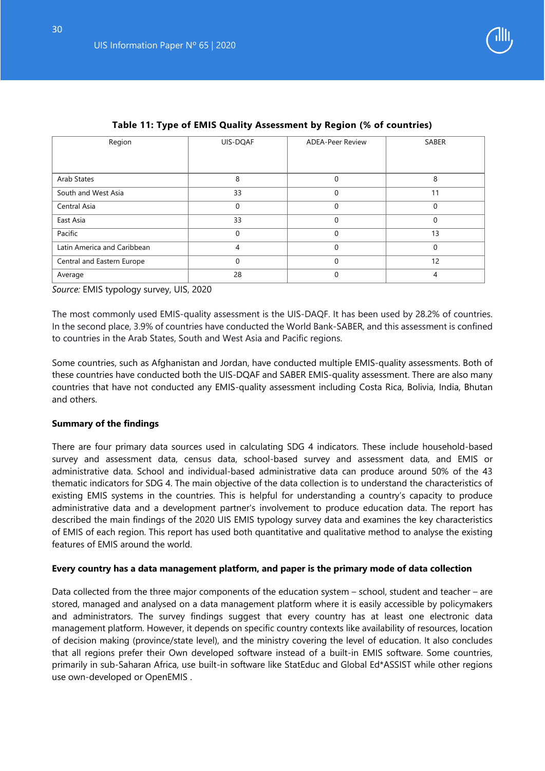**Table 11: Type of EMIS Quality Assessment by Region (% of countries)**

| Region | UIS-DQAF | ADEA-Peer Review | SABER |
|---|---|---|---|
| Arab States | 8 | 0 | 8 |
| South and West Asia | 33 | 0 | 11 |
| Central Asia | 0 | 0 | 0 |
| East Asia | 33 | 0 | 0 |
| Pacific | 0 | 0 | 13 |
| Latin America and Caribbean | 4 | 0 | 0 |
| Central and Eastern Europe | 0 | 0 | 12 |
| Average | 28 | 0 | 4 |

*Source:* EMIS typology survey, UIS, 2020

The most commonly used EMIS-quality assessment is the UIS-DAQF. It has been used by 28.2% of countries. In the second place, 3.9% of countries have conducted the World Bank-SABER, and this assessment is confined to countries in the Arab States, South and West Asia and Pacific regions.

Some countries, such as Afghanistan and Jordan, have conducted multiple EMIS-quality assessments. Both of these countries have conducted both the UIS-DQAF and SABER EMIS-quality assessment. There are also many countries that have not conducted any EMIS-quality assessment including Costa Rica, Bolivia, India, Bhutan and others.

**Summary of the findings**

There are four primary data sources used in calculating SDG 4 indicators. These include household-based survey and assessment data, census data, school-based survey and assessment data, and EMIS or administrative data. School and individual-based administrative data can produce around 50% of the 43 thematic indicators for SDG 4. The main objective of the data collection is to understand the characteristics of existing EMIS systems in the countries. This is helpful for understanding a country's capacity to produce administrative data and a development partner's involvement to produce education data. The report has described the main findings of the 2020 UIS EMIS typology survey data and examines the key characteristics of EMIS of each region. This report has used both quantitative and qualitative method to analyse the existing features of EMIS around the world.

**Every country has a data management platform, and paper is the primary mode of data collection**

Data collected from the three major components of the education system – school, student and teacher – are stored, managed and analysed on a data management platform where it is easily accessible by policymakers and administrators. The survey findings suggest that every country has at least one electronic data management platform. However, it depends on specific country contexts like availability of resources, location of decision making (province/state level), and the ministry covering the level of education. It also concludes that all regions prefer their Own developed software instead of a built-in EMIS software. Some countries, primarily in sub-Saharan Africa, use built-in software like StatEduc and Global Ed*ASSIST while other regions use own-developed or OpenEMIS .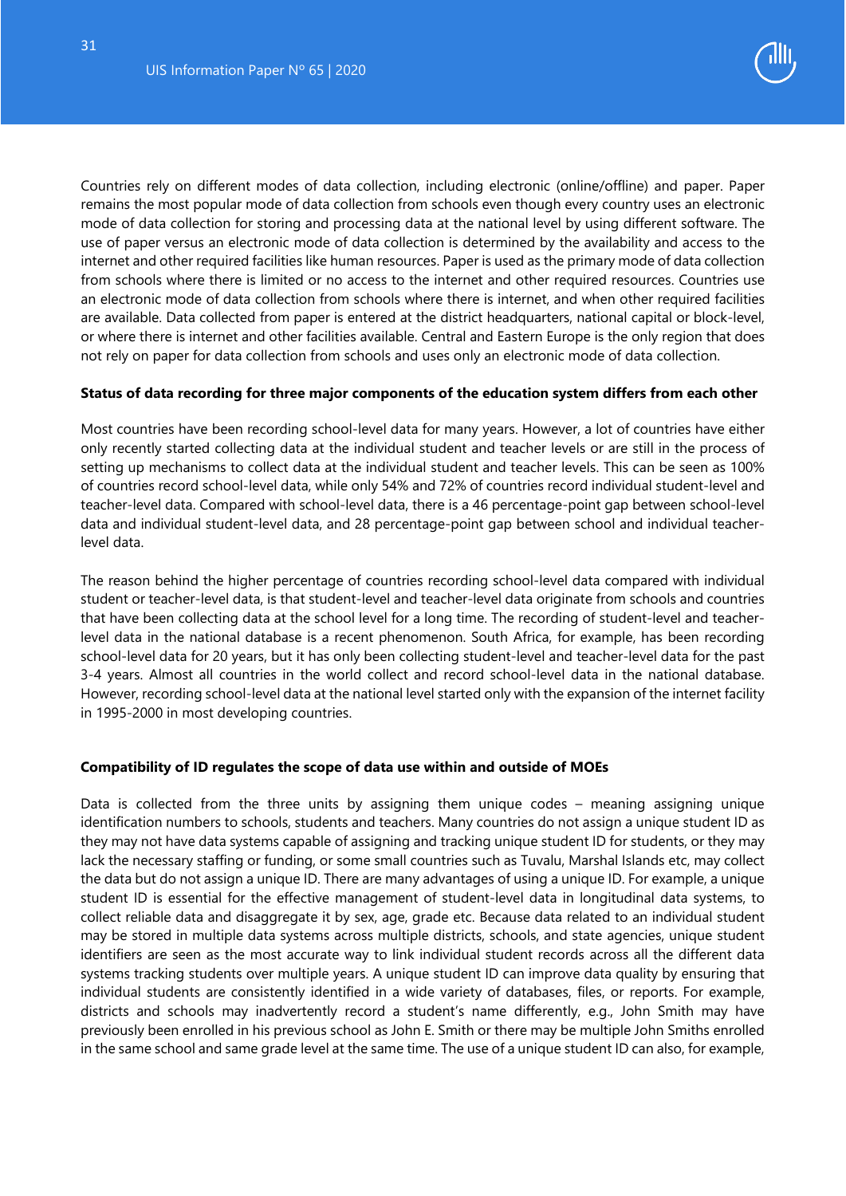Countries rely on different modes of data collection, including electronic (online/offline) and paper. Paper remains the most popular mode of data collection from schools even though every country uses an electronic mode of data collection for storing and processing data at the national level by using different software. The use of paper versus an electronic mode of data collection is determined by the availability and access to the internet and other required facilities like human resources. Paper is used as the primary mode of data collection from schools where there is limited or no access to the internet and other required resources. Countries use an electronic mode of data collection from schools where there is internet, and when other required facilities are available. Data collected from paper is entered at the district headquarters, national capital or block-level, or where there is internet and other facilities available. Central and Eastern Europe is the only region that does not rely on paper for data collection from schools and uses only an electronic mode of data collection.

**Status of data recording for three major components of the education system differs from each other**

Most countries have been recording school-level data for many years. However, a lot of countries have either only recently started collecting data at the individual student and teacher levels or are still in the process of setting up mechanisms to collect data at the individual student and teacher levels. This can be seen as 100% of countries record school-level data, while only 54% and 72% of countries record individual student-level and teacher-level data. Compared with school-level data, there is a 46 percentage-point gap between school-level data and individual student-level data, and 28 percentage-point gap between school and individual teacher-level data.

The reason behind the higher percentage of countries recording school-level data compared with individual student or teacher-level data, is that student-level and teacher-level data originate from schools and countries that have been collecting data at the school level for a long time. The recording of student-level and teacher-level data in the national database is a recent phenomenon. South Africa, for example, has been recording school-level data for 20 years, but it has only been collecting student-level and teacher-level data for the past 3-4 years. Almost all countries in the world collect and record school-level data in the national database. However, recording school-level data at the national level started only with the expansion of the internet facility in 1995-2000 in most developing countries.

**Compatibility of ID regulates the scope of data use within and outside of MOEs**

Data is collected from the three units by assigning them unique codes – meaning assigning unique identification numbers to schools, students and teachers. Many countries do not assign a unique student ID as they may not have data systems capable of assigning and tracking unique student ID for students, or they may lack the necessary staffing or funding, or some small countries such as Tuvalu, Marshal Islands etc, may collect the data but do not assign a unique ID. There are many advantages of using a unique ID. For example, a unique student ID is essential for the effective management of student-level data in longitudinal data systems, to collect reliable data and disaggregate it by sex, age, grade etc. Because data related to an individual student may be stored in multiple data systems across multiple districts, schools, and state agencies, unique student identifiers are seen as the most accurate way to link individual student records across all the different data systems tracking students over multiple years. A unique student ID can improve data quality by ensuring that individual students are consistently identified in a wide variety of databases, files, or reports. For example, districts and schools may inadvertently record a student's name differently, e.g., John Smith may have previously been enrolled in his previous school as John E. Smith or there may be multiple John Smiths enrolled in the same school and same grade level at the same time. The use of a unique student ID can also, for example,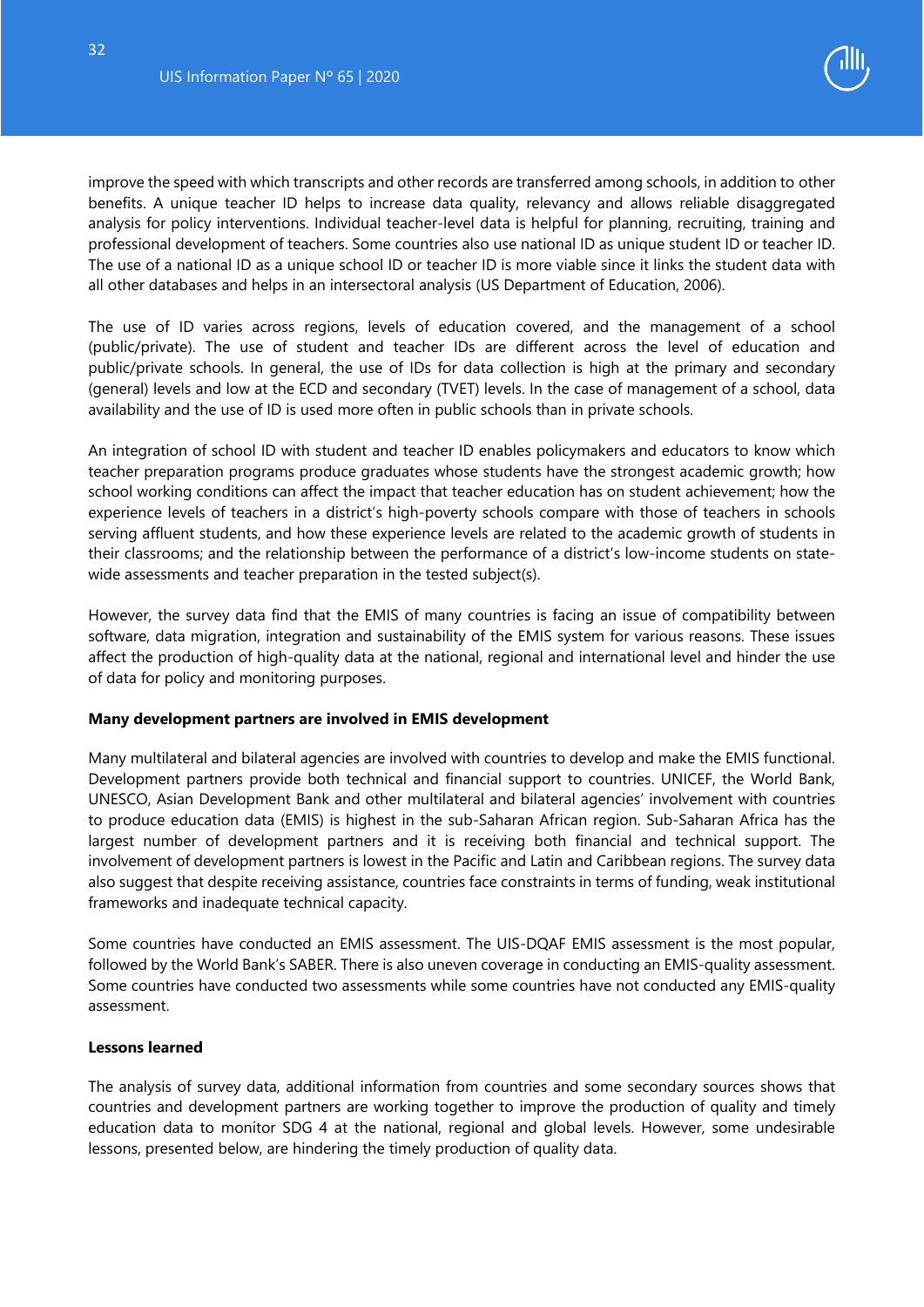improve the speed with which transcripts and other records are transferred among schools, in addition to other benefits. A unique teacher ID helps to increase data quality, relevancy and allows reliable disaggregated analysis for policy interventions. Individual teacher-level data is helpful for planning, recruiting, training and professional development of teachers. Some countries also use national ID as unique student ID or teacher ID. The use of a national ID as a unique school ID or teacher ID is more viable since it links the student data with all other databases and helps in an intersectoral analysis (US Department of Education, 2006).

The use of ID varies across regions, levels of education covered, and the management of a school (public/private). The use of student and teacher IDs are different across the level of education and public/private schools. In general, the use of IDs for data collection is high at the primary and secondary (general) levels and low at the ECD and secondary (TVET) levels. In the case of management of a school, data availability and the use of ID is used more often in public schools than in private schools.

An integration of school ID with student and teacher ID enables policymakers and educators to know which teacher preparation programs produce graduates whose students have the strongest academic growth; how school working conditions can affect the impact that teacher education has on student achievement; how the experience levels of teachers in a district's high-poverty schools compare with those of teachers in schools serving affluent students, and how these experience levels are related to the academic growth of students in their classrooms; and the relationship between the performance of a district's low-income students on state-wide assessments and teacher preparation in the tested subject(s).

However, the survey data find that the EMIS of many countries is facing an issue of compatibility between software, data migration, integration and sustainability of the EMIS system for various reasons. These issues affect the production of high-quality data at the national, regional and international level and hinder the use of data for policy and monitoring purposes.

**Many development partners are involved in EMIS development**

Many multilateral and bilateral agencies are involved with countries to develop and make the EMIS functional. Development partners provide both technical and financial support to countries. UNICEF, the World Bank, UNESCO, Asian Development Bank and other multilateral and bilateral agencies' involvement with countries to produce education data (EMIS) is highest in the sub-Saharan African region. Sub-Saharan Africa has the largest number of development partners and it is receiving both financial and technical support. The involvement of development partners is lowest in the Pacific and Latin and Caribbean regions. The survey data also suggest that despite receiving assistance, countries face constraints in terms of funding, weak institutional frameworks and inadequate technical capacity.

Some countries have conducted an EMIS assessment. The UIS-DQAF EMIS assessment is the most popular, followed by the World Bank's SABER. There is also uneven coverage in conducting an EMIS-quality assessment. Some countries have conducted two assessments while some countries have not conducted any EMIS-quality assessment.

**Lessons learned**

The analysis of survey data, additional information from countries and some secondary sources shows that countries and development partners are working together to improve the production of quality and timely education data to monitor SDG 4 at the national, regional and global levels. However, some undesirable lessons, presented below, are hindering the timely production of quality data.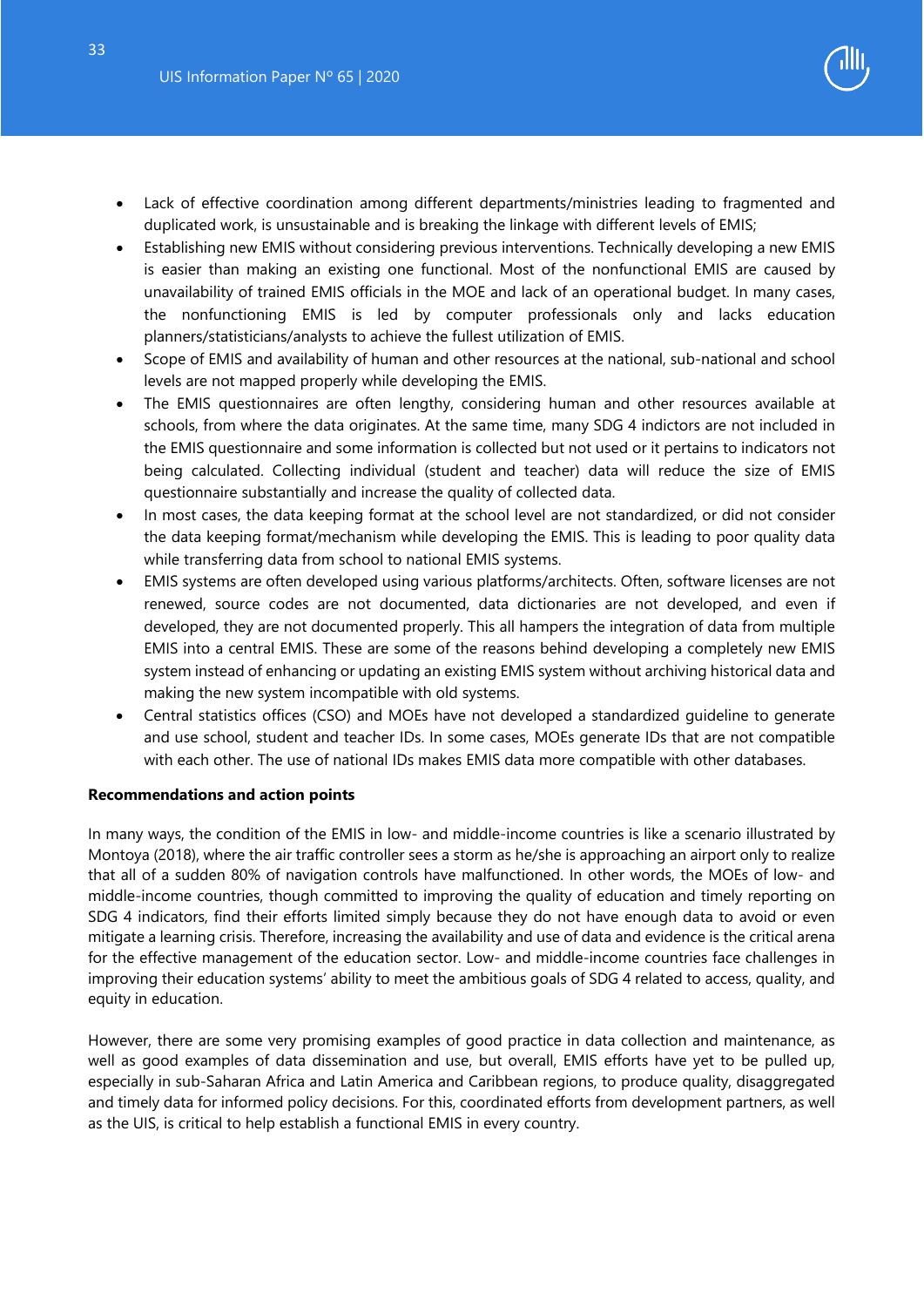- Lack of effective coordination among different departments/ministries leading to fragmented and duplicated work, is unsustainable and is breaking the linkage with different levels of EMIS;
- Establishing new EMIS without considering previous interventions. Technically developing a new EMIS is easier than making an existing one functional. Most of the nonfunctional EMIS are caused by unavailability of trained EMIS officials in the MOE and lack of an operational budget. In many cases, the nonfunctioning EMIS is led by computer professionals only and lacks education planners/statisticians/analysts to achieve the fullest utilization of EMIS.
- Scope of EMIS and availability of human and other resources at the national, sub-national and school levels are not mapped properly while developing the EMIS.
- The EMIS questionnaires are often lengthy, considering human and other resources available at schools, from where the data originates. At the same time, many SDG 4 indictors are not included in the EMIS questionnaire and some information is collected but not used or it pertains to indicators not being calculated. Collecting individual (student and teacher) data will reduce the size of EMIS questionnaire substantially and increase the quality of collected data.
- In most cases, the data keeping format at the school level are not standardized, or did not consider the data keeping format/mechanism while developing the EMIS. This is leading to poor quality data while transferring data from school to national EMIS systems.
- EMIS systems are often developed using various platforms/architects. Often, software licenses are not renewed, source codes are not documented, data dictionaries are not developed, and even if developed, they are not documented properly. This all hampers the integration of data from multiple EMIS into a central EMIS. These are some of the reasons behind developing a completely new EMIS system instead of enhancing or updating an existing EMIS system without archiving historical data and making the new system incompatible with old systems.
- Central statistics offices (CSO) and MOEs have not developed a standardized guideline to generate and use school, student and teacher IDs. In some cases, MOEs generate IDs that are not compatible with each other. The use of national IDs makes EMIS data more compatible with other databases.

**Recommendations and action points**

In many ways, the condition of the EMIS in low- and middle-income countries is like a scenario illustrated by Montoya (2018), where the air traffic controller sees a storm as he/she is approaching an airport only to realize that all of a sudden 80% of navigation controls have malfunctioned. In other words, the MOEs of low- and middle-income countries, though committed to improving the quality of education and timely reporting on SDG 4 indicators, find their efforts limited simply because they do not have enough data to avoid or even mitigate a learning crisis. Therefore, increasing the availability and use of data and evidence is the critical arena for the effective management of the education sector. Low- and middle-income countries face challenges in improving their education systems' ability to meet the ambitious goals of SDG 4 related to access, quality, and equity in education.

However, there are some very promising examples of good practice in data collection and maintenance, as well as good examples of data dissemination and use, but overall, EMIS efforts have yet to be pulled up, especially in sub-Saharan Africa and Latin America and Caribbean regions, to produce quality, disaggregated and timely data for informed policy decisions. For this, coordinated efforts from development partners, as well as the UIS, is critical to help establish a functional EMIS in every country.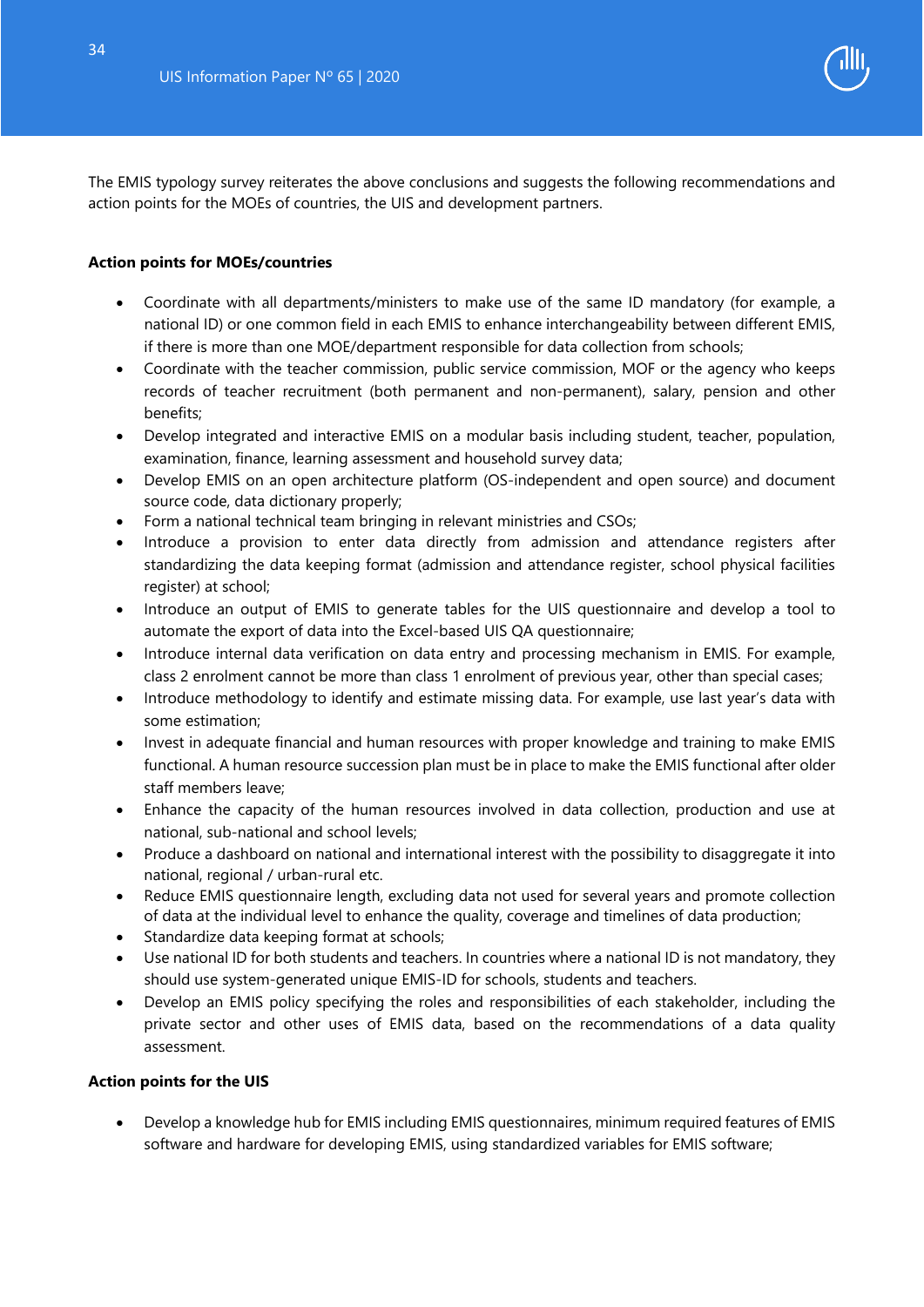The EMIS typology survey reiterates the above conclusions and suggests the following recommendations and action points for the MOEs of countries, the UIS and development partners.

**Action points for MOEs/countries**

- Coordinate with all departments/ministers to make use of the same ID mandatory (for example, a national ID) or one common field in each EMIS to enhance interchangeability between different EMIS, if there is more than one MOE/department responsible for data collection from schools;
- Coordinate with the teacher commission, public service commission, MOF or the agency who keeps records of teacher recruitment (both permanent and non-permanent), salary, pension and other benefits;
- Develop integrated and interactive EMIS on a modular basis including student, teacher, population, examination, finance, learning assessment and household survey data;
- Develop EMIS on an open architecture platform (OS-independent and open source) and document source code, data dictionary properly;
- Form a national technical team bringing in relevant ministries and CSOs;
- Introduce a provision to enter data directly from admission and attendance registers after standardizing the data keeping format (admission and attendance register, school physical facilities register) at school;
- Introduce an output of EMIS to generate tables for the UIS questionnaire and develop a tool to automate the export of data into the Excel-based UIS QA questionnaire;
- Introduce internal data verification on data entry and processing mechanism in EMIS. For example, class 2 enrolment cannot be more than class 1 enrolment of previous year, other than special cases;
- Introduce methodology to identify and estimate missing data. For example, use last year's data with some estimation;
- Invest in adequate financial and human resources with proper knowledge and training to make EMIS functional. A human resource succession plan must be in place to make the EMIS functional after older staff members leave;
- Enhance the capacity of the human resources involved in data collection, production and use at national, sub-national and school levels;
- Produce a dashboard on national and international interest with the possibility to disaggregate it into national, regional / urban-rural etc.
- Reduce EMIS questionnaire length, excluding data not used for several years and promote collection of data at the individual level to enhance the quality, coverage and timelines of data production;
- Standardize data keeping format at schools;
- Use national ID for both students and teachers. In countries where a national ID is not mandatory, they should use system-generated unique EMIS-ID for schools, students and teachers.
- Develop an EMIS policy specifying the roles and responsibilities of each stakeholder, including the private sector and other uses of EMIS data, based on the recommendations of a data quality assessment.

**Action points for the UIS**

- Develop a knowledge hub for EMIS including EMIS questionnaires, minimum required features of EMIS software and hardware for developing EMIS, using standardized variables for EMIS software;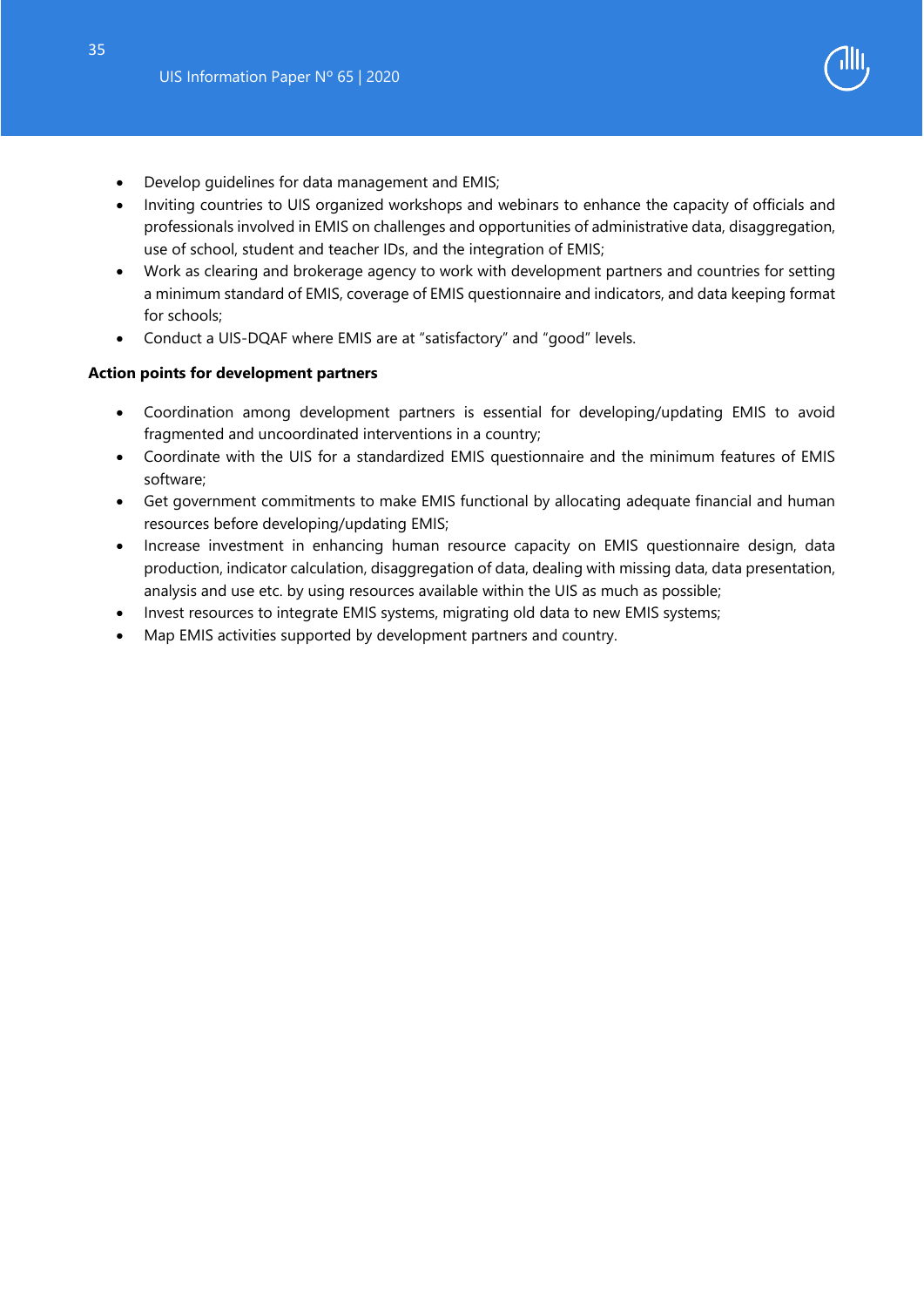- Develop guidelines for data management and EMIS;
- Inviting countries to UIS organized workshops and webinars to enhance the capacity of officials and professionals involved in EMIS on challenges and opportunities of administrative data, disaggregation, use of school, student and teacher IDs, and the integration of EMIS;
- Work as clearing and brokerage agency to work with development partners and countries for setting a minimum standard of EMIS, coverage of EMIS questionnaire and indicators, and data keeping format for schools;
- Conduct a UIS-DQAF where EMIS are at "satisfactory" and "good" levels.

**Action points for development partners**

- Coordination among development partners is essential for developing/updating EMIS to avoid fragmented and uncoordinated interventions in a country;
- Coordinate with the UIS for a standardized EMIS questionnaire and the minimum features of EMIS software;
- Get government commitments to make EMIS functional by allocating adequate financial and human resources before developing/updating EMIS;
- Increase investment in enhancing human resource capacity on EMIS questionnaire design, data production, indicator calculation, disaggregation of data, dealing with missing data, data presentation, analysis and use etc. by using resources available within the UIS as much as possible;
- Invest resources to integrate EMIS systems, migrating old data to new EMIS systems;
- Map EMIS activities supported by development partners and country.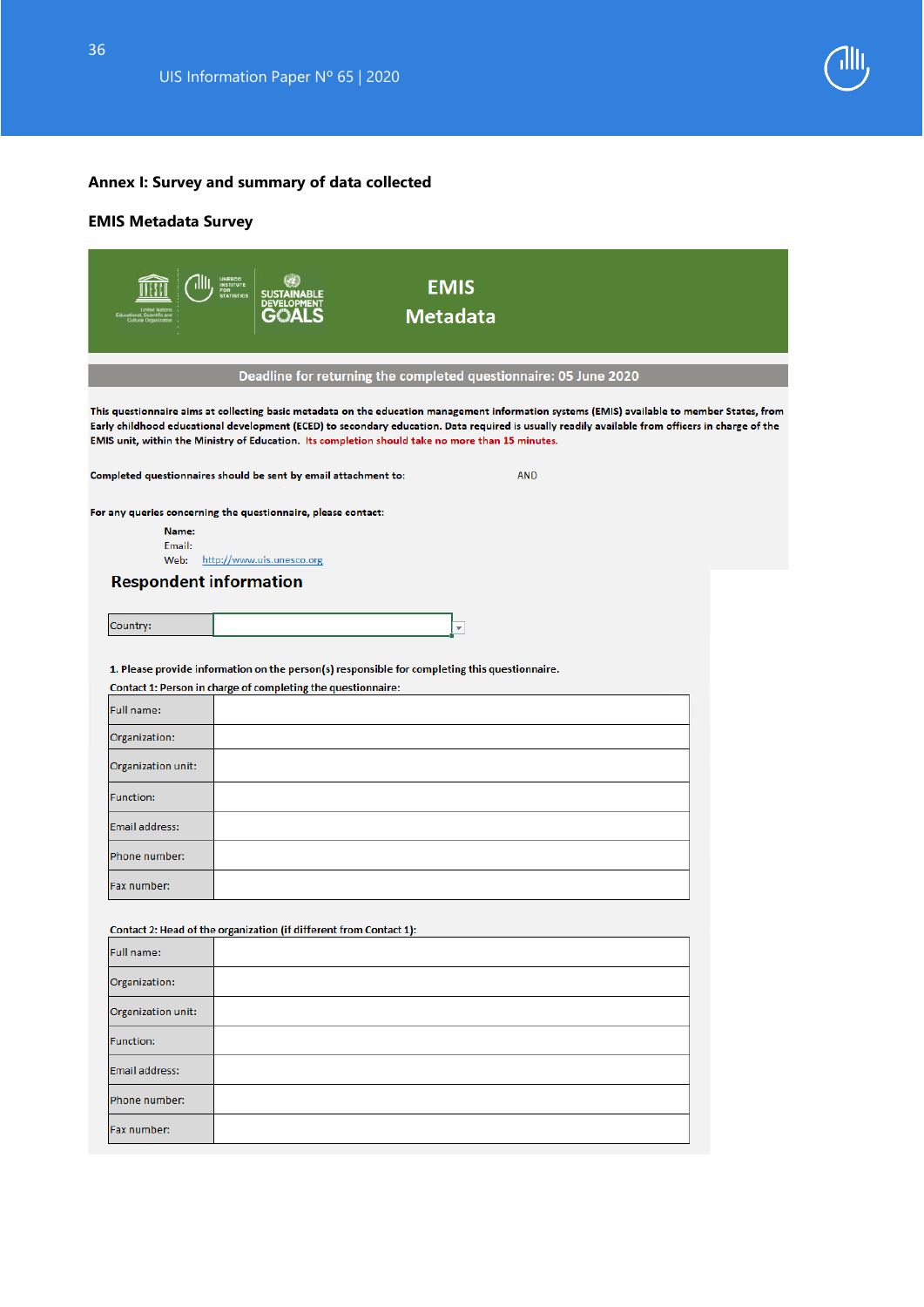## Annex I: Survey and summary of data collected

### EMIS Metadata Survey

**EMIS**
**Metadata**

**Deadline for returning the completed questionnaire: 05 June 2020**

This questionnaire aims at collecting basic metadata on the education management information systems (EMIS) available to member States, from Early childhood educational development (ECED) to secondary education. Data required is usually readily available from officers in charge of the EMIS unit, within the Ministry of Education. Its completion should take no more than 15 minutes.

Completed questionnaires should be sent by email attachment to: AND

For any queries concerning the questionnaire, please contact:

Name:
Email:
Web: http://www.uis.unesco.org

### Respondent information

| Country: | |
|---|---|

1. Please provide information on the person(s) responsible for completing this questionnaire.

Contact 1: Person in charge of completing the questionnaire:

| Full name: | |
|---|---|
| Organization: | |
| Organization unit: | |
| Function: | |
| Email address: | |
| Phone number: | |
| Fax number: | |

Contact 2: Head of the organization (if different from Contact 1):

| Full name: | |
|---|---|
| Organization: | |
| Organization unit: | |
| Function: | |
| Email address: | |
| Phone number: | |
| Fax number: | |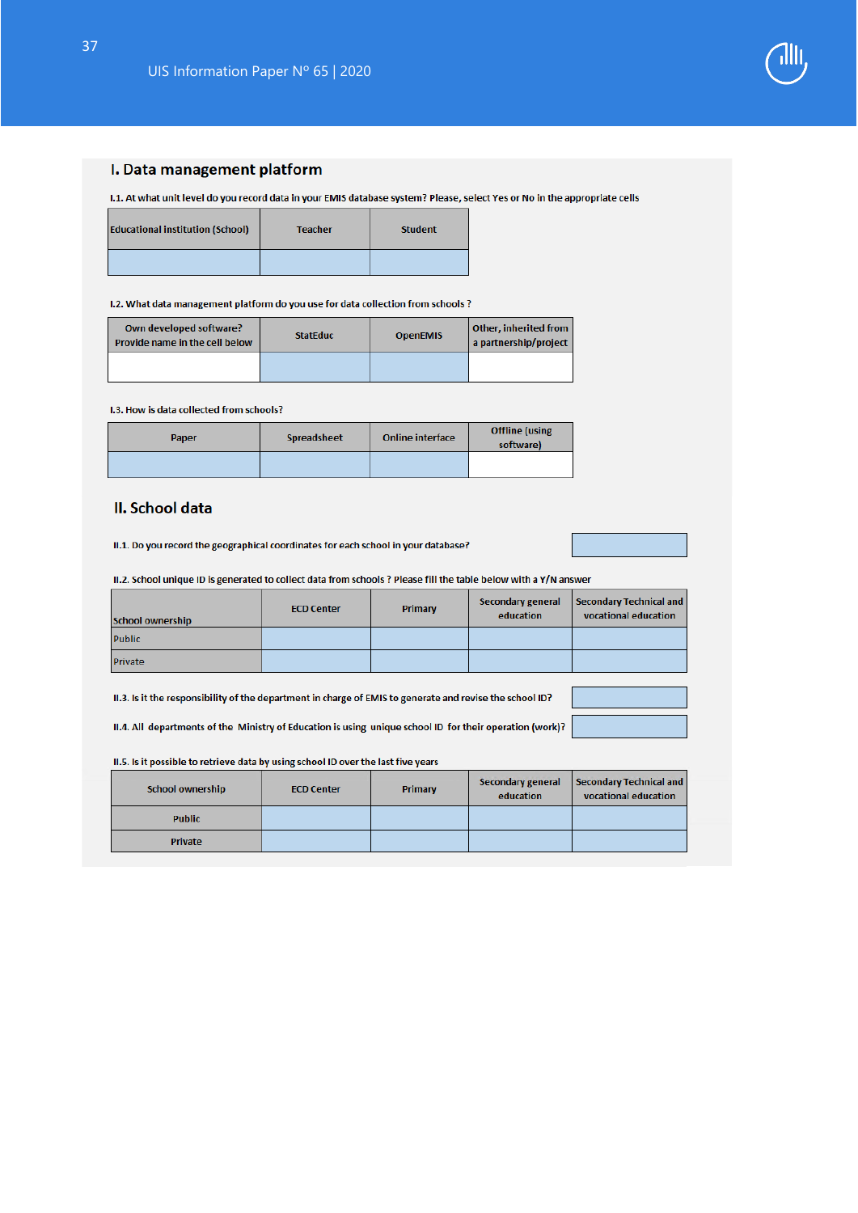## I. Data management platform

I.1. At what unit level do you record data in your EMIS database system? Please, select Yes or No in the appropriate cells

| Educational institution (School) | Teacher | Student |
|---|---|---|
| | | |

I.2. What data management platform do you use for data collection from schools ?

| Own developed software? Provide name in the cell below | StatEduc | OpenEMIS | Other, inherited from a partnership/project |
|---|---|---|---|
| | | | |

I.3. How is data collected from schools?

| Paper | Spreadsheet | Online interface | Offline (using software) |
|---|---|---|---|
| | | | |

## II. School data

II.1. Do you record the geographical coordinates for each school in your database?

II.2. School unique ID is generated to collect data from schools ? Please fill the table below with a Y/N answer

| School ownership | ECD Center | Primary | Secondary general education | Secondary Technical and vocational education |
|---|---|---|---|---|
| Public | | | | |
| Private | | | | |

II.3. Is it the responsibility of the department in charge of EMIS to generate and revise the school ID?

II.4. All departments of the Ministry of Education is using unique school ID for their operation (work)?

II.5. Is it possible to retrieve data by using school ID over the last five years

| School ownership | ECD Center | Primary | Secondary general education | Secondary Technical and vocational education |
|---|---|---|---|---|
| Public | | | | |
| Private | | | | |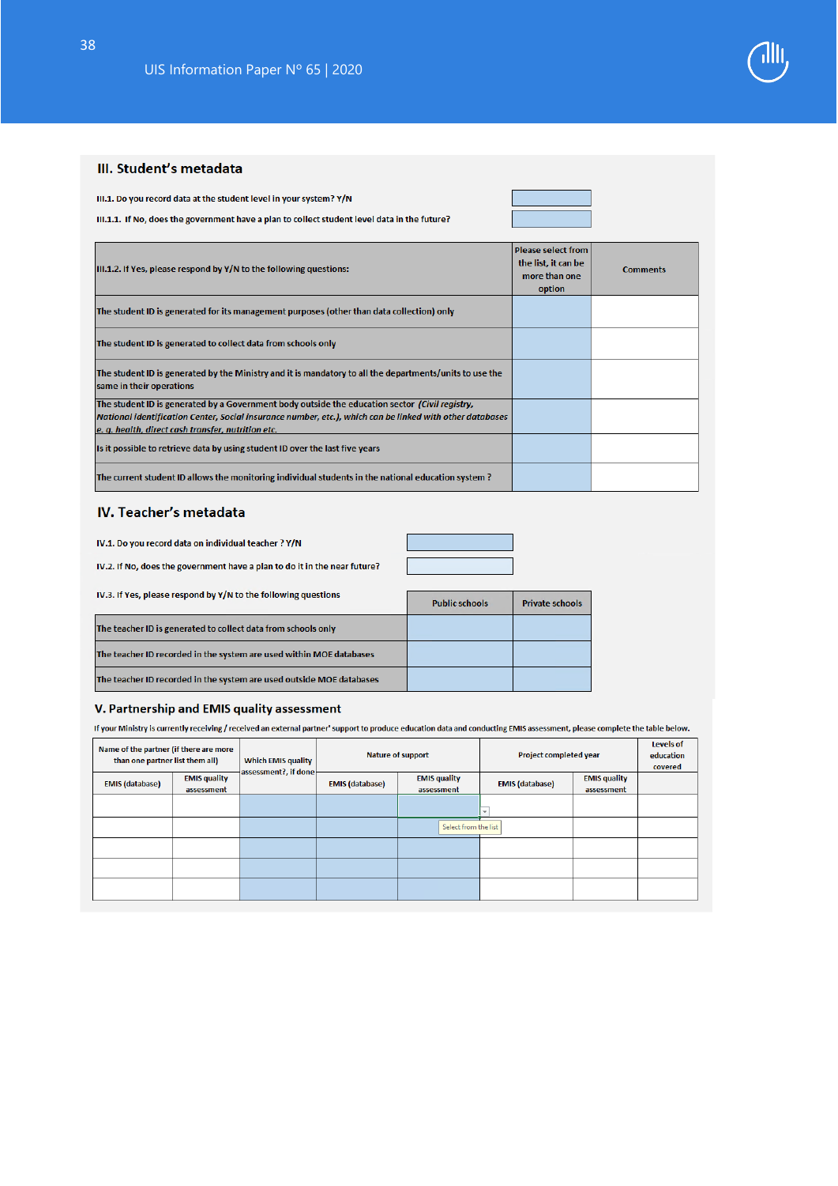## III. Student's metadata

III.1. Do you record data at the student level in your system? Y/N

III.1.1. If No, does the government have a plan to collect student level data in the future?

| III.1.2. If Yes, please respond by Y/N to the following questions: | Please select from the list, it can be more than one option | Comments |
|---|---|---|
| The student ID is generated for its management purposes (other than data collection) only | | |
| The student ID is generated to collect data from schools only | | |
| The student ID is generated by the Ministry and it is mandatory to all the departments/units to use the same in their operations | | |
| The student ID is generated by a Government body outside the education sector *(Civil registry, National Identification Center, Social insurance number, etc.), which can be linked with other databases e. g. health, direct cash transfer, nutrition etc.* | | |
| Is it possible to retrieve data by using student ID over the last five years | | |
| The current student ID allows the monitoring individual students in the national education system ? | | |

## IV. Teacher's metadata

IV.1. Do you record data on individual teacher ? Y/N

IV.2. If No, does the government have a plan to do it in the near future?

| IV.3. If Yes, please respond by Y/N to the following questions | Public schools | Private schools |
|---|---|---|
| The teacher ID is generated to collect data from schools only | | |
| The teacher ID recorded in the system are used within MOE databases | | |
| The teacher ID recorded in the system are used outside MOE databases | | |

## V. Partnership and EMIS quality assessment

If your Ministry is currently receiving / received an external partner' support to produce education data and conducting EMIS assessment, please complete the table below.

| Name of the partner (if there are more than one partner list them all) | | Which EMIS quality assessment?, if done | Nature of support | | Project completed year | | Levels of education covered |
|---|---|---|---|---|---|---|---|
| EMIS (database) | EMIS quality assessment | | EMIS (database) | EMIS quality assessment | EMIS (database) | EMIS quality assessment | |
| | | | | | | | |
| | | | | Select from the list | | | |
| | | | | | | | |
| | | | | | | | |
| | | | | | | | |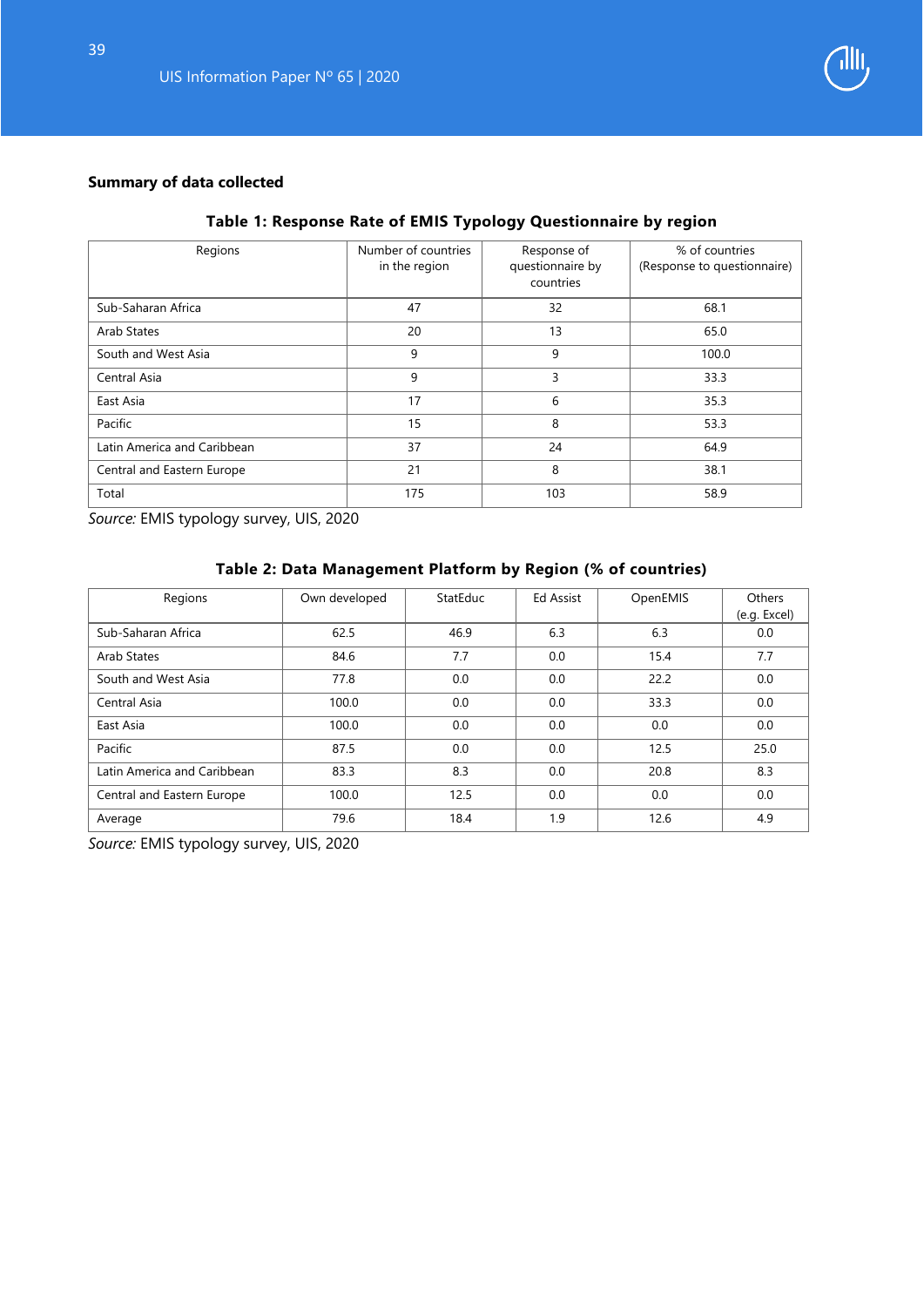**Summary of data collected**

**Table 1: Response Rate of EMIS Typology Questionnaire by region**

| Regions | Number of countries in the region | Response of questionnaire by countries | % of countries (Response to questionnaire) |
|---|---|---|---|
| Sub-Saharan Africa | 47 | 32 | 68.1 |
| Arab States | 20 | 13 | 65.0 |
| South and West Asia | 9 | 9 | 100.0 |
| Central Asia | 9 | 3 | 33.3 |
| East Asia | 17 | 6 | 35.3 |
| Pacific | 15 | 8 | 53.3 |
| Latin America and Caribbean | 37 | 24 | 64.9 |
| Central and Eastern Europe | 21 | 8 | 38.1 |
| Total | 175 | 103 | 58.9 |

*Source:* EMIS typology survey, UIS, 2020

**Table 2: Data Management Platform by Region (% of countries)**

| Regions | Own developed | StatEduc | Ed Assist | OpenEMIS | Others (e.g. Excel) |
|---|---|---|---|---|---|
| Sub-Saharan Africa | 62.5 | 46.9 | 6.3 | 6.3 | 0.0 |
| Arab States | 84.6 | 7.7 | 0.0 | 15.4 | 7.7 |
| South and West Asia | 77.8 | 0.0 | 0.0 | 22.2 | 0.0 |
| Central Asia | 100.0 | 0.0 | 0.0 | 33.3 | 0.0 |
| East Asia | 100.0 | 0.0 | 0.0 | 0.0 | 0.0 |
| Pacific | 87.5 | 0.0 | 0.0 | 12.5 | 25.0 |
| Latin America and Caribbean | 83.3 | 8.3 | 0.0 | 20.8 | 8.3 |
| Central and Eastern Europe | 100.0 | 12.5 | 0.0 | 0.0 | 0.0 |
| Average | 79.6 | 18.4 | 1.9 | 12.6 | 4.9 |

*Source:* EMIS typology survey, UIS, 2020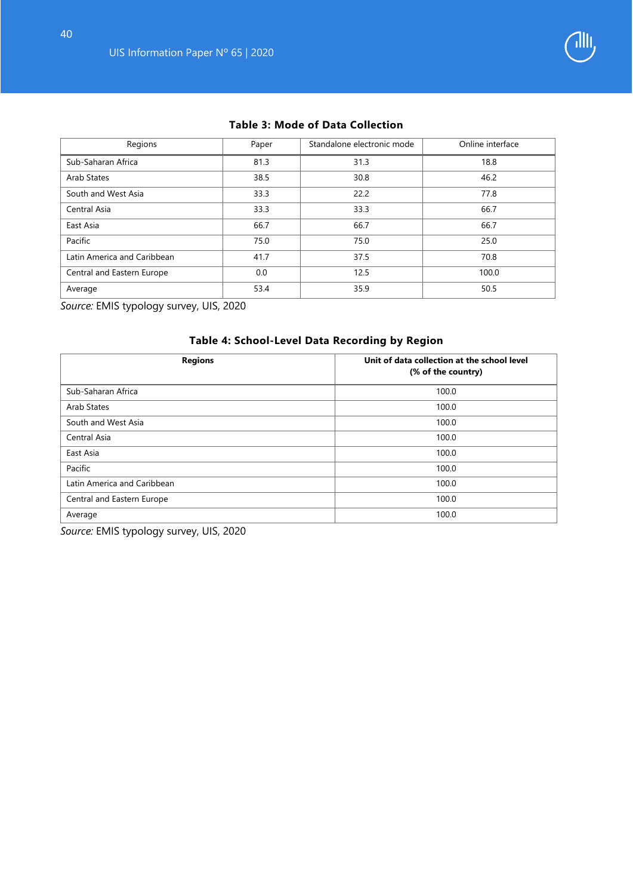**Table 3: Mode of Data Collection**

| Regions | Paper | Standalone electronic mode | Online interface |
|---|---|---|---|
| Sub-Saharan Africa | 81.3 | 31.3 | 18.8 |
| Arab States | 38.5 | 30.8 | 46.2 |
| South and West Asia | 33.3 | 22.2 | 77.8 |
| Central Asia | 33.3 | 33.3 | 66.7 |
| East Asia | 66.7 | 66.7 | 66.7 |
| Pacific | 75.0 | 75.0 | 25.0 |
| Latin America and Caribbean | 41.7 | 37.5 | 70.8 |
| Central and Eastern Europe | 0.0 | 12.5 | 100.0 |
| Average | 53.4 | 35.9 | 50.5 |

*Source:* EMIS typology survey, UIS, 2020

**Table 4: School-Level Data Recording by Region**

| Regions | Unit of data collection at the school level (% of the country) |
|---|---|
| Sub-Saharan Africa | 100.0 |
| Arab States | 100.0 |
| South and West Asia | 100.0 |
| Central Asia | 100.0 |
| East Asia | 100.0 |
| Pacific | 100.0 |
| Latin America and Caribbean | 100.0 |
| Central and Eastern Europe | 100.0 |
| Average | 100.0 |

*Source:* EMIS typology survey, UIS, 2020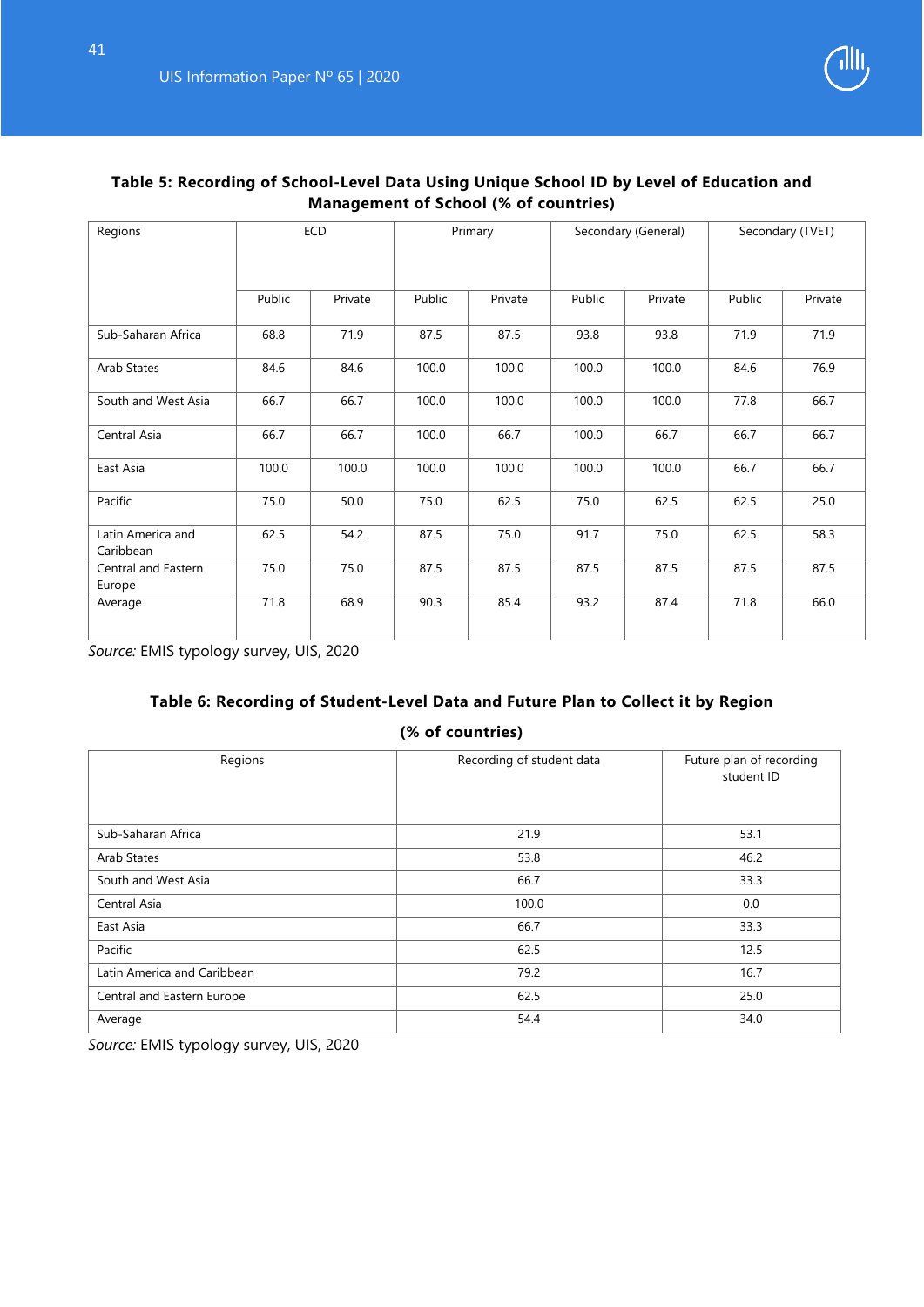**Table 5: Recording of School-Level Data Using Unique School ID by Level of Education and Management of School (% of countries)**

| Regions | ECD | | Primary | | Secondary (General) | | Secondary (TVET) | |
|---|---|---|---|---|---|---|---|---|
| | Public | Private | Public | Private | Public | Private | Public | Private |
| Sub-Saharan Africa | 68.8 | 71.9 | 87.5 | 87.5 | 93.8 | 93.8 | 71.9 | 71.9 |
| Arab States | 84.6 | 84.6 | 100.0 | 100.0 | 100.0 | 100.0 | 84.6 | 76.9 |
| South and West Asia | 66.7 | 66.7 | 100.0 | 100.0 | 100.0 | 100.0 | 77.8 | 66.7 |
| Central Asia | 66.7 | 66.7 | 100.0 | 66.7 | 100.0 | 66.7 | 66.7 | 66.7 |
| East Asia | 100.0 | 100.0 | 100.0 | 100.0 | 100.0 | 100.0 | 66.7 | 66.7 |
| Pacific | 75.0 | 50.0 | 75.0 | 62.5 | 75.0 | 62.5 | 62.5 | 25.0 |
| Latin America and Caribbean | 62.5 | 54.2 | 87.5 | 75.0 | 91.7 | 75.0 | 62.5 | 58.3 |
| Central and Eastern Europe | 75.0 | 75.0 | 87.5 | 87.5 | 87.5 | 87.5 | 87.5 | 87.5 |
| Average | 71.8 | 68.9 | 90.3 | 85.4 | 93.2 | 87.4 | 71.8 | 66.0 |

*Source:* EMIS typology survey, UIS, 2020

**Table 6: Recording of Student-Level Data and Future Plan to Collect it by Region (% of countries)**

| Regions | Recording of student data | Future plan of recording student ID |
|---|---|---|
| Sub-Saharan Africa | 21.9 | 53.1 |
| Arab States | 53.8 | 46.2 |
| South and West Asia | 66.7 | 33.3 |
| Central Asia | 100.0 | 0.0 |
| East Asia | 66.7 | 33.3 |
| Pacific | 62.5 | 12.5 |
| Latin America and Caribbean | 79.2 | 16.7 |
| Central and Eastern Europe | 62.5 | 25.0 |
| Average | 54.4 | 34.0 |

*Source:* EMIS typology survey, UIS, 2020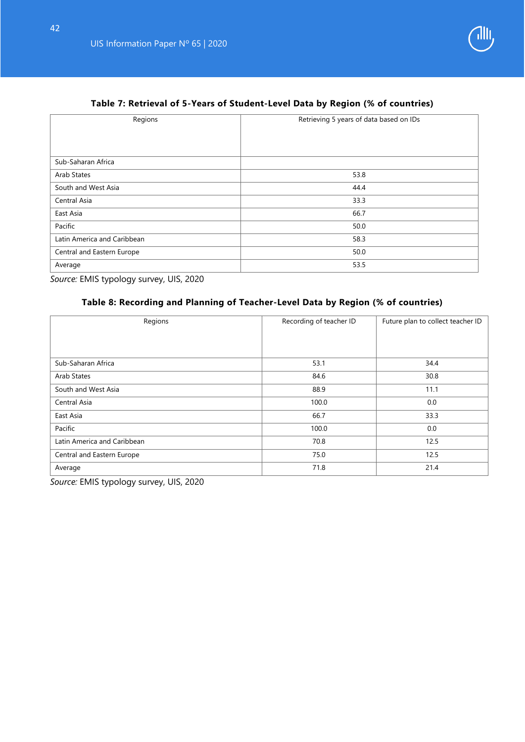**Table 7: Retrieval of 5-Years of Student-Level Data by Region (% of countries)**

| Regions | Retrieving 5 years of data based on IDs |
|---|---|
| Sub-Saharan Africa | |
| Arab States | 53.8 |
| South and West Asia | 44.4 |
| Central Asia | 33.3 |
| East Asia | 66.7 |
| Pacific | 50.0 |
| Latin America and Caribbean | 58.3 |
| Central and Eastern Europe | 50.0 |
| Average | 53.5 |

*Source:* EMIS typology survey, UIS, 2020

**Table 8: Recording and Planning of Teacher-Level Data by Region (% of countries)**

| Regions | Recording of teacher ID | Future plan to collect teacher ID |
|---|---|---|
| Sub-Saharan Africa | 53.1 | 34.4 |
| Arab States | 84.6 | 30.8 |
| South and West Asia | 88.9 | 11.1 |
| Central Asia | 100.0 | 0.0 |
| East Asia | 66.7 | 33.3 |
| Pacific | 100.0 | 0.0 |
| Latin America and Caribbean | 70.8 | 12.5 |
| Central and Eastern Europe | 75.0 | 12.5 |
| Average | 71.8 | 21.4 |

*Source:* EMIS typology survey, UIS, 2020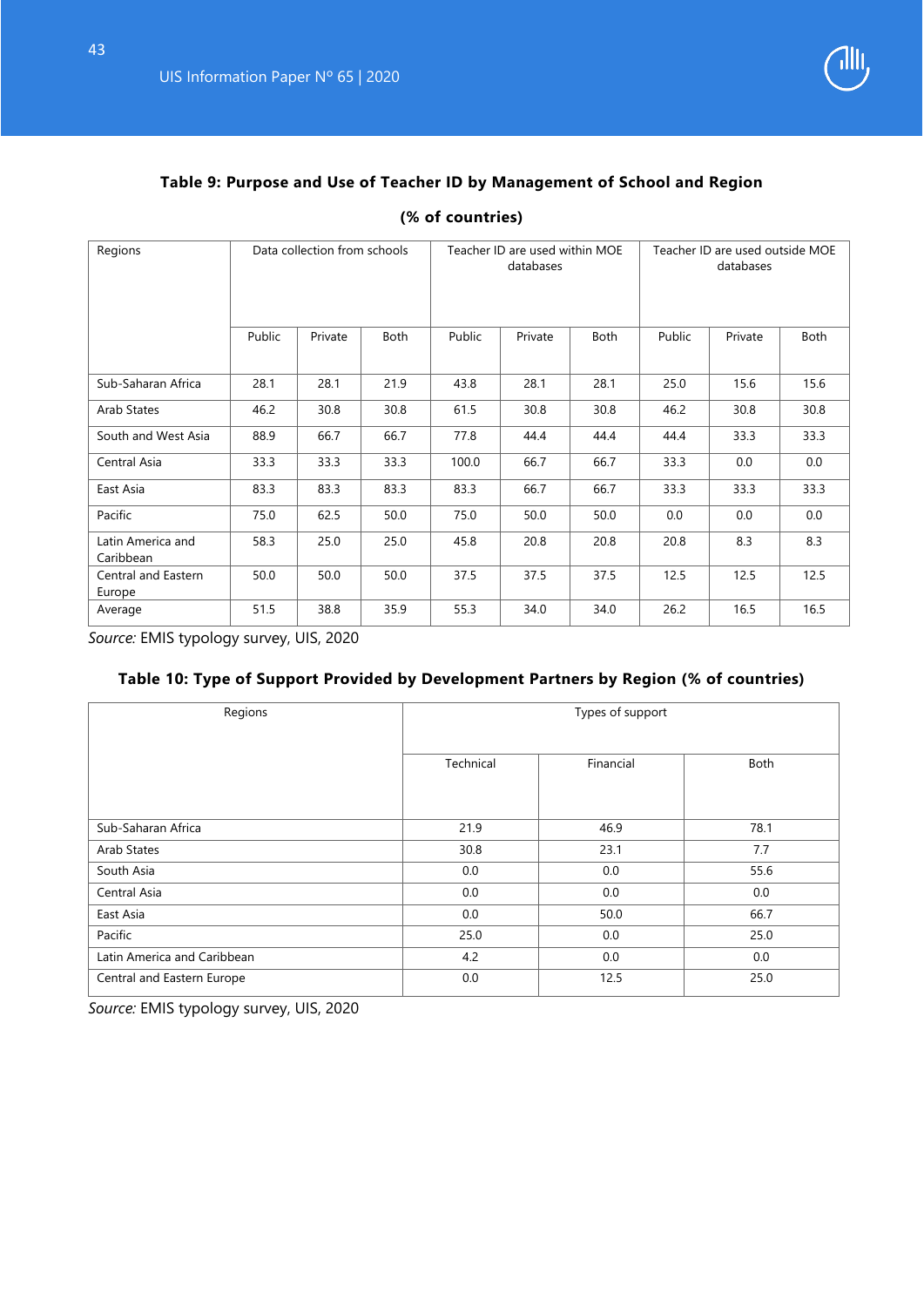**Table 9: Purpose and Use of Teacher ID by Management of School and Region**

**(% of countries)**

| Regions | Data collection from schools | | | Teacher ID are used within MOE databases | | | Teacher ID are used outside MOE databases | | |
|---|---|---|---|---|---|---|---|---|---|
| | Public | Private | Both | Public | Private | Both | Public | Private | Both |
| Sub-Saharan Africa | 28.1 | 28.1 | 21.9 | 43.8 | 28.1 | 28.1 | 25.0 | 15.6 | 15.6 |
| Arab States | 46.2 | 30.8 | 30.8 | 61.5 | 30.8 | 30.8 | 46.2 | 30.8 | 30.8 |
| South and West Asia | 88.9 | 66.7 | 66.7 | 77.8 | 44.4 | 44.4 | 44.4 | 33.3 | 33.3 |
| Central Asia | 33.3 | 33.3 | 33.3 | 100.0 | 66.7 | 66.7 | 33.3 | 0.0 | 0.0 |
| East Asia | 83.3 | 83.3 | 83.3 | 83.3 | 66.7 | 66.7 | 33.3 | 33.3 | 33.3 |
| Pacific | 75.0 | 62.5 | 50.0 | 75.0 | 50.0 | 50.0 | 0.0 | 0.0 | 0.0 |
| Latin America and Caribbean | 58.3 | 25.0 | 25.0 | 45.8 | 20.8 | 20.8 | 20.8 | 8.3 | 8.3 |
| Central and Eastern Europe | 50.0 | 50.0 | 50.0 | 37.5 | 37.5 | 37.5 | 12.5 | 12.5 | 12.5 |
| Average | 51.5 | 38.8 | 35.9 | 55.3 | 34.0 | 34.0 | 26.2 | 16.5 | 16.5 |

*Source:* EMIS typology survey, UIS, 2020

**Table 10: Type of Support Provided by Development Partners by Region (% of countries)**

| Regions | Types of support | | |
|---|---|---|---|
| | Technical | Financial | Both |
| Sub-Saharan Africa | 21.9 | 46.9 | 78.1 |
| Arab States | 30.8 | 23.1 | 7.7 |
| South Asia | 0.0 | 0.0 | 55.6 |
| Central Asia | 0.0 | 0.0 | 0.0 |
| East Asia | 0.0 | 50.0 | 66.7 |
| Pacific | 25.0 | 0.0 | 25.0 |
| Latin America and Caribbean | 4.2 | 0.0 | 0.0 |
| Central and Eastern Europe | 0.0 | 12.5 | 25.0 |

*Source:* EMIS typology survey, UIS, 2020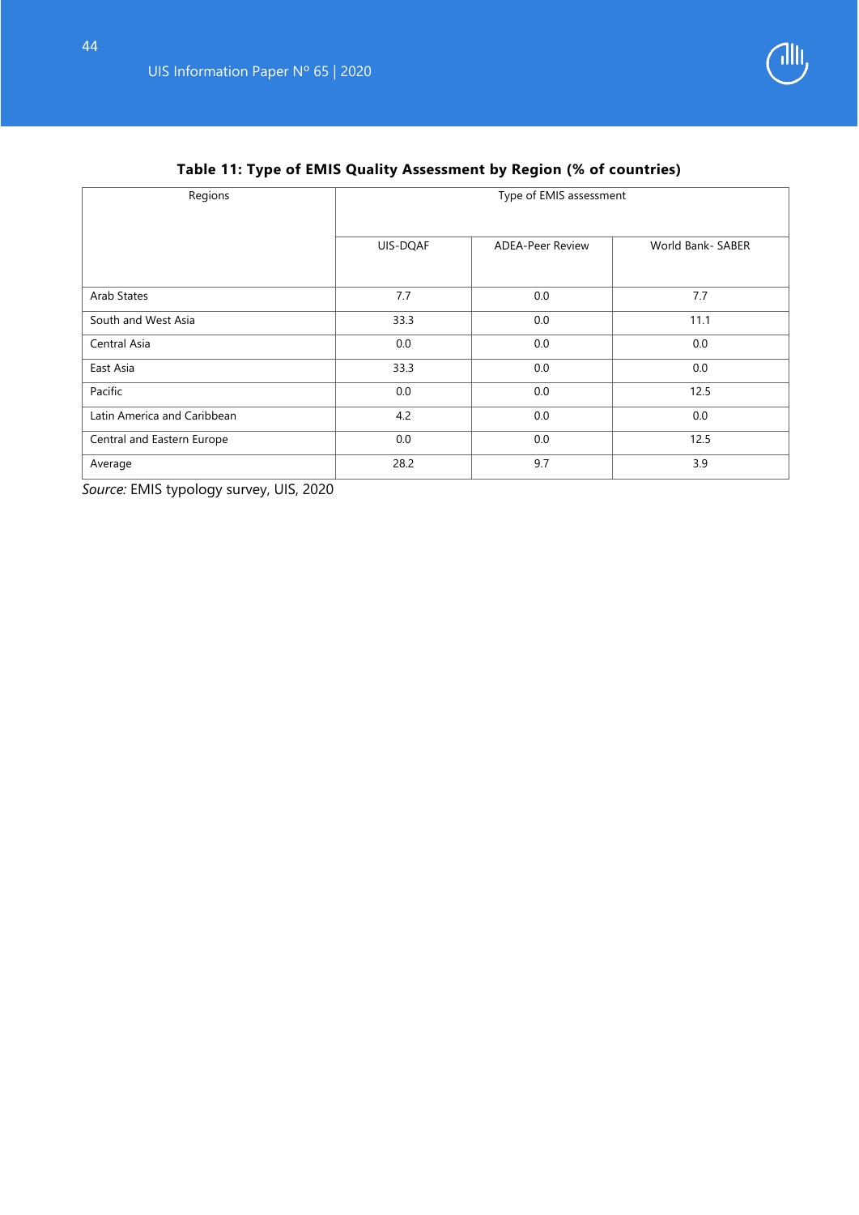**Table 11: Type of EMIS Quality Assessment by Region (% of countries)**

| Regions | Type of EMIS assessment | | |
|---|---|---|---|
| | UIS-DQAF | ADEA-Peer Review | World Bank- SABER |
| Arab States | 7.7 | 0.0 | 7.7 |
| South and West Asia | 33.3 | 0.0 | 11.1 |
| Central Asia | 0.0 | 0.0 | 0.0 |
| East Asia | 33.3 | 0.0 | 0.0 |
| Pacific | 0.0 | 0.0 | 12.5 |
| Latin America and Caribbean | 4.2 | 0.0 | 0.0 |
| Central and Eastern Europe | 0.0 | 0.0 | 12.5 |
| Average | 28.2 | 9.7 | 3.9 |

*Source:* EMIS typology survey, UIS, 2020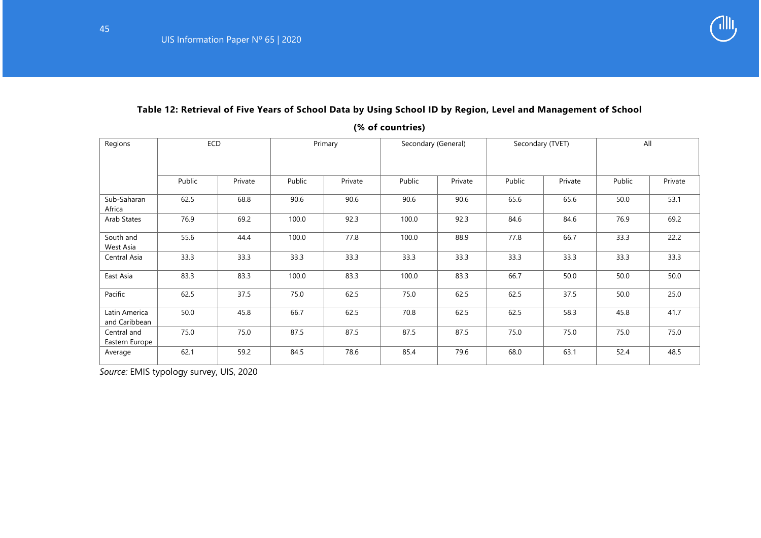**Table 12: Retrieval of Five Years of School Data by Using School ID by Region, Level and Management of School**

**(% of countries)**

| Regions | ECD | | Primary | | Secondary (General) | | Secondary (TVET) | | All | |
|---|---|---|---|---|---|---|---|---|---|---|
| | Public | Private | Public | Private | Public | Private | Public | Private | Public | Private |
| Sub-Saharan Africa | 62.5 | 68.8 | 90.6 | 90.6 | 90.6 | 90.6 | 65.6 | 65.6 | 50.0 | 53.1 |
| Arab States | 76.9 | 69.2 | 100.0 | 92.3 | 100.0 | 92.3 | 84.6 | 84.6 | 76.9 | 69.2 |
| South and West Asia | 55.6 | 44.4 | 100.0 | 77.8 | 100.0 | 88.9 | 77.8 | 66.7 | 33.3 | 22.2 |
| Central Asia | 33.3 | 33.3 | 33.3 | 33.3 | 33.3 | 33.3 | 33.3 | 33.3 | 33.3 | 33.3 |
| East Asia | 83.3 | 83.3 | 100.0 | 83.3 | 100.0 | 83.3 | 66.7 | 50.0 | 50.0 | 50.0 |
| Pacific | 62.5 | 37.5 | 75.0 | 62.5 | 75.0 | 62.5 | 62.5 | 37.5 | 50.0 | 25.0 |
| Latin America and Caribbean | 50.0 | 45.8 | 66.7 | 62.5 | 70.8 | 62.5 | 62.5 | 58.3 | 45.8 | 41.7 |
| Central and Eastern Europe | 75.0 | 75.0 | 87.5 | 87.5 | 87.5 | 87.5 | 75.0 | 75.0 | 75.0 | 75.0 |
| Average | 62.1 | 59.2 | 84.5 | 78.6 | 85.4 | 79.6 | 68.0 | 63.1 | 52.4 | 48.5 |

*Source:* EMIS typology survey, UIS, 2020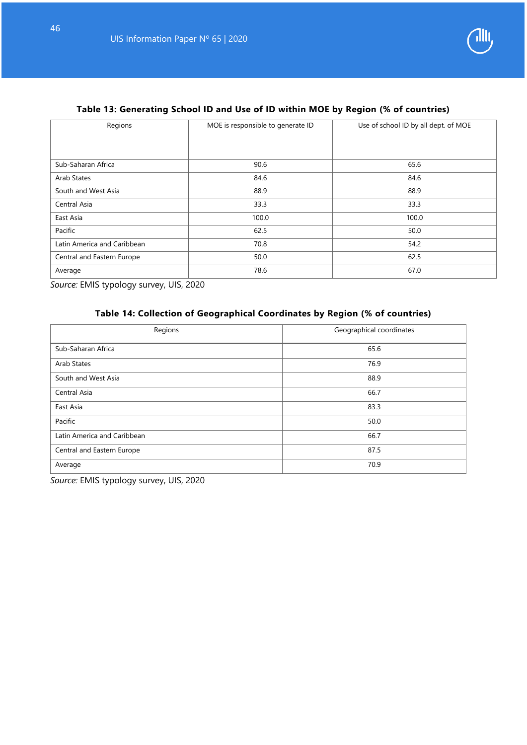**Table 13: Generating School ID and Use of ID within MOE by Region (% of countries)**

| Regions | MOE is responsible to generate ID | Use of school ID by all dept. of MOE |
|---|---|---|
| Sub-Saharan Africa | 90.6 | 65.6 |
| Arab States | 84.6 | 84.6 |
| South and West Asia | 88.9 | 88.9 |
| Central Asia | 33.3 | 33.3 |
| East Asia | 100.0 | 100.0 |
| Pacific | 62.5 | 50.0 |
| Latin America and Caribbean | 70.8 | 54.2 |
| Central and Eastern Europe | 50.0 | 62.5 |
| Average | 78.6 | 67.0 |

*Source:* EMIS typology survey, UIS, 2020

**Table 14: Collection of Geographical Coordinates by Region (% of countries)**

| Regions | Geographical coordinates |
|---|---|
| Sub-Saharan Africa | 65.6 |
| Arab States | 76.9 |
| South and West Asia | 88.9 |
| Central Asia | 66.7 |
| East Asia | 83.3 |
| Pacific | 50.0 |
| Latin America and Caribbean | 66.7 |
| Central and Eastern Europe | 87.5 |
| Average | 70.9 |

*Source:* EMIS typology survey, UIS, 2020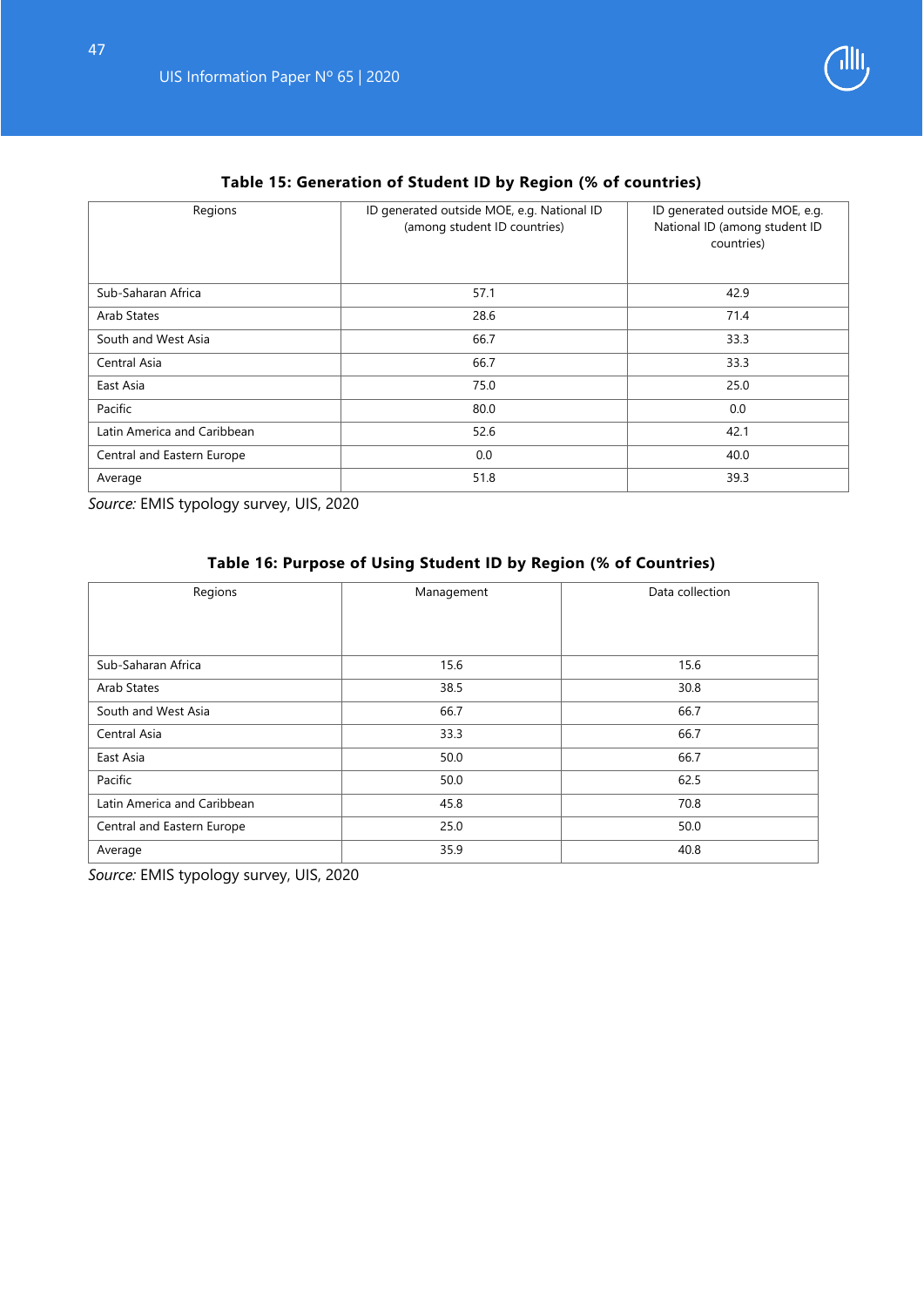**Table 15: Generation of Student ID by Region (% of countries)**

| Regions | ID generated outside MOE, e.g. National ID (among student ID countries) | ID generated outside MOE, e.g. National ID (among student ID countries) |
|---|---|---|
| Sub-Saharan Africa | 57.1 | 42.9 |
| Arab States | 28.6 | 71.4 |
| South and West Asia | 66.7 | 33.3 |
| Central Asia | 66.7 | 33.3 |
| East Asia | 75.0 | 25.0 |
| Pacific | 80.0 | 0.0 |
| Latin America and Caribbean | 52.6 | 42.1 |
| Central and Eastern Europe | 0.0 | 40.0 |
| Average | 51.8 | 39.3 |

*Source:* EMIS typology survey, UIS, 2020

**Table 16: Purpose of Using Student ID by Region (% of Countries)**

| Regions | Management | Data collection |
|---|---|---|
| Sub-Saharan Africa | 15.6 | 15.6 |
| Arab States | 38.5 | 30.8 |
| South and West Asia | 66.7 | 66.7 |
| Central Asia | 33.3 | 66.7 |
| East Asia | 50.0 | 66.7 |
| Pacific | 50.0 | 62.5 |
| Latin America and Caribbean | 45.8 | 70.8 |
| Central and Eastern Europe | 25.0 | 50.0 |
| Average | 35.9 | 40.8 |

*Source:* EMIS typology survey, UIS, 2020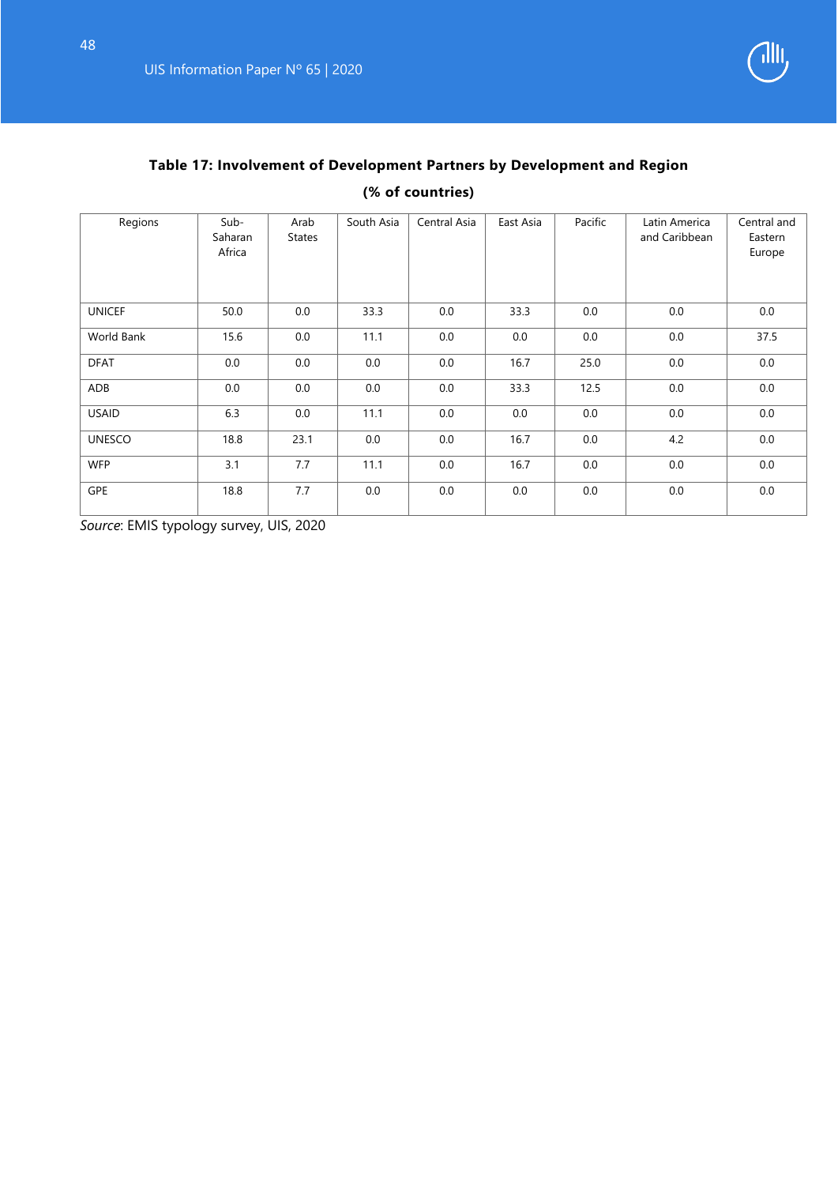**Table 17: Involvement of Development Partners by Development and Region**

**(% of countries)**

| Regions | Sub-Saharan Africa | Arab States | South Asia | Central Asia | East Asia | Pacific | Latin America and Caribbean | Central and Eastern Europe |
|---|---|---|---|---|---|---|---|---|
| UNICEF | 50.0 | 0.0 | 33.3 | 0.0 | 33.3 | 0.0 | 0.0 | 0.0 |
| World Bank | 15.6 | 0.0 | 11.1 | 0.0 | 0.0 | 0.0 | 0.0 | 37.5 |
| DFAT | 0.0 | 0.0 | 0.0 | 0.0 | 16.7 | 25.0 | 0.0 | 0.0 |
| ADB | 0.0 | 0.0 | 0.0 | 0.0 | 33.3 | 12.5 | 0.0 | 0.0 |
| USAID | 6.3 | 0.0 | 11.1 | 0.0 | 0.0 | 0.0 | 0.0 | 0.0 |
| UNESCO | 18.8 | 23.1 | 0.0 | 0.0 | 16.7 | 0.0 | 4.2 | 0.0 |
| WFP | 3.1 | 7.7 | 11.1 | 0.0 | 16.7 | 0.0 | 0.0 | 0.0 |
| GPE | 18.8 | 7.7 | 0.0 | 0.0 | 0.0 | 0.0 | 0.0 | 0.0 |

*Source*: EMIS typology survey, UIS, 2020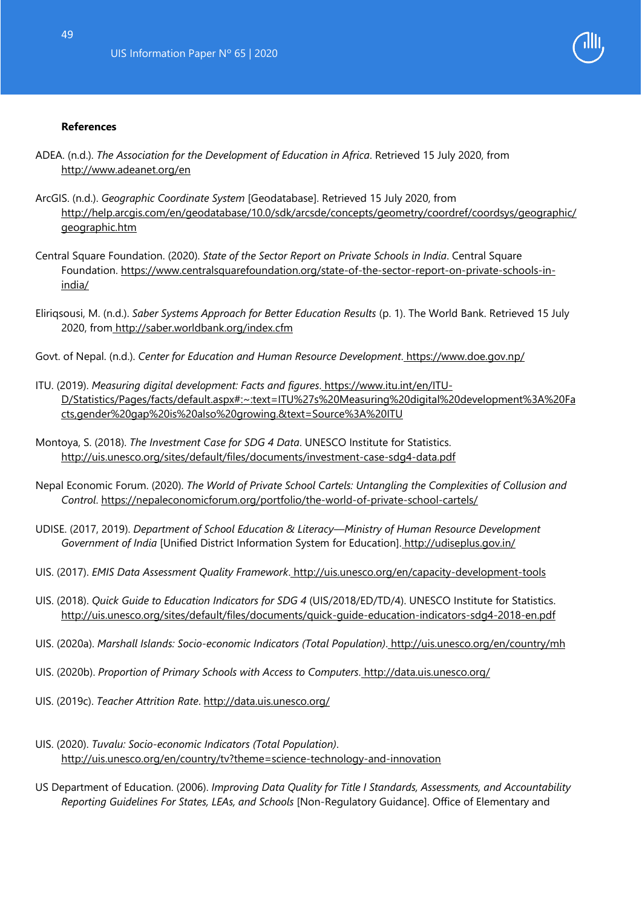**References**

ADEA. (n.d.). *The Association for the Development of Education in Africa*. Retrieved 15 July 2020, from http://www.adeanet.org/en

ArcGIS. (n.d.). *Geographic Coordinate System* [Geodatabase]. Retrieved 15 July 2020, from http://help.arcgis.com/en/geodatabase/10.0/sdk/arcsde/concepts/geometry/coordref/coordsys/geographic/geographic.htm

Central Square Foundation. (2020). *State of the Sector Report on Private Schools in India*. Central Square Foundation. https://www.centralsquarefoundation.org/state-of-the-sector-report-on-private-schools-in-india/

Eliriqsousi, M. (n.d.). *Saber Systems Approach for Better Education Results* (p. 1). The World Bank. Retrieved 15 July 2020, from http://saber.worldbank.org/index.cfm

Govt. of Nepal. (n.d.). *Center for Education and Human Resource Development*. https://www.doe.gov.np/

ITU. (2019). *Measuring digital development: Facts and figures*. https://www.itu.int/en/ITU-D/Statistics/Pages/facts/default.aspx#:~:text=ITU%27s%20Measuring%20digital%20development%3A%20Facts,gender%20gap%20is%20also%20growing.&text=Source%3A%20ITU

Montoya, S. (2018). *The Investment Case for SDG 4 Data*. UNESCO Institute for Statistics. http://uis.unesco.org/sites/default/files/documents/investment-case-sdg4-data.pdf

Nepal Economic Forum. (2020). *The World of Private School Cartels: Untangling the Complexities of Collusion and Control*. https://nepaleconomicforum.org/portfolio/the-world-of-private-school-cartels/

UDISE. (2017, 2019). *Department of School Education & Literacy—Ministry of Human Resource Development Government of India* [Unified District Information System for Education]. http://udiseplus.gov.in/

UIS. (2017). *EMIS Data Assessment Quality Framework*. http://uis.unesco.org/en/capacity-development-tools

UIS. (2018). *Quick Guide to Education Indicators for SDG 4* (UIS/2018/ED/TD/4). UNESCO Institute for Statistics. http://uis.unesco.org/sites/default/files/documents/quick-guide-education-indicators-sdg4-2018-en.pdf

UIS. (2020a). *Marshall Islands: Socio-economic Indicators (Total Population)*. http://uis.unesco.org/en/country/mh

UIS. (2020b). *Proportion of Primary Schools with Access to Computers*. http://data.uis.unesco.org/

UIS. (2019c). *Teacher Attrition Rate*. http://data.uis.unesco.org/

UIS. (2020). *Tuvalu: Socio-economic Indicators (Total Population)*. http://uis.unesco.org/en/country/tv?theme=science-technology-and-innovation

US Department of Education. (2006). *Improving Data Quality for Title I Standards, Assessments, and Accountability Reporting Guidelines For States, LEAs, and Schools* [Non-Regulatory Guidance]. Office of Elementary and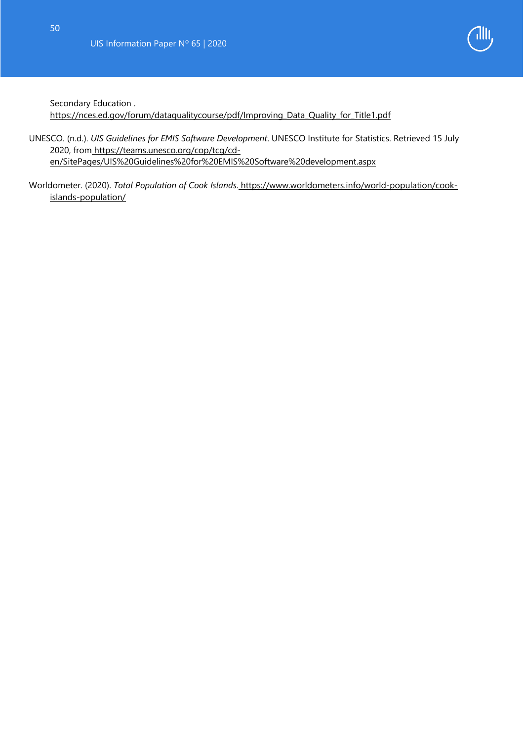Secondary Education . https://nces.ed.gov/forum/dataqualitycourse/pdf/Improving_Data_Quality_for_Title1.pdf

UNESCO. (n.d.). *UIS Guidelines for EMIS Software Development*. UNESCO Institute for Statistics. Retrieved 15 July 2020, from https://teams.unesco.org/cop/tcg/cd-en/SitePages/UIS%20Guidelines%20for%20EMIS%20Software%20development.aspx

Worldometer. (2020). *Total Population of Cook Islands*. https://www.worldometers.info/world-population/cook-islands-population/